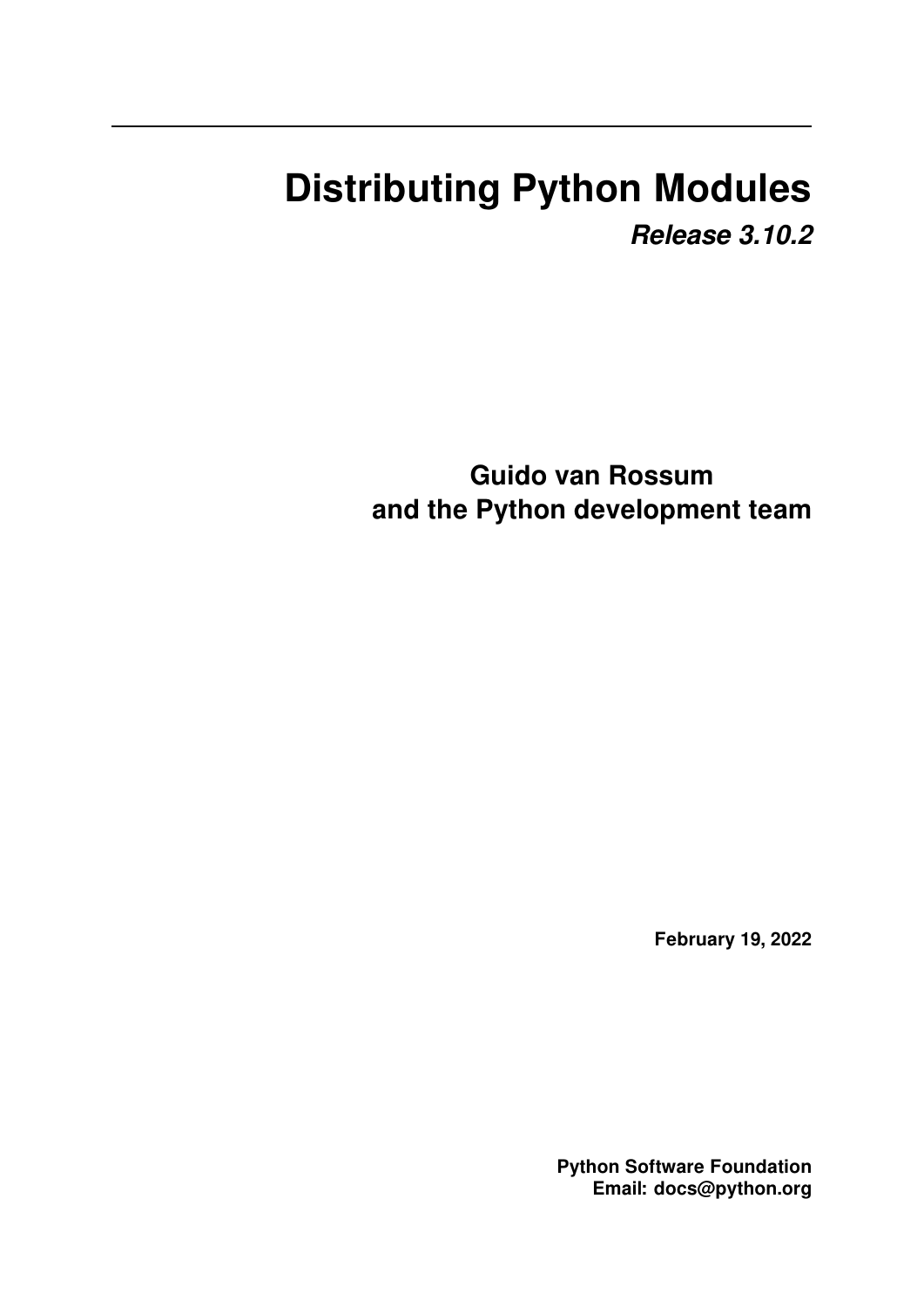# Distributing Python Modules

***Release 3.10.2***

**Guido van Rossum**
**and the Python development team**

**February 19, 2022**

**Python Software Foundation**
**Email: docs@python.org**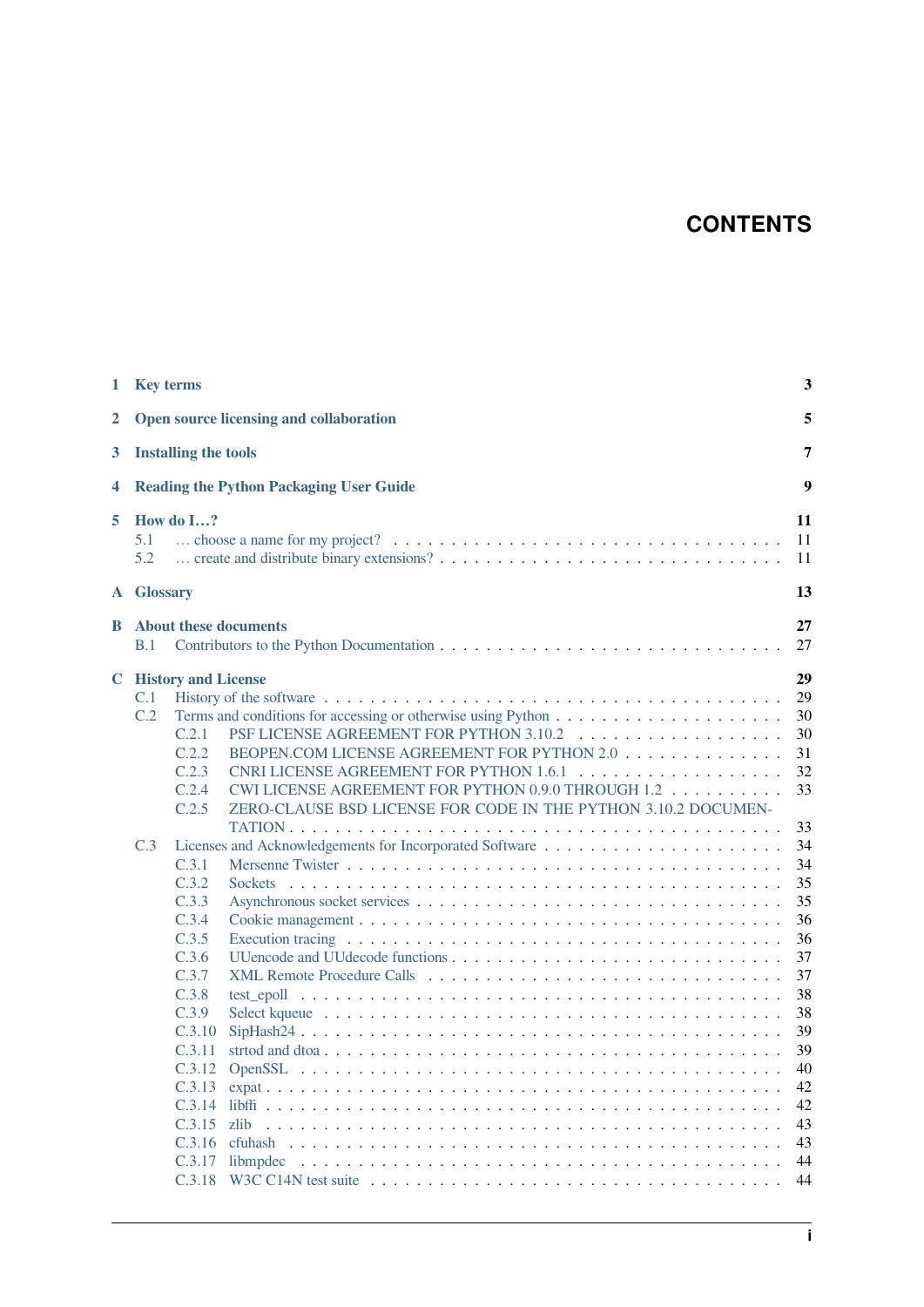# CONTENTS

- **1 Key terms** — 3
- **2 Open source licensing and collaboration** — 5
- **3 Installing the tools** — 7
- **4 Reading the Python Packaging User Guide** — 9
- **5 How do I…?** — 11
  - 5.1 … choose a name for my project? — 11
  - 5.2 … create and distribute binary extensions? — 11
- **A Glossary** — 13
- **B About these documents** — 27
  - B.1 Contributors to the Python Documentation — 27
- **C History and License** — 29
  - C.1 History of the software — 29
  - C.2 Terms and conditions for accessing or otherwise using Python — 30
    - C.2.1 PSF LICENSE AGREEMENT FOR PYTHON 3.10.2 — 30
    - C.2.2 BEOPEN.COM LICENSE AGREEMENT FOR PYTHON 2.0 — 31
    - C.2.3 CNRI LICENSE AGREEMENT FOR PYTHON 1.6.1 — 32
    - C.2.4 CWI LICENSE AGREEMENT FOR PYTHON 0.9.0 THROUGH 1.2 — 33
    - C.2.5 ZERO-CLAUSE BSD LICENSE FOR CODE IN THE PYTHON 3.10.2 DOCUMENTATION — 33
  - C.3 Licenses and Acknowledgements for Incorporated Software — 34
    - C.3.1 Mersenne Twister — 34
    - C.3.2 Sockets — 35
    - C.3.3 Asynchronous socket services — 35
    - C.3.4 Cookie management — 36
    - C.3.5 Execution tracing — 36
    - C.3.6 UUencode and UUdecode functions — 37
    - C.3.7 XML Remote Procedure Calls — 37
    - C.3.8 test_epoll — 38
    - C.3.9 Select kqueue — 38
    - C.3.10 SipHash24 — 39
    - C.3.11 strtod and dtoa — 39
    - C.3.12 OpenSSL — 40
    - C.3.13 expat — 42
    - C.3.14 libffi — 42
    - C.3.15 zlib — 43
    - C.3.16 cfuhash — 43
    - C.3.17 libmpdec — 44
    - C.3.18 W3C C14N test suite — 44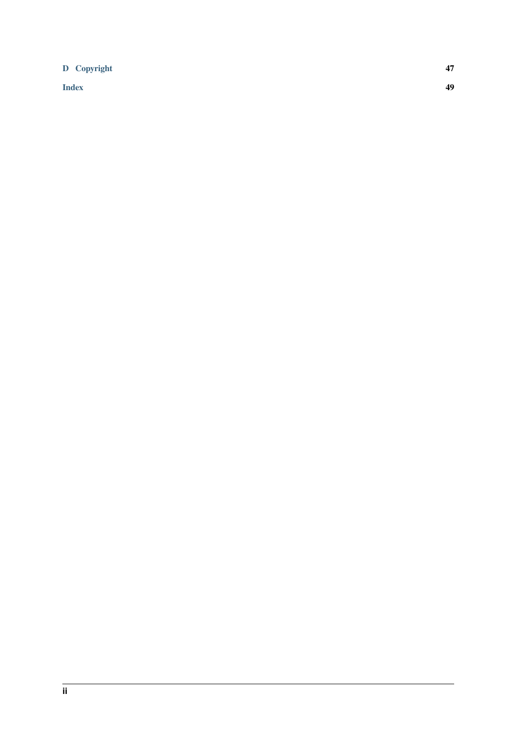| | |
|---|---|
| **D Copyright** | **47** |
| **Index** | **49** |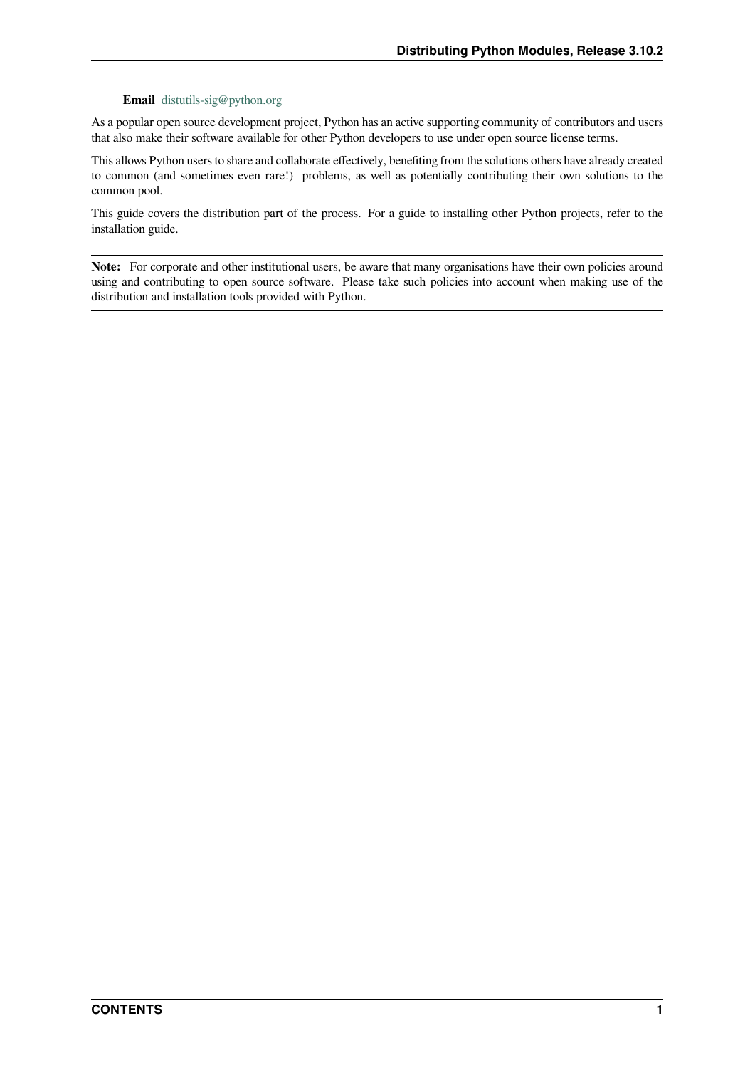**Email** distutils-sig@python.org

As a popular open source development project, Python has an active supporting community of contributors and users that also make their software available for other Python developers to use under open source license terms.

This allows Python users to share and collaborate effectively, benefiting from the solutions others have already created to common (and sometimes even rare!) problems, as well as potentially contributing their own solutions to the common pool.

This guide covers the distribution part of the process. For a guide to installing other Python projects, refer to the installation guide.

**Note:** For corporate and other institutional users, be aware that many organisations have their own policies around using and contributing to open source software. Please take such policies into account when making use of the distribution and installation tools provided with Python.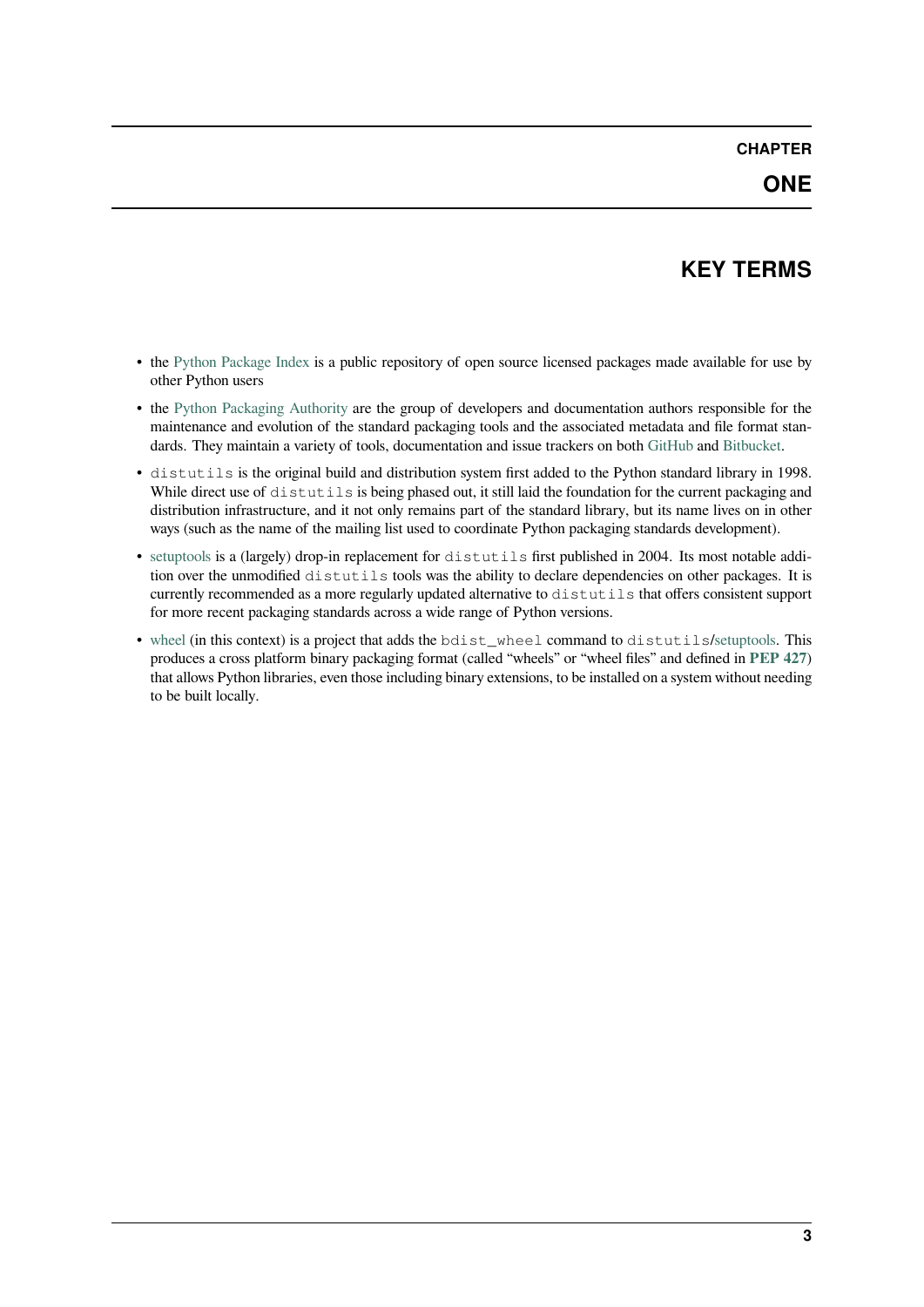# CHAPTER ONE

# KEY TERMS

- the Python Package Index is a public repository of open source licensed packages made available for use by other Python users
- the Python Packaging Authority are the group of developers and documentation authors responsible for the maintenance and evolution of the standard packaging tools and the associated metadata and file format standards. They maintain a variety of tools, documentation and issue trackers on both GitHub and Bitbucket.
- `distutils` is the original build and distribution system first added to the Python standard library in 1998. While direct use of `distutils` is being phased out, it still laid the foundation for the current packaging and distribution infrastructure, and it not only remains part of the standard library, but its name lives on in other ways (such as the name of the mailing list used to coordinate Python packaging standards development).
- setuptools is a (largely) drop-in replacement for `distutils` first published in 2004. Its most notable addition over the unmodified `distutils` tools was the ability to declare dependencies on other packages. It is currently recommended as a more regularly updated alternative to `distutils` that offers consistent support for more recent packaging standards across a wide range of Python versions.
- wheel (in this context) is a project that adds the `bdist_wheel` command to `distutils`/setuptools. This produces a cross platform binary packaging format (called "wheels" or "wheel files" and defined in **PEP 427**) that allows Python libraries, even those including binary extensions, to be installed on a system without needing to be built locally.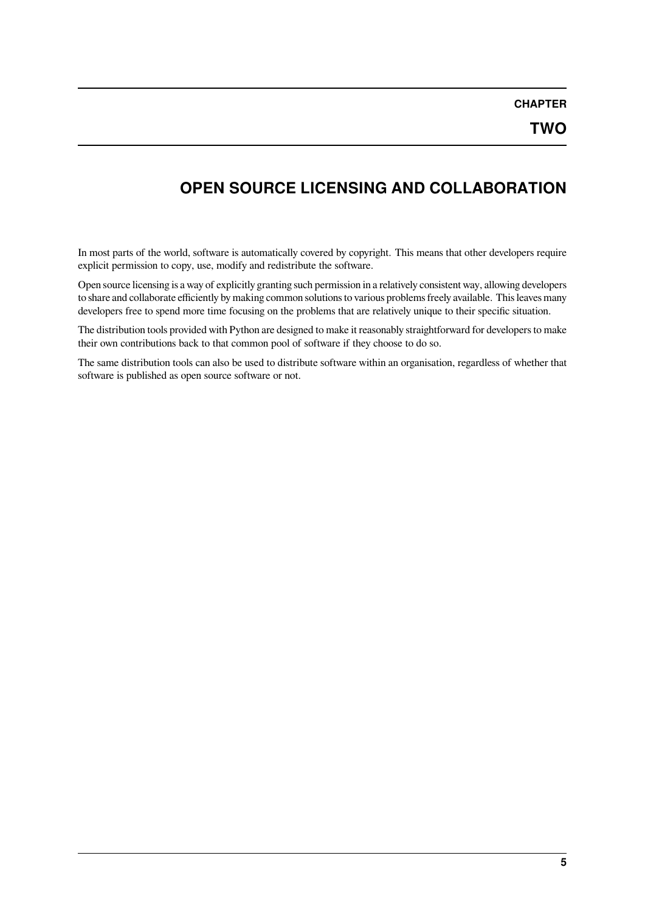# CHAPTER TWO

# OPEN SOURCE LICENSING AND COLLABORATION

In most parts of the world, software is automatically covered by copyright. This means that other developers require explicit permission to copy, use, modify and redistribute the software.

Open source licensing is a way of explicitly granting such permission in a relatively consistent way, allowing developers to share and collaborate efficiently by making common solutions to various problems freely available. This leaves many developers free to spend more time focusing on the problems that are relatively unique to their specific situation.

The distribution tools provided with Python are designed to make it reasonably straightforward for developers to make their own contributions back to that common pool of software if they choose to do so.

The same distribution tools can also be used to distribute software within an organisation, regardless of whether that software is published as open source software or not.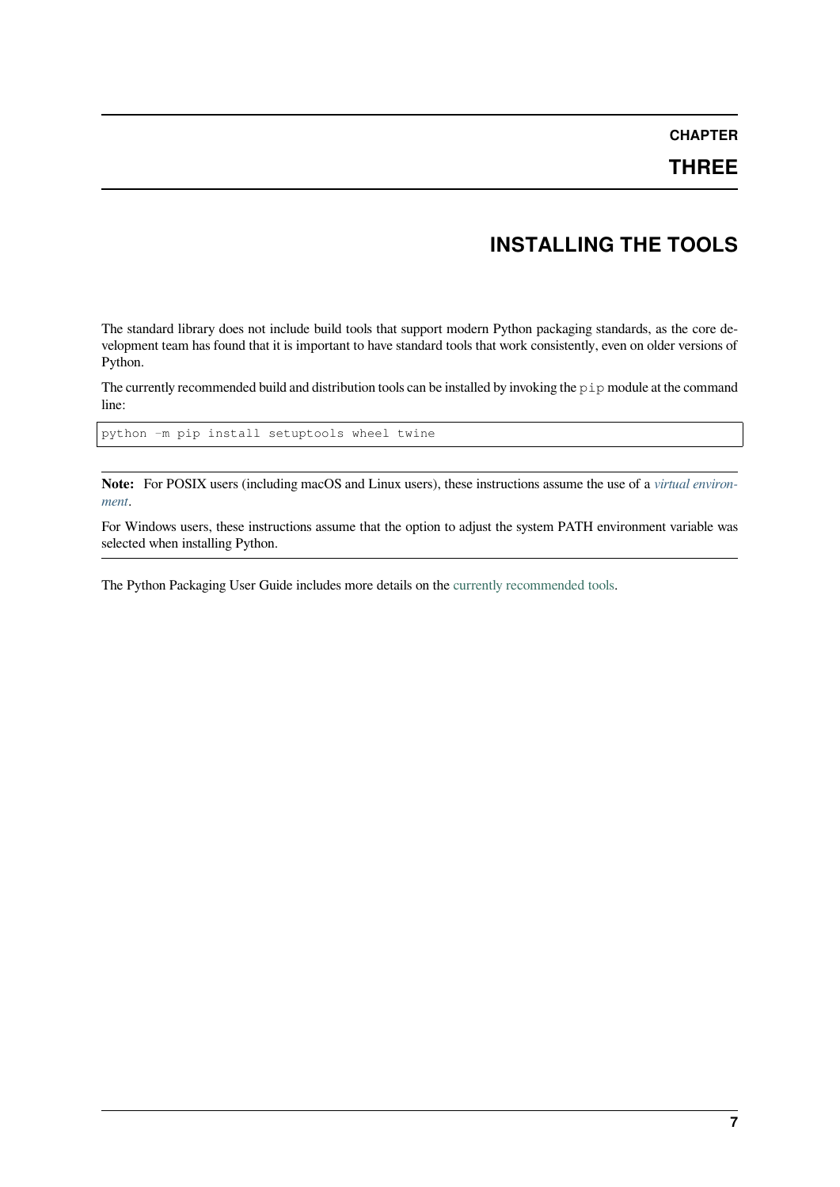# CHAPTER THREE

# INSTALLING THE TOOLS

The standard library does not include build tools that support modern Python packaging standards, as the core development team has found that it is important to have standard tools that work consistently, even on older versions of Python.

The currently recommended build and distribution tools can be installed by invoking the `pip` module at the command line:

```
python -m pip install setuptools wheel twine
```

**Note:** For POSIX users (including macOS and Linux users), these instructions assume the use of a *virtual environment*.

For Windows users, these instructions assume that the option to adjust the system PATH environment variable was selected when installing Python.

The Python Packaging User Guide includes more details on the currently recommended tools.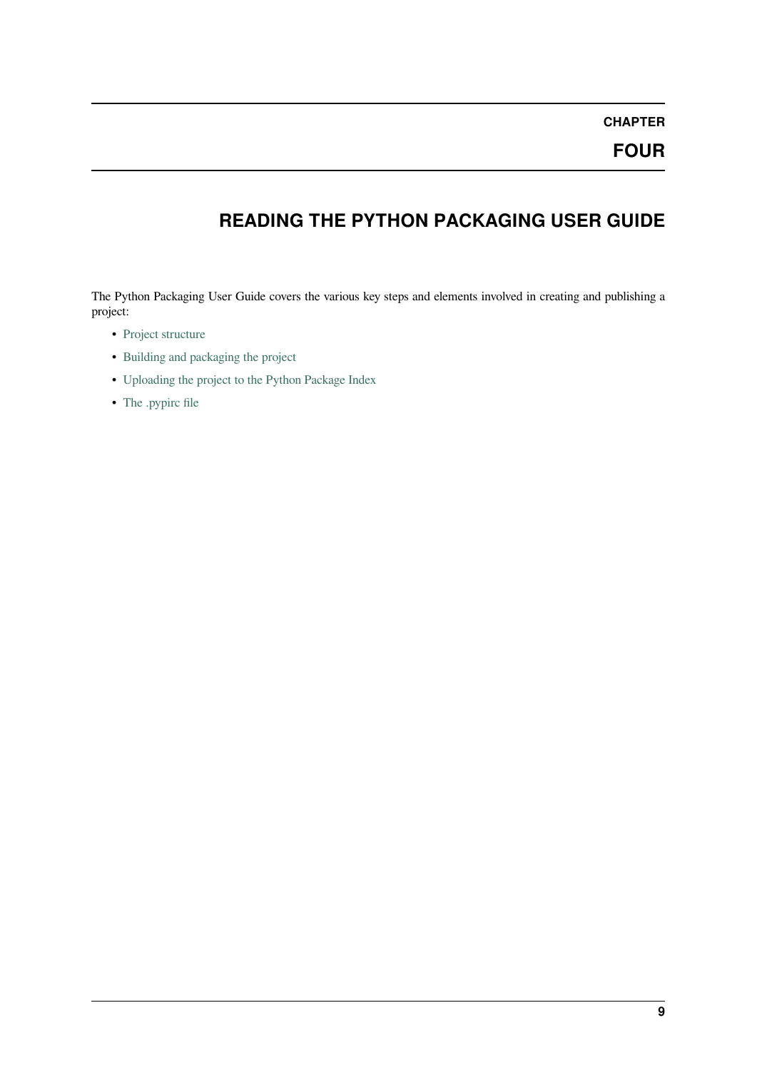# Chapter Four

# READING THE PYTHON PACKAGING USER GUIDE

The Python Packaging User Guide covers the various key steps and elements involved in creating and publishing a project:

- Project structure
- Building and packaging the project
- Uploading the project to the Python Package Index
- The .pypirc file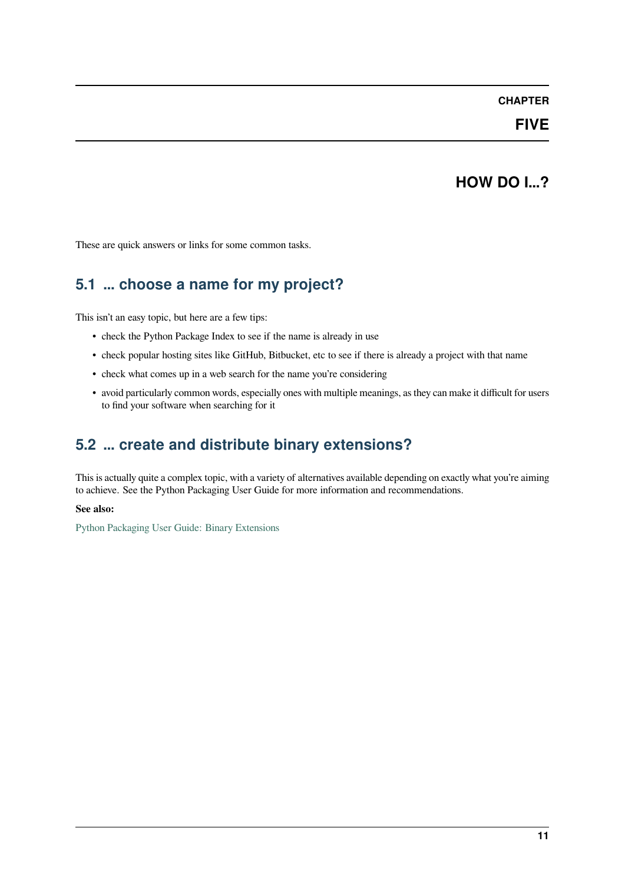# CHAPTER FIVE

# HOW DO I...?

These are quick answers or links for some common tasks.

## 5.1 ... choose a name for my project?

This isn't an easy topic, but here are a few tips:

- check the Python Package Index to see if the name is already in use
- check popular hosting sites like GitHub, Bitbucket, etc to see if there is already a project with that name
- check what comes up in a web search for the name you're considering
- avoid particularly common words, especially ones with multiple meanings, as they can make it difficult for users to find your software when searching for it

## 5.2 ... create and distribute binary extensions?

This is actually quite a complex topic, with a variety of alternatives available depending on exactly what you're aiming to achieve. See the Python Packaging User Guide for more information and recommendations.

**See also:**

Python Packaging User Guide: Binary Extensions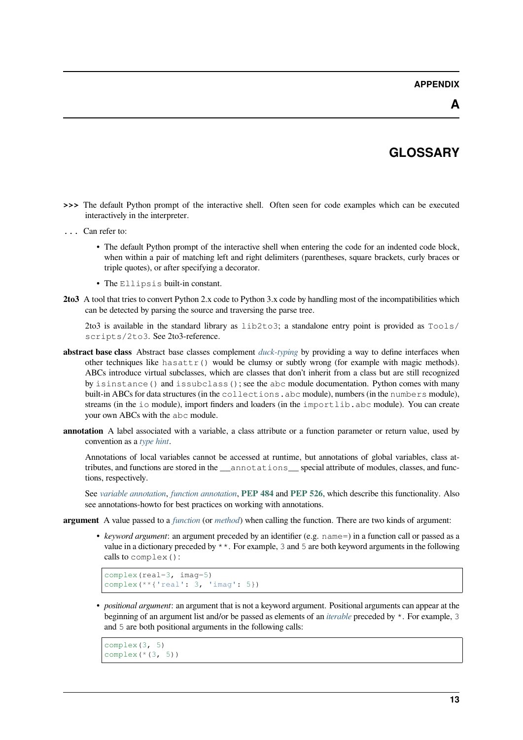# APPENDIX A

# GLOSSARY

**>>>** The default Python prompt of the interactive shell. Often seen for code examples which can be executed interactively in the interpreter.

**...** Can refer to:

- The default Python prompt of the interactive shell when entering the code for an indented code block, when within a pair of matching left and right delimiters (parentheses, square brackets, curly braces or triple quotes), or after specifying a decorator.
- The `Ellipsis` built-in constant.

**2to3** A tool that tries to convert Python 2.x code to Python 3.x code by handling most of the incompatibilities which can be detected by parsing the source and traversing the parse tree.

2to3 is available in the standard library as `lib2to3`; a standalone entry point is provided as `Tools/scripts/2to3`. See 2to3-reference.

**abstract base class** Abstract base classes complement *duck-typing* by providing a way to define interfaces when other techniques like `hasattr()` would be clumsy or subtly wrong (for example with magic methods). ABCs introduce virtual subclasses, which are classes that don't inherit from a class but are still recognized by `isinstance()` and `issubclass()`; see the `abc` module documentation. Python comes with many built-in ABCs for data structures (in the `collections.abc` module), numbers (in the `numbers` module), streams (in the `io` module), import finders and loaders (in the `importlib.abc` module). You can create your own ABCs with the `abc` module.

**annotation** A label associated with a variable, a class attribute or a function parameter or return value, used by convention as a *type hint*.

Annotations of local variables cannot be accessed at runtime, but annotations of global variables, class attributes, and functions are stored in the `__annotations__` special attribute of modules, classes, and functions, respectively.

See *variable annotation*, *function annotation*, **PEP 484** and **PEP 526**, which describe this functionality. Also see annotations-howto for best practices on working with annotations.

**argument** A value passed to a *function* (or *method*) when calling the function. There are two kinds of argument:

- *keyword argument*: an argument preceded by an identifier (e.g. `name=`) in a function call or passed as a value in a dictionary preceded by `**`. For example, `3` and `5` are both keyword arguments in the following calls to `complex()`:

```
complex(real=3, imag=5)
complex(**{'real': 3, 'imag': 5})
```

- *positional argument*: an argument that is not a keyword argument. Positional arguments can appear at the beginning of an argument list and/or be passed as elements of an *iterable* preceded by `*`. For example, `3` and `5` are both positional arguments in the following calls:

```
complex(3, 5)
complex(*(3, 5))
```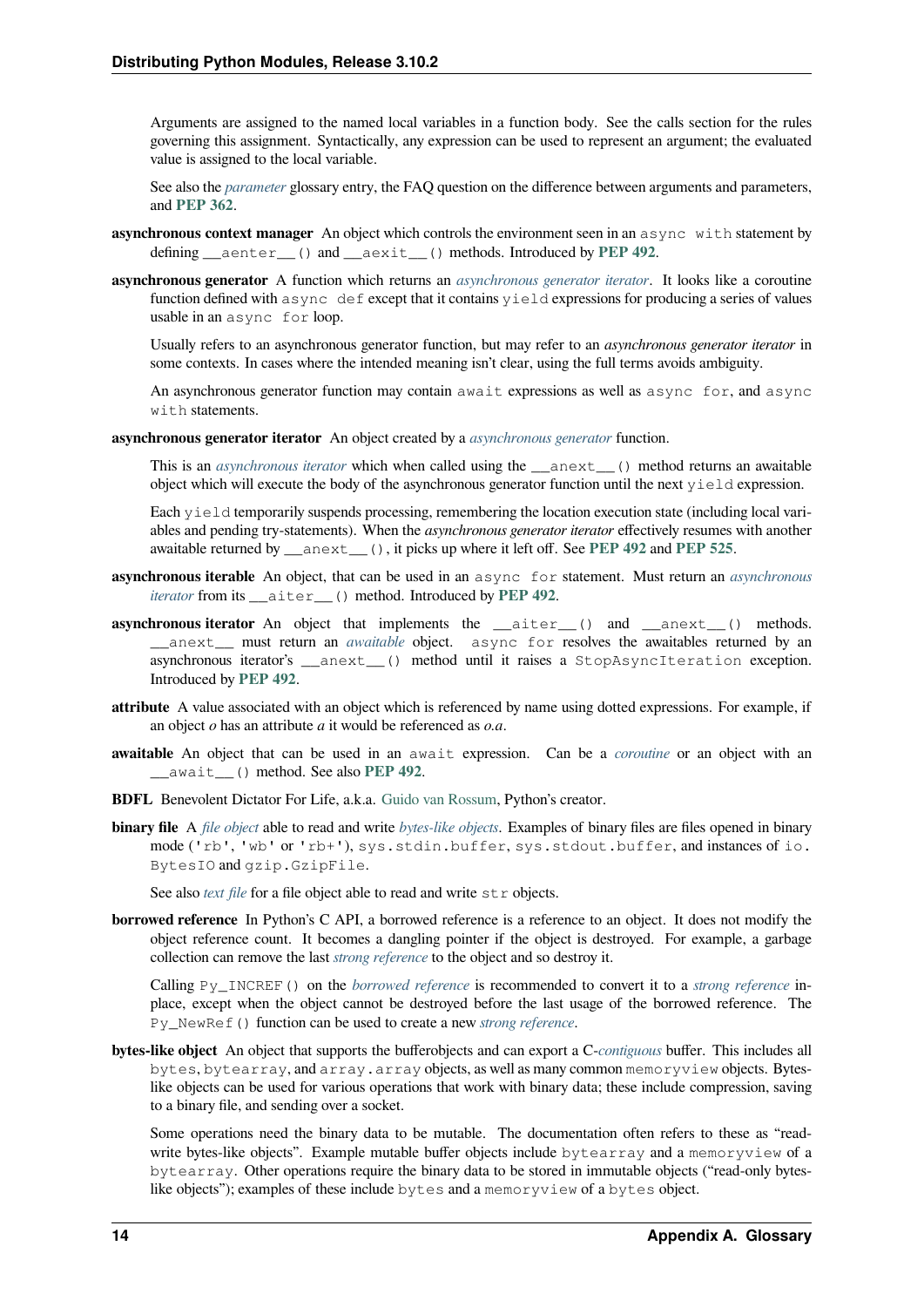Arguments are assigned to the named local variables in a function body. See the calls section for the rules governing this assignment. Syntactically, any expression can be used to represent an argument; the evaluated value is assigned to the local variable.

See also the *parameter* glossary entry, the FAQ question on the difference between arguments and parameters, and **PEP 362**.

**asynchronous context manager** An object which controls the environment seen in an `async with` statement by defining `__aenter__()` and `__aexit__()` methods. Introduced by **PEP 492**.

**asynchronous generator** A function which returns an *asynchronous generator iterator*. It looks like a coroutine function defined with `async def` except that it contains `yield` expressions for producing a series of values usable in an `async for` loop.

Usually refers to an asynchronous generator function, but may refer to an *asynchronous generator iterator* in some contexts. In cases where the intended meaning isn't clear, using the full terms avoids ambiguity.

An asynchronous generator function may contain `await` expressions as well as `async for`, and `async with` statements.

**asynchronous generator iterator** An object created by a *asynchronous generator* function.

This is an *asynchronous iterator* which when called using the `__anext__()` method returns an awaitable object which will execute the body of the asynchronous generator function until the next `yield` expression.

Each `yield` temporarily suspends processing, remembering the location execution state (including local variables and pending try-statements). When the *asynchronous generator iterator* effectively resumes with another awaitable returned by `__anext__()`, it picks up where it left off. See **PEP 492** and **PEP 525**.

**asynchronous iterable** An object, that can be used in an `async for` statement. Must return an *asynchronous iterator* from its `__aiter__()` method. Introduced by **PEP 492**.

**asynchronous iterator** An object that implements the `__aiter__()` and `__anext__()` methods. `__anext__` must return an *awaitable* object. `async for` resolves the awaitables returned by an asynchronous iterator's `__anext__()` method until it raises a `StopAsyncIteration` exception. Introduced by **PEP 492**.

**attribute** A value associated with an object which is referenced by name using dotted expressions. For example, if an object *o* has an attribute *a* it would be referenced as *o.a*.

**awaitable** An object that can be used in an `await` expression. Can be a *coroutine* or an object with an `__await__()` method. See also **PEP 492**.

**BDFL** Benevolent Dictator For Life, a.k.a. Guido van Rossum, Python's creator.

**binary file** A *file object* able to read and write *bytes-like objects*. Examples of binary files are files opened in binary mode (`'rb'`, `'wb'` or `'rb+'`), `sys.stdin.buffer`, `sys.stdout.buffer`, and instances of `io.BytesIO` and `gzip.GzipFile`.

See also *text file* for a file object able to read and write `str` objects.

**borrowed reference** In Python's C API, a borrowed reference is a reference to an object. It does not modify the object reference count. It becomes a dangling pointer if the object is destroyed. For example, a garbage collection can remove the last *strong reference* to the object and so destroy it.

Calling `Py_INCREF()` on the *borrowed reference* is recommended to convert it to a *strong reference* in-place, except when the object cannot be destroyed before the last usage of the borrowed reference. The `Py_NewRef()` function can be used to create a new *strong reference*.

**bytes-like object** An object that supports the bufferobjects and can export a C-*contiguous* buffer. This includes all `bytes`, `bytearray`, and `array.array` objects, as well as many common `memoryview` objects. Bytes-like objects can be used for various operations that work with binary data; these include compression, saving to a binary file, and sending over a socket.

Some operations need the binary data to be mutable. The documentation often refers to these as "read-write bytes-like objects". Example mutable buffer objects include `bytearray` and a `memoryview` of a `bytearray`. Other operations require the binary data to be stored in immutable objects ("read-only bytes-like objects"); examples of these include `bytes` and a `memoryview` of a `bytes` object.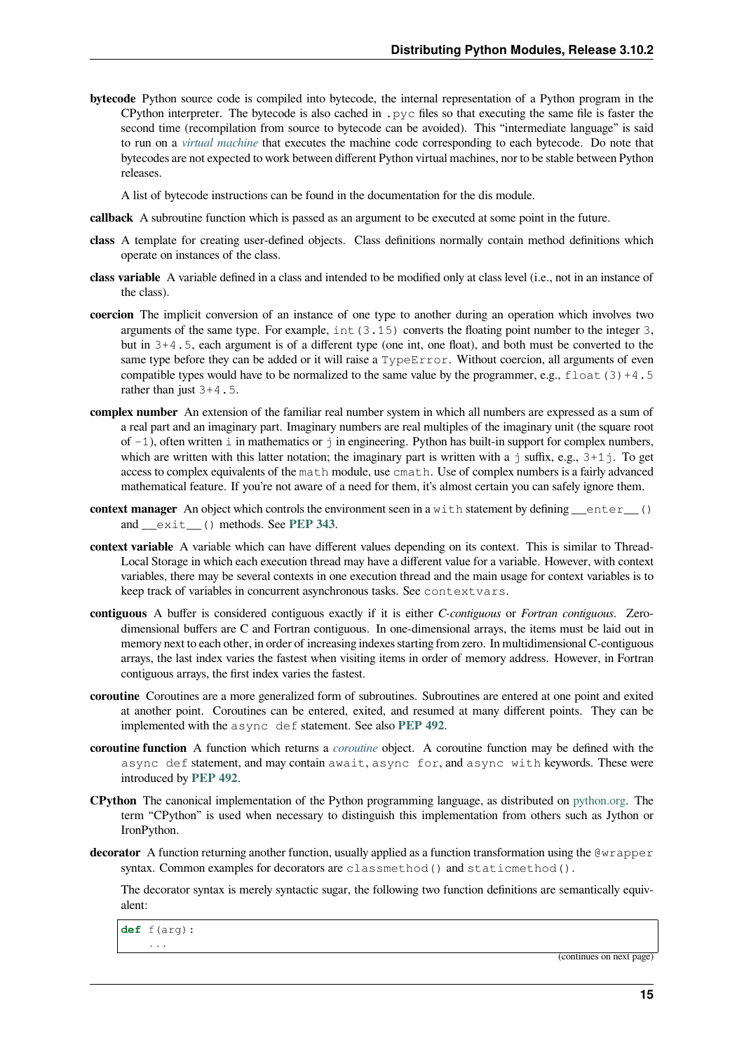**bytecode** Python source code is compiled into bytecode, the internal representation of a Python program in the CPython interpreter. The bytecode is also cached in `.pyc` files so that executing the same file is faster the second time (recompilation from source to bytecode can be avoided). This "intermediate language" is said to run on a *virtual machine* that executes the machine code corresponding to each bytecode. Do note that bytecodes are not expected to work between different Python virtual machines, nor to be stable between Python releases.

A list of bytecode instructions can be found in the documentation for the dis module.

**callback** A subroutine function which is passed as an argument to be executed at some point in the future.

**class** A template for creating user-defined objects. Class definitions normally contain method definitions which operate on instances of the class.

**class variable** A variable defined in a class and intended to be modified only at class level (i.e., not in an instance of the class).

**coercion** The implicit conversion of an instance of one type to another during an operation which involves two arguments of the same type. For example, `int(3.15)` converts the floating point number to the integer `3`, but in `3+4.5`, each argument is of a different type (one int, one float), and both must be converted to the same type before they can be added or it will raise a `TypeError`. Without coercion, all arguments of even compatible types would have to be normalized to the same value by the programmer, e.g., `float(3)+4.5` rather than just `3+4.5`.

**complex number** An extension of the familiar real number system in which all numbers are expressed as a sum of a real part and an imaginary part. Imaginary numbers are real multiples of the imaginary unit (the square root of `-1`), often written `i` in mathematics or `j` in engineering. Python has built-in support for complex numbers, which are written with this latter notation; the imaginary part is written with a `j` suffix, e.g., `3+1j`. To get access to complex equivalents of the `math` module, use `cmath`. Use of complex numbers is a fairly advanced mathematical feature. If you're not aware of a need for them, it's almost certain you can safely ignore them.

**context manager** An object which controls the environment seen in a `with` statement by defining `__enter__()` and `__exit__()` methods. See **PEP 343**.

**context variable** A variable which can have different values depending on its context. This is similar to Thread-Local Storage in which each execution thread may have a different value for a variable. However, with context variables, there may be several contexts in one execution thread and the main usage for context variables is to keep track of variables in concurrent asynchronous tasks. See `contextvars`.

**contiguous** A buffer is considered contiguous exactly if it is either *C-contiguous* or *Fortran contiguous*. Zero-dimensional buffers are C and Fortran contiguous. In one-dimensional arrays, the items must be laid out in memory next to each other, in order of increasing indexes starting from zero. In multidimensional C-contiguous arrays, the last index varies the fastest when visiting items in order of memory address. However, in Fortran contiguous arrays, the first index varies the fastest.

**coroutine** Coroutines are a more generalized form of subroutines. Subroutines are entered at one point and exited at another point. Coroutines can be entered, exited, and resumed at many different points. They can be implemented with the `async def` statement. See also **PEP 492**.

**coroutine function** A function which returns a *coroutine* object. A coroutine function may be defined with the `async def` statement, and may contain `await`, `async for`, and `async with` keywords. These were introduced by **PEP 492**.

**CPython** The canonical implementation of the Python programming language, as distributed on python.org. The term "CPython" is used when necessary to distinguish this implementation from others such as Jython or IronPython.

**decorator** A function returning another function, usually applied as a function transformation using the `@wrapper` syntax. Common examples for decorators are `classmethod()` and `staticmethod()`.

The decorator syntax is merely syntactic sugar, the following two function definitions are semantically equivalent:

```
def f(arg):
    ...
```

(continues on next page)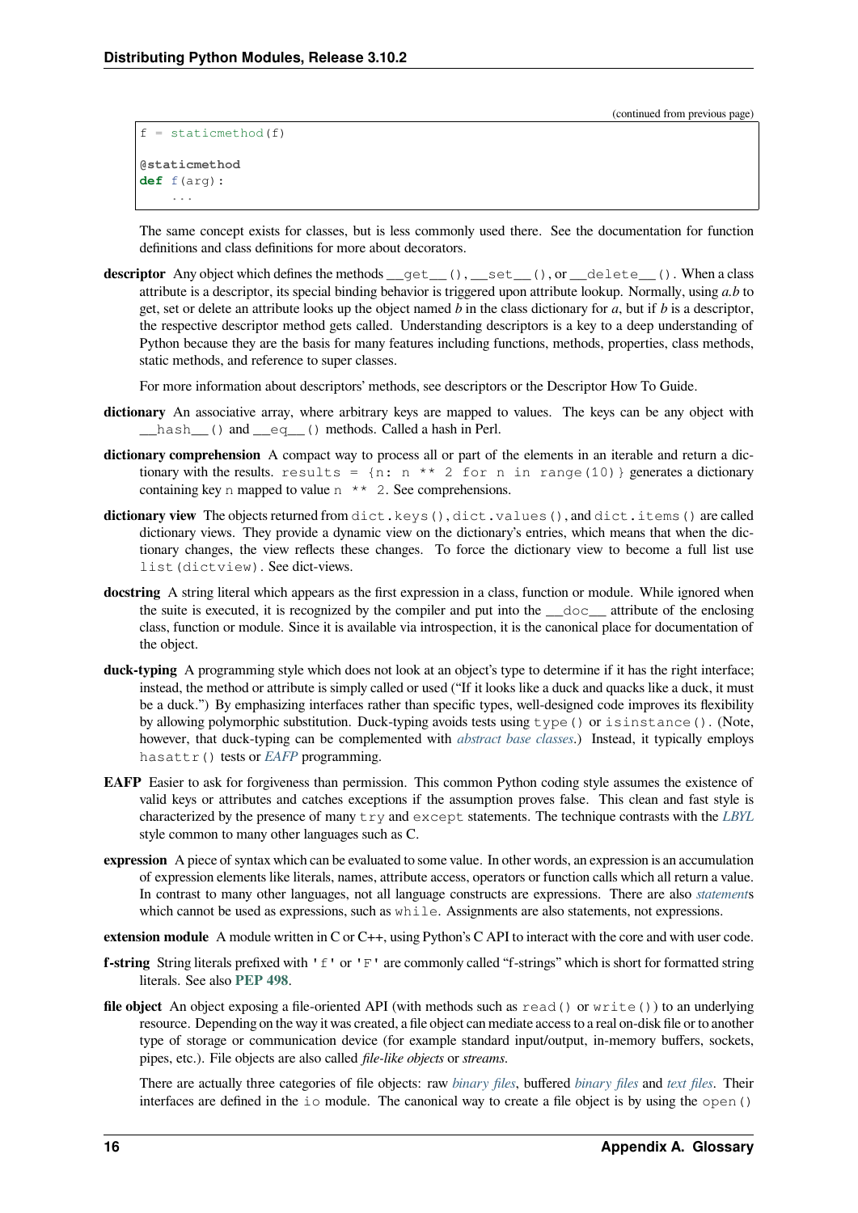(continued from previous page)

```
f = staticmethod(f)

@staticmethod
def f(arg):
    ...
```

The same concept exists for classes, but is less commonly used there. See the documentation for function definitions and class definitions for more about decorators.

**descriptor** Any object which defines the methods `__get__()`, `__set__()`, or `__delete__()`. When a class attribute is a descriptor, its special binding behavior is triggered upon attribute lookup. Normally, using *a.b* to get, set or delete an attribute looks up the object named *b* in the class dictionary for *a*, but if *b* is a descriptor, the respective descriptor method gets called. Understanding descriptors is a key to a deep understanding of Python because they are the basis for many features including functions, methods, properties, class methods, static methods, and reference to super classes.

For more information about descriptors' methods, see descriptors or the Descriptor How To Guide.

**dictionary** An associative array, where arbitrary keys are mapped to values. The keys can be any object with `__hash__()` and `__eq__()` methods. Called a hash in Perl.

**dictionary comprehension** A compact way to process all or part of the elements in an iterable and return a dictionary with the results. `results = {n: n ** 2 for n in range(10)}` generates a dictionary containing key `n` mapped to value `n ** 2`. See comprehensions.

**dictionary view** The objects returned from `dict.keys()`, `dict.values()`, and `dict.items()` are called dictionary views. They provide a dynamic view on the dictionary's entries, which means that when the dictionary changes, the view reflects these changes. To force the dictionary view to become a full list use `list(dictview)`. See dict-views.

**docstring** A string literal which appears as the first expression in a class, function or module. While ignored when the suite is executed, it is recognized by the compiler and put into the `__doc__` attribute of the enclosing class, function or module. Since it is available via introspection, it is the canonical place for documentation of the object.

**duck-typing** A programming style which does not look at an object's type to determine if it has the right interface; instead, the method or attribute is simply called or used ("If it looks like a duck and quacks like a duck, it must be a duck.") By emphasizing interfaces rather than specific types, well-designed code improves its flexibility by allowing polymorphic substitution. Duck-typing avoids tests using `type()` or `isinstance()`. (Note, however, that duck-typing can be complemented with *abstract base classes*.) Instead, it typically employs `hasattr()` tests or *EAFP* programming.

**EAFP** Easier to ask for forgiveness than permission. This common Python coding style assumes the existence of valid keys or attributes and catches exceptions if the assumption proves false. This clean and fast style is characterized by the presence of many `try` and `except` statements. The technique contrasts with the *LBYL* style common to many other languages such as C.

**expression** A piece of syntax which can be evaluated to some value. In other words, an expression is an accumulation of expression elements like literals, names, attribute access, operators or function calls which all return a value. In contrast to many other languages, not all language constructs are expressions. There are also *statement*s which cannot be used as expressions, such as `while`. Assignments are also statements, not expressions.

**extension module** A module written in C or C++, using Python's C API to interact with the core and with user code.

**f-string** String literals prefixed with `'f'` or `'F'` are commonly called "f-strings" which is short for formatted string literals. See also **PEP 498**.

**file object** An object exposing a file-oriented API (with methods such as `read()` or `write()`) to an underlying resource. Depending on the way it was created, a file object can mediate access to a real on-disk file or to another type of storage or communication device (for example standard input/output, in-memory buffers, sockets, pipes, etc.). File objects are also called *file-like objects* or *streams*.

There are actually three categories of file objects: raw *binary files*, buffered *binary files* and *text files*. Their interfaces are defined in the `io` module. The canonical way to create a file object is by using the `open()`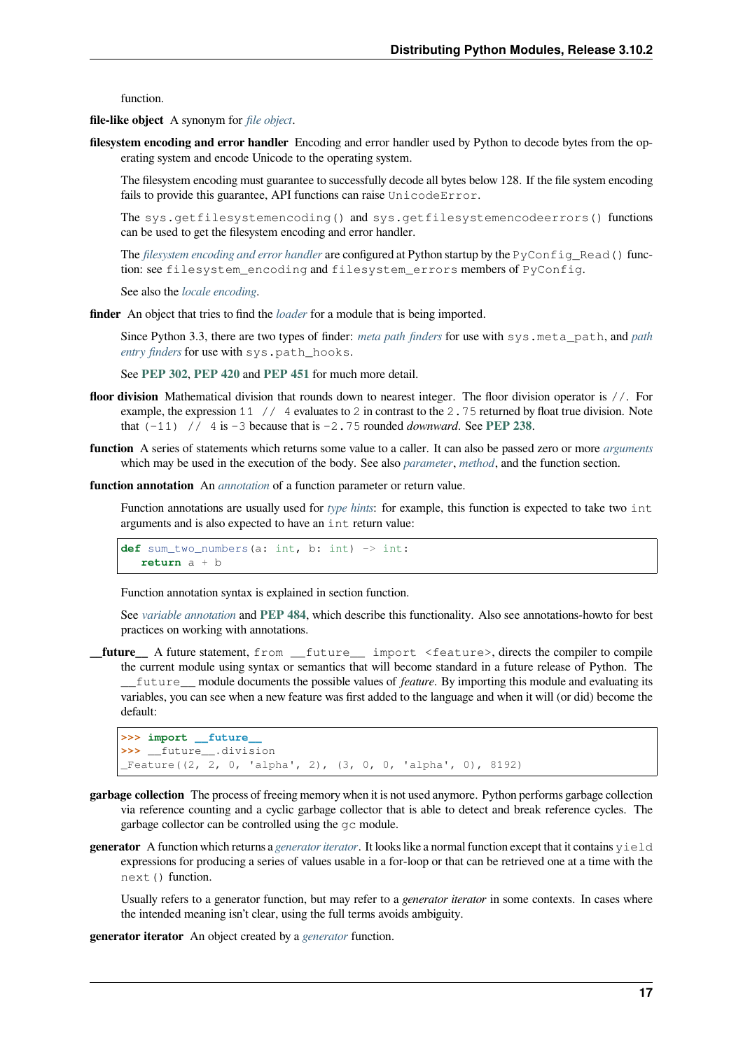function.

**file-like object** A synonym for *file object*.

**filesystem encoding and error handler** Encoding and error handler used by Python to decode bytes from the operating system and encode Unicode to the operating system.

The filesystem encoding must guarantee to successfully decode all bytes below 128. If the file system encoding fails to provide this guarantee, API functions can raise `UnicodeError`.

The `sys.getfilesystemencoding()` and `sys.getfilesystemencodeerrors()` functions can be used to get the filesystem encoding and error handler.

The *filesystem encoding and error handler* are configured at Python startup by the `PyConfig_Read()` function: see `filesystem_encoding` and `filesystem_errors` members of `PyConfig`.

See also the *locale encoding*.

**finder** An object that tries to find the *loader* for a module that is being imported.

Since Python 3.3, there are two types of finder: *meta path finders* for use with `sys.meta_path`, and *path entry finders* for use with `sys.path_hooks`.

See **PEP 302**, **PEP 420** and **PEP 451** for much more detail.

**floor division** Mathematical division that rounds down to nearest integer. The floor division operator is `//`. For example, the expression `11 // 4` evaluates to `2` in contrast to the `2.75` returned by float true division. Note that `(-11) // 4` is `-3` because that is `-2.75` rounded *downward*. See **PEP 238**.

**function** A series of statements which returns some value to a caller. It can also be passed zero or more *arguments* which may be used in the execution of the body. See also *parameter*, *method*, and the function section.

**function annotation** An *annotation* of a function parameter or return value.

Function annotations are usually used for *type hints*: for example, this function is expected to take two `int` arguments and is also expected to have an `int` return value:

```
def sum_two_numbers(a: int, b: int) -> int:
   return a + b
```

Function annotation syntax is explained in section function.

See *variable annotation* and **PEP 484**, which describe this functionality. Also see annotations-howto for best practices on working with annotations.

**__future__** A future statement, `from __future__ import <feature>`, directs the compiler to compile the current module using syntax or semantics that will become standard in a future release of Python. The `__future__` module documents the possible values of *feature*. By importing this module and evaluating its variables, you can see when a new feature was first added to the language and when it will (or did) become the default:

```
>>> import __future__
>>> __future__.division
_Feature((2, 2, 0, 'alpha', 2), (3, 0, 0, 'alpha', 0), 8192)
```

**garbage collection** The process of freeing memory when it is not used anymore. Python performs garbage collection via reference counting and a cyclic garbage collector that is able to detect and break reference cycles. The garbage collector can be controlled using the `gc` module.

**generator** A function which returns a *generator iterator*. It looks like a normal function except that it contains `yield` expressions for producing a series of values usable in a for-loop or that can be retrieved one at a time with the `next()` function.

Usually refers to a generator function, but may refer to a *generator iterator* in some contexts. In cases where the intended meaning isn't clear, using the full terms avoids ambiguity.

**generator iterator** An object created by a *generator* function.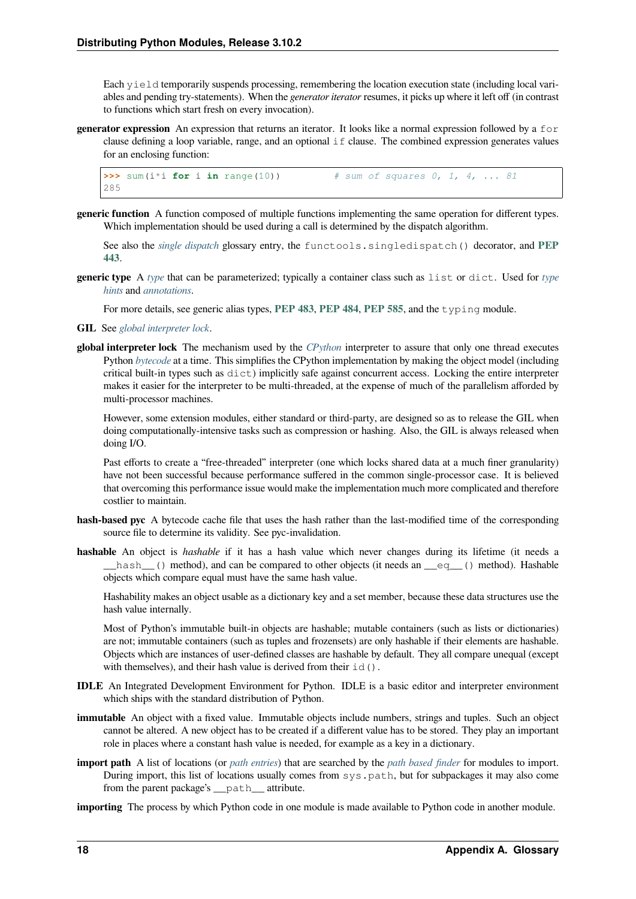Each `yield` temporarily suspends processing, remembering the location execution state (including local variables and pending try-statements). When the *generator iterator* resumes, it picks up where it left off (in contrast to functions which start fresh on every invocation).

**generator expression** An expression that returns an iterator. It looks like a normal expression followed by a `for` clause defining a loop variable, range, and an optional `if` clause. The combined expression generates values for an enclosing function:

```
>>> sum(i*i for i in range(10))         # sum of squares 0, 1, 4, ... 81
285
```

**generic function** A function composed of multiple functions implementing the same operation for different types. Which implementation should be used during a call is determined by the dispatch algorithm.

See also the *single dispatch* glossary entry, the `functools.singledispatch()` decorator, and **PEP 443**.

**generic type** A *type* that can be parameterized; typically a container class such as `list` or `dict`. Used for *type hints* and *annotations*.

For more details, see generic alias types, **PEP 483**, **PEP 484**, **PEP 585**, and the `typing` module.

**GIL** See *global interpreter lock*.

**global interpreter lock** The mechanism used by the *CPython* interpreter to assure that only one thread executes Python *bytecode* at a time. This simplifies the CPython implementation by making the object model (including critical built-in types such as `dict`) implicitly safe against concurrent access. Locking the entire interpreter makes it easier for the interpreter to be multi-threaded, at the expense of much of the parallelism afforded by multi-processor machines.

However, some extension modules, either standard or third-party, are designed so as to release the GIL when doing computationally-intensive tasks such as compression or hashing. Also, the GIL is always released when doing I/O.

Past efforts to create a "free-threaded" interpreter (one which locks shared data at a much finer granularity) have not been successful because performance suffered in the common single-processor case. It is believed that overcoming this performance issue would make the implementation much more complicated and therefore costlier to maintain.

**hash-based pyc** A bytecode cache file that uses the hash rather than the last-modified time of the corresponding source file to determine its validity. See pyc-invalidation.

**hashable** An object is *hashable* if it has a hash value which never changes during its lifetime (it needs a `__hash__()` method), and can be compared to other objects (it needs an `__eq__()` method). Hashable objects which compare equal must have the same hash value.

Hashability makes an object usable as a dictionary key and a set member, because these data structures use the hash value internally.

Most of Python's immutable built-in objects are hashable; mutable containers (such as lists or dictionaries) are not; immutable containers (such as tuples and frozensets) are only hashable if their elements are hashable. Objects which are instances of user-defined classes are hashable by default. They all compare unequal (except with themselves), and their hash value is derived from their `id()`.

**IDLE** An Integrated Development Environment for Python. IDLE is a basic editor and interpreter environment which ships with the standard distribution of Python.

**immutable** An object with a fixed value. Immutable objects include numbers, strings and tuples. Such an object cannot be altered. A new object has to be created if a different value has to be stored. They play an important role in places where a constant hash value is needed, for example as a key in a dictionary.

**import path** A list of locations (or *path entries*) that are searched by the *path based finder* for modules to import. During import, this list of locations usually comes from `sys.path`, but for subpackages it may also come from the parent package's `__path__` attribute.

**importing** The process by which Python code in one module is made available to Python code in another module.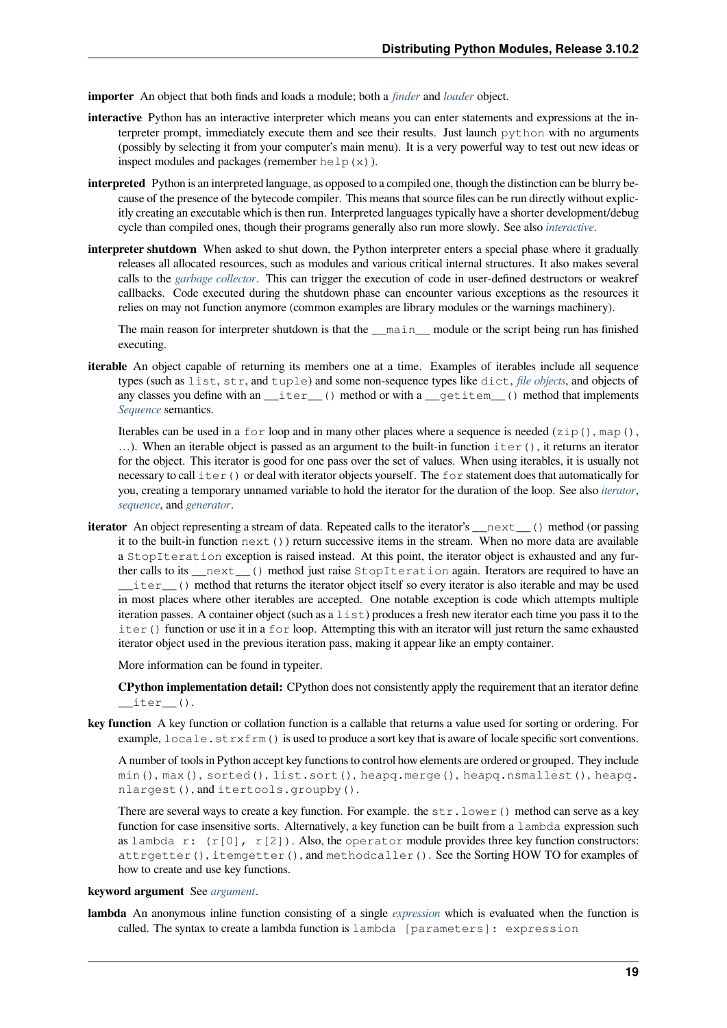**importer** An object that both finds and loads a module; both a *finder* and *loader* object.

**interactive** Python has an interactive interpreter which means you can enter statements and expressions at the interpreter prompt, immediately execute them and see their results. Just launch `python` with no arguments (possibly by selecting it from your computer's main menu). It is a very powerful way to test out new ideas or inspect modules and packages (remember `help(x)`).

**interpreted** Python is an interpreted language, as opposed to a compiled one, though the distinction can be blurry because of the presence of the bytecode compiler. This means that source files can be run directly without explicitly creating an executable which is then run. Interpreted languages typically have a shorter development/debug cycle than compiled ones, though their programs generally also run more slowly. See also *interactive*.

**interpreter shutdown** When asked to shut down, the Python interpreter enters a special phase where it gradually releases all allocated resources, such as modules and various critical internal structures. It also makes several calls to the *garbage collector*. This can trigger the execution of code in user-defined destructors or weakref callbacks. Code executed during the shutdown phase can encounter various exceptions as the resources it relies on may not function anymore (common examples are library modules or the warnings machinery).

The main reason for interpreter shutdown is that the `__main__` module or the script being run has finished executing.

**iterable** An object capable of returning its members one at a time. Examples of iterables include all sequence types (such as `list`, `str`, and `tuple`) and some non-sequence types like `dict`, *file objects*, and objects of any classes you define with an `__iter__()` method or with a `__getitem__()` method that implements *Sequence* semantics.

Iterables can be used in a `for` loop and in many other places where a sequence is needed (`zip()`, `map()`, …). When an iterable object is passed as an argument to the built-in function `iter()`, it returns an iterator for the object. This iterator is good for one pass over the set of values. When using iterables, it is usually not necessary to call `iter()` or deal with iterator objects yourself. The `for` statement does that automatically for you, creating a temporary unnamed variable to hold the iterator for the duration of the loop. See also *iterator*, *sequence*, and *generator*.

**iterator** An object representing a stream of data. Repeated calls to the iterator's `__next__()` method (or passing it to the built-in function `next()`) return successive items in the stream. When no more data are available a `StopIteration` exception is raised instead. At this point, the iterator object is exhausted and any further calls to its `__next__()` method just raise `StopIteration` again. Iterators are required to have an `__iter__()` method that returns the iterator object itself so every iterator is also iterable and may be used in most places where other iterables are accepted. One notable exception is code which attempts multiple iteration passes. A container object (such as a `list`) produces a fresh new iterator each time you pass it to the `iter()` function or use it in a `for` loop. Attempting this with an iterator will just return the same exhausted iterator object used in the previous iteration pass, making it appear like an empty container.

More information can be found in typeiter.

**CPython implementation detail:** CPython does not consistently apply the requirement that an iterator define `__iter__()`.

**key function** A key function or collation function is a callable that returns a value used for sorting or ordering. For example, `locale.strxfrm()` is used to produce a sort key that is aware of locale specific sort conventions.

A number of tools in Python accept key functions to control how elements are ordered or grouped. They include `min()`, `max()`, `sorted()`, `list.sort()`, `heapq.merge()`, `heapq.nsmallest()`, `heapq.nlargest()`, and `itertools.groupby()`.

There are several ways to create a key function. For example. the `str.lower()` method can serve as a key function for case insensitive sorts. Alternatively, a key function can be built from a `lambda` expression such as `lambda r: (r[0], r[2])`. Also, the `operator` module provides three key function constructors: `attrgetter()`, `itemgetter()`, and `methodcaller()`. See the Sorting HOW TO for examples of how to create and use key functions.

**keyword argument** See *argument*.

**lambda** An anonymous inline function consisting of a single *expression* which is evaluated when the function is called. The syntax to create a lambda function is `lambda [parameters]: expression`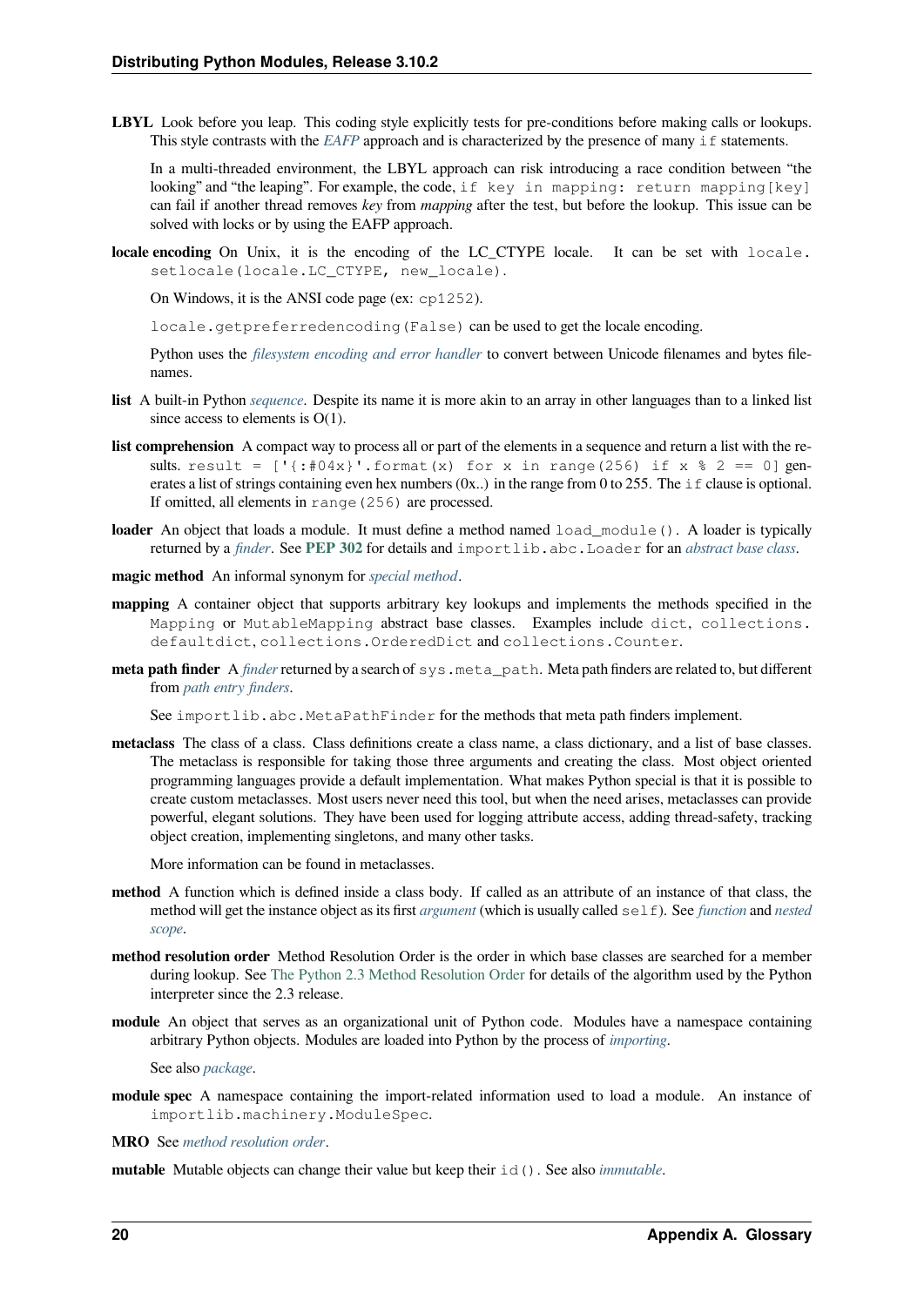**LBYL** Look before you leap. This coding style explicitly tests for pre-conditions before making calls or lookups. This style contrasts with the *EAFP* approach and is characterized by the presence of many `if` statements.

In a multi-threaded environment, the LBYL approach can risk introducing a race condition between "the looking" and "the leaping". For example, the code, `if key in mapping: return mapping[key]` can fail if another thread removes *key* from *mapping* after the test, but before the lookup. This issue can be solved with locks or by using the EAFP approach.

**locale encoding** On Unix, it is the encoding of the LC_CTYPE locale. It can be set with `locale.setlocale(locale.LC_CTYPE, new_locale)`.

On Windows, it is the ANSI code page (ex: `cp1252`).

`locale.getpreferredencoding(False)` can be used to get the locale encoding.

Python uses the *filesystem encoding and error handler* to convert between Unicode filenames and bytes filenames.

**list** A built-in Python *sequence*. Despite its name it is more akin to an array in other languages than to a linked list since access to elements is O(1).

**list comprehension** A compact way to process all or part of the elements in a sequence and return a list with the results. `result = ['{:#04x}'.format(x) for x in range(256) if x % 2 == 0]` generates a list of strings containing even hex numbers (0x..) in the range from 0 to 255. The `if` clause is optional. If omitted, all elements in `range(256)` are processed.

**loader** An object that loads a module. It must define a method named `load_module()`. A loader is typically returned by a *finder*. See **PEP 302** for details and `importlib.abc.Loader` for an *abstract base class*.

**magic method** An informal synonym for *special method*.

**mapping** A container object that supports arbitrary key lookups and implements the methods specified in the `Mapping` or `MutableMapping` abstract base classes. Examples include `dict`, `collections.defaultdict`, `collections.OrderedDict` and `collections.Counter`.

**meta path finder** A *finder* returned by a search of `sys.meta_path`. Meta path finders are related to, but different from *path entry finders*.

See `importlib.abc.MetaPathFinder` for the methods that meta path finders implement.

**metaclass** The class of a class. Class definitions create a class name, a class dictionary, and a list of base classes. The metaclass is responsible for taking those three arguments and creating the class. Most object oriented programming languages provide a default implementation. What makes Python special is that it is possible to create custom metaclasses. Most users never need this tool, but when the need arises, metaclasses can provide powerful, elegant solutions. They have been used for logging attribute access, adding thread-safety, tracking object creation, implementing singletons, and many other tasks.

More information can be found in metaclasses.

**method** A function which is defined inside a class body. If called as an attribute of an instance of that class, the method will get the instance object as its first *argument* (which is usually called `self`). See *function* and *nested scope*.

**method resolution order** Method Resolution Order is the order in which base classes are searched for a member during lookup. See The Python 2.3 Method Resolution Order for details of the algorithm used by the Python interpreter since the 2.3 release.

**module** An object that serves as an organizational unit of Python code. Modules have a namespace containing arbitrary Python objects. Modules are loaded into Python by the process of *importing*.

See also *package*.

**module spec** A namespace containing the import-related information used to load a module. An instance of `importlib.machinery.ModuleSpec`.

**MRO** See *method resolution order*.

**mutable** Mutable objects can change their value but keep their `id()`. See also *immutable*.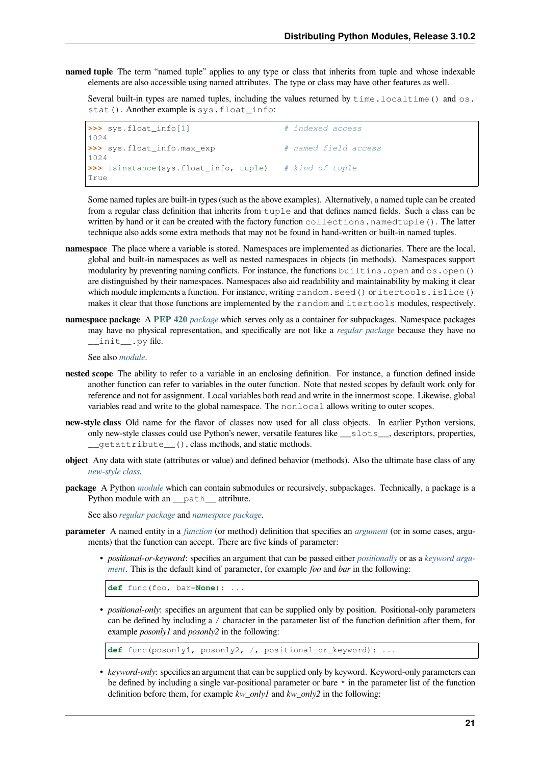**named tuple** The term "named tuple" applies to any type or class that inherits from tuple and whose indexable elements are also accessible using named attributes. The type or class may have other features as well.

Several built-in types are named tuples, including the values returned by `time.localtime()` and `os.stat()`. Another example is `sys.float_info`:

```
>>> sys.float_info[1]                   # indexed access
1024
>>> sys.float_info.max_exp              # named field access
1024
>>> isinstance(sys.float_info, tuple)   # kind of tuple
True
```

Some named tuples are built-in types (such as the above examples). Alternatively, a named tuple can be created from a regular class definition that inherits from `tuple` and that defines named fields. Such a class can be written by hand or it can be created with the factory function `collections.namedtuple()`. The latter technique also adds some extra methods that may not be found in hand-written or built-in named tuples.

**namespace** The place where a variable is stored. Namespaces are implemented as dictionaries. There are the local, global and built-in namespaces as well as nested namespaces in objects (in methods). Namespaces support modularity by preventing naming conflicts. For instance, the functions `builtins.open` and `os.open()` are distinguished by their namespaces. Namespaces also aid readability and maintainability by making it clear which module implements a function. For instance, writing `random.seed()` or `itertools.islice()` makes it clear that those functions are implemented by the `random` and `itertools` modules, respectively.

**namespace package** A **PEP 420** *package* which serves only as a container for subpackages. Namespace packages may have no physical representation, and specifically are not like a *regular package* because they have no `__init__.py` file.

See also *module*.

**nested scope** The ability to refer to a variable in an enclosing definition. For instance, a function defined inside another function can refer to variables in the outer function. Note that nested scopes by default work only for reference and not for assignment. Local variables both read and write in the innermost scope. Likewise, global variables read and write to the global namespace. The `nonlocal` allows writing to outer scopes.

**new-style class** Old name for the flavor of classes now used for all class objects. In earlier Python versions, only new-style classes could use Python's newer, versatile features like `__slots__`, descriptors, properties, `__getattribute__()`, class methods, and static methods.

**object** Any data with state (attributes or value) and defined behavior (methods). Also the ultimate base class of any *new-style class*.

**package** A Python *module* which can contain submodules or recursively, subpackages. Technically, a package is a Python module with an `__path__` attribute.

See also *regular package* and *namespace package*.

**parameter** A named entity in a *function* (or method) definition that specifies an *argument* (or in some cases, arguments) that the function can accept. There are five kinds of parameter:

- *positional-or-keyword*: specifies an argument that can be passed either *positionally* or as a *keyword argument*. This is the default kind of parameter, for example *foo* and *bar* in the following:

```
def func(foo, bar=None): ...
```

- *positional-only*: specifies an argument that can be supplied only by position. Positional-only parameters can be defined by including a `/` character in the parameter list of the function definition after them, for example *posonly1* and *posonly2* in the following:

```
def func(posonly1, posonly2, /, positional_or_keyword): ...
```

- *keyword-only*: specifies an argument that can be supplied only by keyword. Keyword-only parameters can be defined by including a single var-positional parameter or bare `*` in the parameter list of the function definition before them, for example *kw_only1* and *kw_only2* in the following: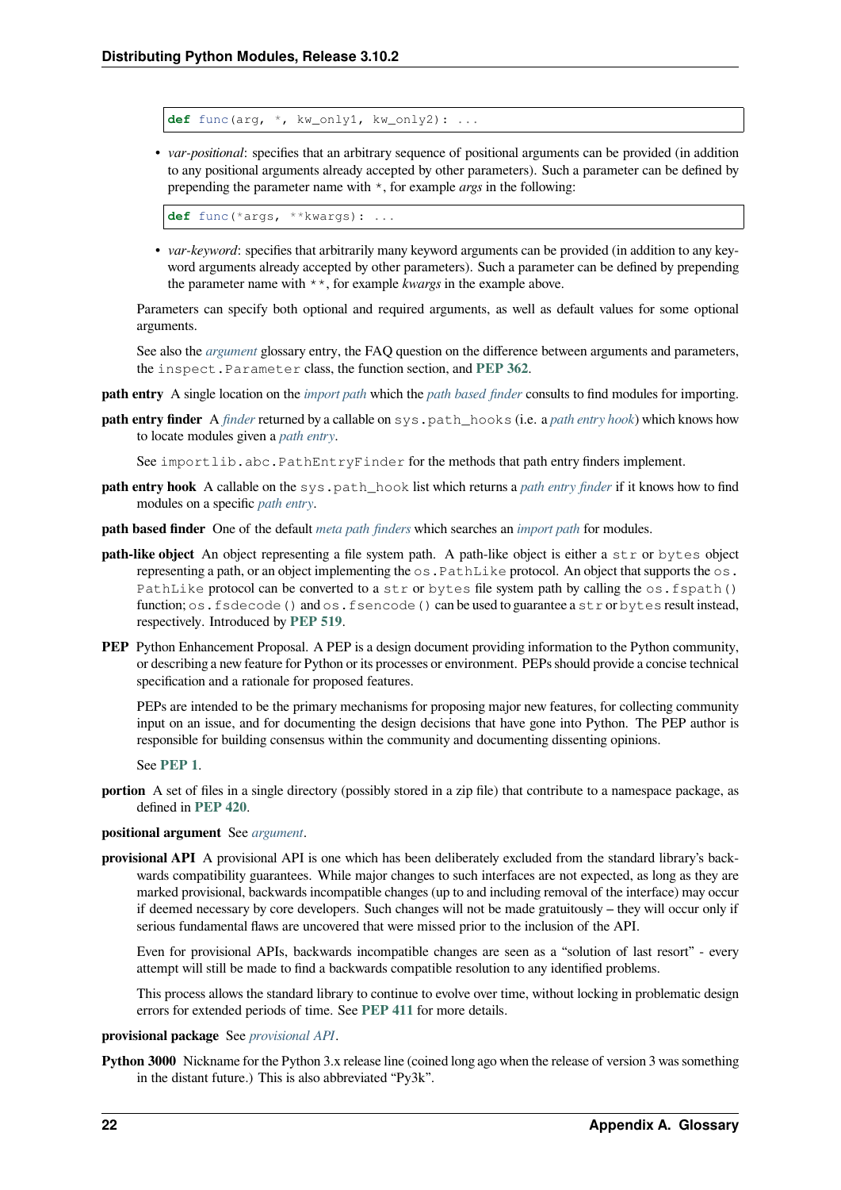```
def func(arg, *, kw_only1, kw_only2): ...
```

- *var-positional*: specifies that an arbitrary sequence of positional arguments can be provided (in addition to any positional arguments already accepted by other parameters). Such a parameter can be defined by prepending the parameter name with `*`, for example *args* in the following:

```
def func(*args, **kwargs): ...
```

- *var-keyword*: specifies that arbitrarily many keyword arguments can be provided (in addition to any keyword arguments already accepted by other parameters). Such a parameter can be defined by prepending the parameter name with `**`, for example *kwargs* in the example above.

Parameters can specify both optional and required arguments, as well as default values for some optional arguments.

See also the *argument* glossary entry, the FAQ question on the difference between arguments and parameters, the `inspect.Parameter` class, the function section, and **PEP 362**.

**path entry** A single location on the *import path* which the *path based finder* consults to find modules for importing.

**path entry finder** A *finder* returned by a callable on `sys.path_hooks` (i.e. a *path entry hook*) which knows how to locate modules given a *path entry*.

See `importlib.abc.PathEntryFinder` for the methods that path entry finders implement.

**path entry hook** A callable on the `sys.path_hook` list which returns a *path entry finder* if it knows how to find modules on a specific *path entry*.

**path based finder** One of the default *meta path finders* which searches an *import path* for modules.

**path-like object** An object representing a file system path. A path-like object is either a `str` or `bytes` object representing a path, or an object implementing the `os.PathLike` protocol. An object that supports the `os.PathLike` protocol can be converted to a `str` or `bytes` file system path by calling the `os.fspath()` function; `os.fsdecode()` and `os.fsencode()` can be used to guarantee a `str` or `bytes` result instead, respectively. Introduced by **PEP 519**.

**PEP** Python Enhancement Proposal. A PEP is a design document providing information to the Python community, or describing a new feature for Python or its processes or environment. PEPs should provide a concise technical specification and a rationale for proposed features.

PEPs are intended to be the primary mechanisms for proposing major new features, for collecting community input on an issue, and for documenting the design decisions that have gone into Python. The PEP author is responsible for building consensus within the community and documenting dissenting opinions.

See **PEP 1**.

**portion** A set of files in a single directory (possibly stored in a zip file) that contribute to a namespace package, as defined in **PEP 420**.

**positional argument** See *argument*.

**provisional API** A provisional API is one which has been deliberately excluded from the standard library's backwards compatibility guarantees. While major changes to such interfaces are not expected, as long as they are marked provisional, backwards incompatible changes (up to and including removal of the interface) may occur if deemed necessary by core developers. Such changes will not be made gratuitously – they will occur only if serious fundamental flaws are uncovered that were missed prior to the inclusion of the API.

Even for provisional APIs, backwards incompatible changes are seen as a "solution of last resort" - every attempt will still be made to find a backwards compatible resolution to any identified problems.

This process allows the standard library to continue to evolve over time, without locking in problematic design errors for extended periods of time. See **PEP 411** for more details.

**provisional package** See *provisional API*.

**Python 3000** Nickname for the Python 3.x release line (coined long ago when the release of version 3 was something in the distant future.) This is also abbreviated "Py3k".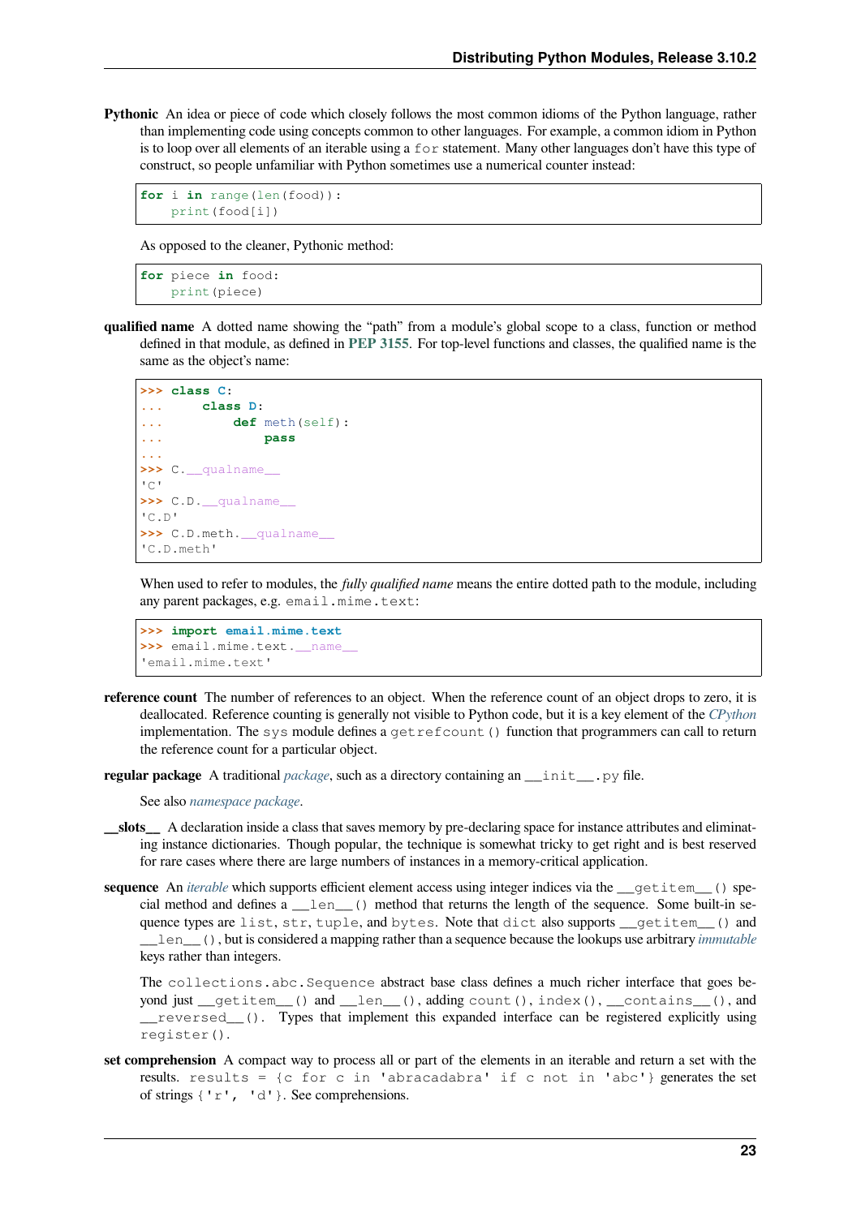**Pythonic** An idea or piece of code which closely follows the most common idioms of the Python language, rather than implementing code using concepts common to other languages. For example, a common idiom in Python is to loop over all elements of an iterable using a `for` statement. Many other languages don't have this type of construct, so people unfamiliar with Python sometimes use a numerical counter instead:

```
for i in range(len(food)):
    print(food[i])
```

As opposed to the cleaner, Pythonic method:

```
for piece in food:
    print(piece)
```

**qualified name** A dotted name showing the "path" from a module's global scope to a class, function or method defined in that module, as defined in **PEP 3155**. For top-level functions and classes, the qualified name is the same as the object's name:

```
>>> class C:
...     class D:
...         def meth(self):
...             pass
...
>>> C.__qualname__
'C'
>>> C.D.__qualname__
'C.D'
>>> C.D.meth.__qualname__
'C.D.meth'
```

When used to refer to modules, the *fully qualified name* means the entire dotted path to the module, including any parent packages, e.g. `email.mime.text`:

```
>>> import email.mime.text
>>> email.mime.text.__name__
'email.mime.text'
```

**reference count** The number of references to an object. When the reference count of an object drops to zero, it is deallocated. Reference counting is generally not visible to Python code, but it is a key element of the *CPython* implementation. The `sys` module defines a `getrefcount()` function that programmers can call to return the reference count for a particular object.

**regular package** A traditional *package*, such as a directory containing an `__init__.py` file.

See also *namespace package*.

**__slots__** A declaration inside a class that saves memory by pre-declaring space for instance attributes and eliminating instance dictionaries. Though popular, the technique is somewhat tricky to get right and is best reserved for rare cases where there are large numbers of instances in a memory-critical application.

**sequence** An *iterable* which supports efficient element access using integer indices via the `__getitem__()` special method and defines a `__len__()` method that returns the length of the sequence. Some built-in sequence types are `list`, `str`, `tuple`, and `bytes`. Note that `dict` also supports `__getitem__()` and `__len__()`, but is considered a mapping rather than a sequence because the lookups use arbitrary *immutable* keys rather than integers.

The `collections.abc.Sequence` abstract base class defines a much richer interface that goes beyond just `__getitem__()` and `__len__()`, adding `count()`, `index()`, `__contains__()`, and `__reversed__()`. Types that implement this expanded interface can be registered explicitly using `register()`.

**set comprehension** A compact way to process all or part of the elements in an iterable and return a set with the results. `results = {c for c in 'abracadabra' if c not in 'abc'}` generates the set of strings `{'r', 'd'}`. See comprehensions.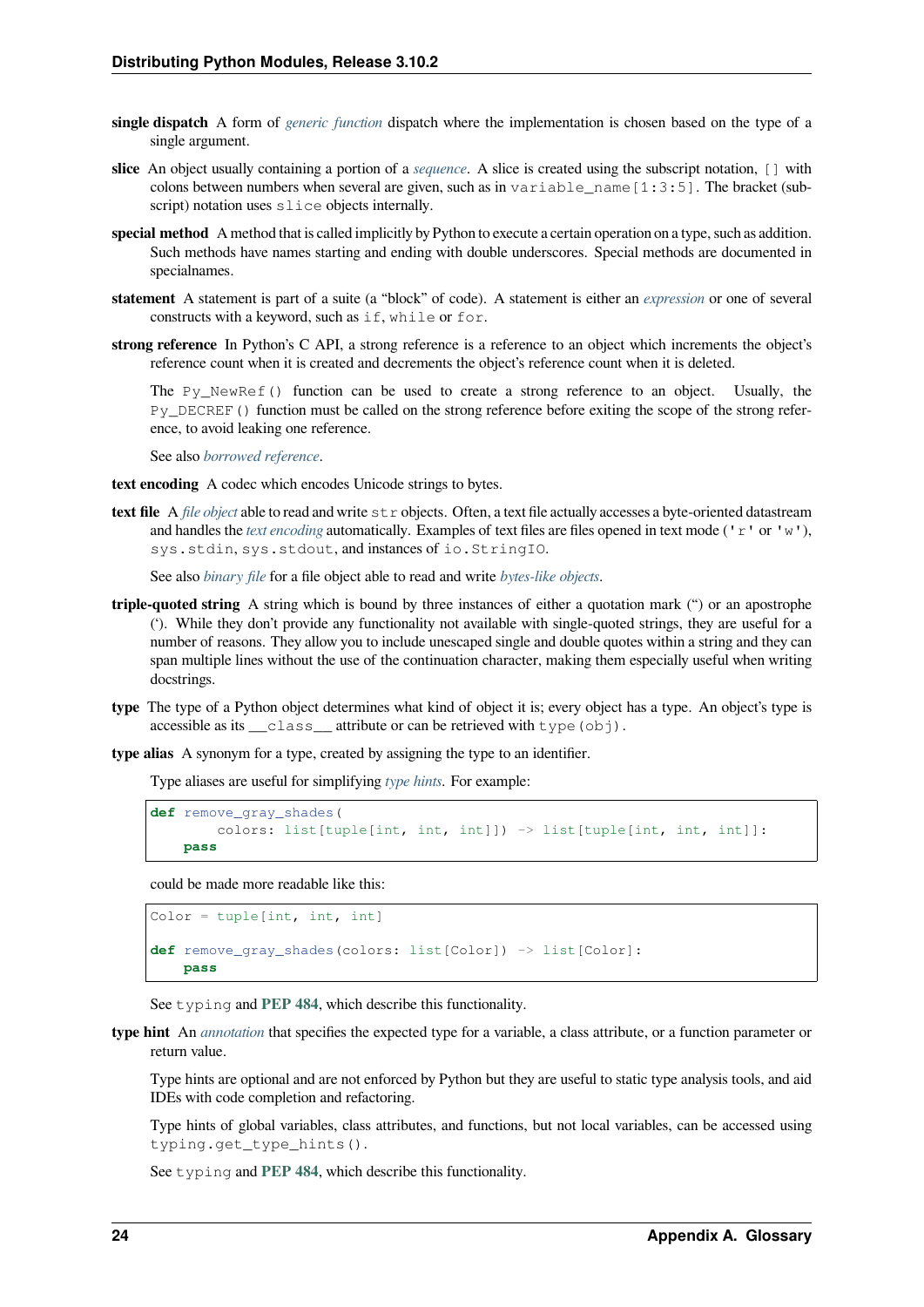**single dispatch** A form of *generic function* dispatch where the implementation is chosen based on the type of a single argument.

**slice** An object usually containing a portion of a *sequence*. A slice is created using the subscript notation, `[]` with colons between numbers when several are given, such as in `variable_name[1:3:5]`. The bracket (subscript) notation uses `slice` objects internally.

**special method** A method that is called implicitly by Python to execute a certain operation on a type, such as addition. Such methods have names starting and ending with double underscores. Special methods are documented in specialnames.

**statement** A statement is part of a suite (a "block" of code). A statement is either an *expression* or one of several constructs with a keyword, such as `if`, `while` or `for`.

**strong reference** In Python's C API, a strong reference is a reference to an object which increments the object's reference count when it is created and decrements the object's reference count when it is deleted.

The `Py_NewRef()` function can be used to create a strong reference to an object. Usually, the `Py_DECREF()` function must be called on the strong reference before exiting the scope of the strong reference, to avoid leaking one reference.

See also *borrowed reference*.

**text encoding** A codec which encodes Unicode strings to bytes.

**text file** A *file object* able to read and write `str` objects. Often, a text file actually accesses a byte-oriented datastream and handles the *text encoding* automatically. Examples of text files are files opened in text mode (`'r'` or `'w'`), `sys.stdin`, `sys.stdout`, and instances of `io.StringIO`.

See also *binary file* for a file object able to read and write *bytes-like objects*.

**triple-quoted string** A string which is bound by three instances of either a quotation mark (") or an apostrophe ('). While they don't provide any functionality not available with single-quoted strings, they are useful for a number of reasons. They allow you to include unescaped single and double quotes within a string and they can span multiple lines without the use of the continuation character, making them especially useful when writing docstrings.

**type** The type of a Python object determines what kind of object it is; every object has a type. An object's type is accessible as its `__class__` attribute or can be retrieved with `type(obj)`.

**type alias** A synonym for a type, created by assigning the type to an identifier.

Type aliases are useful for simplifying *type hints*. For example:

```
def remove_gray_shades(
        colors: list[tuple[int, int, int]]) -> list[tuple[int, int, int]]:
    pass
```

could be made more readable like this:

```
Color = tuple[int, int, int]

def remove_gray_shades(colors: list[Color]) -> list[Color]:
    pass
```

See `typing` and **PEP 484**, which describe this functionality.

**type hint** An *annotation* that specifies the expected type for a variable, a class attribute, or a function parameter or return value.

Type hints are optional and are not enforced by Python but they are useful to static type analysis tools, and aid IDEs with code completion and refactoring.

Type hints of global variables, class attributes, and functions, but not local variables, can be accessed using `typing.get_type_hints()`.

See `typing` and **PEP 484**, which describe this functionality.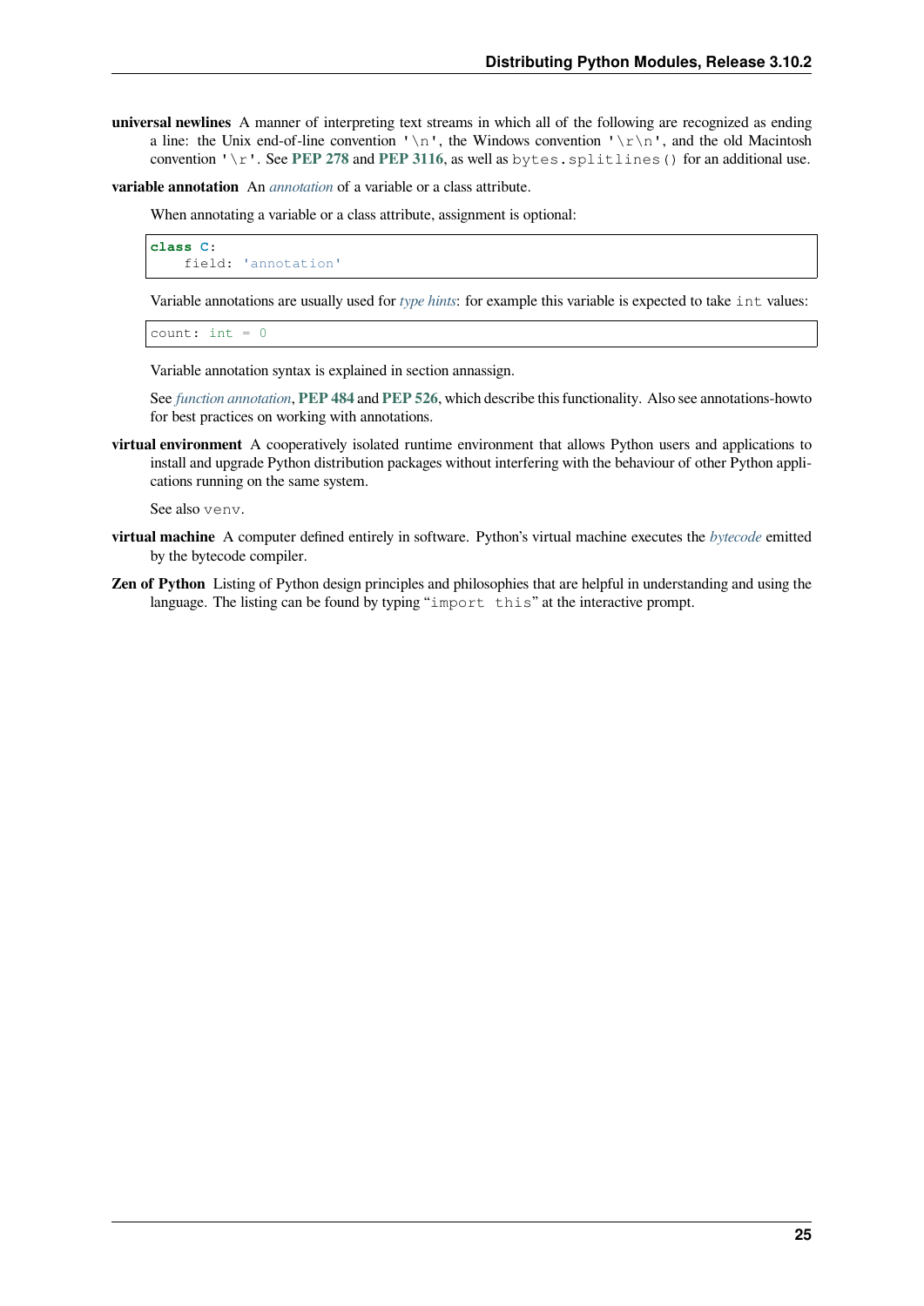**universal newlines** A manner of interpreting text streams in which all of the following are recognized as ending a line: the Unix end-of-line convention `'\n'`, the Windows convention `'\r\n'`, and the old Macintosh convention `'\r'`. See **PEP 278** and **PEP 3116**, as well as `bytes.splitlines()` for an additional use.

**variable annotation** An *annotation* of a variable or a class attribute.

When annotating a variable or a class attribute, assignment is optional:

```
class C:
    field: 'annotation'
```

Variable annotations are usually used for *type hints*: for example this variable is expected to take `int` values:

```
count: int = 0
```

Variable annotation syntax is explained in section annassign.

See *function annotation*, **PEP 484** and **PEP 526**, which describe this functionality. Also see annotations-howto for best practices on working with annotations.

**virtual environment** A cooperatively isolated runtime environment that allows Python users and applications to install and upgrade Python distribution packages without interfering with the behaviour of other Python applications running on the same system.

See also `venv`.

**virtual machine** A computer defined entirely in software. Python's virtual machine executes the *bytecode* emitted by the bytecode compiler.

**Zen of Python** Listing of Python design principles and philosophies that are helpful in understanding and using the language. The listing can be found by typing "`import this`" at the interactive prompt.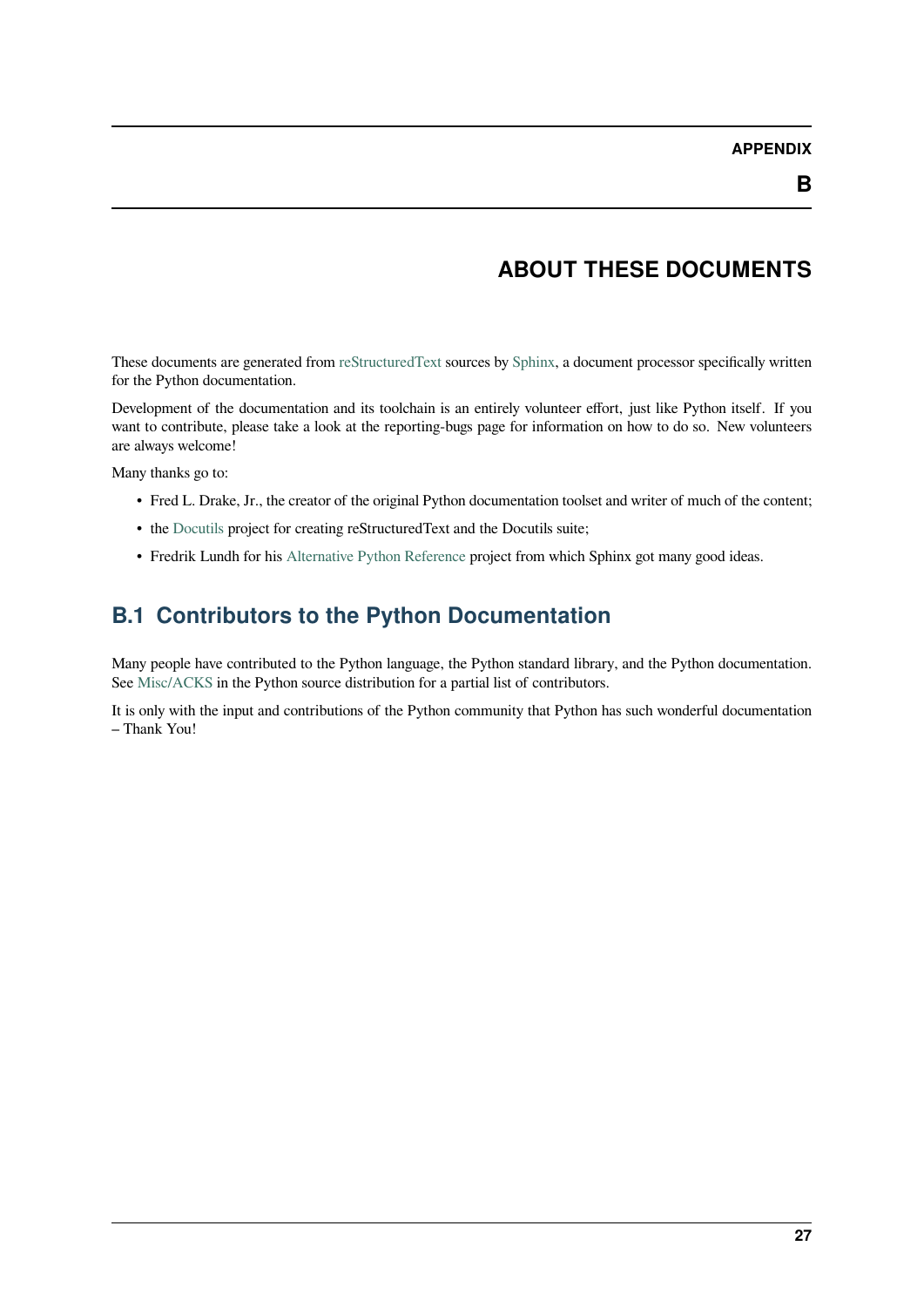# APPENDIX B

# ABOUT THESE DOCUMENTS

These documents are generated from reStructuredText sources by Sphinx, a document processor specifically written for the Python documentation.

Development of the documentation and its toolchain is an entirely volunteer effort, just like Python itself. If you want to contribute, please take a look at the reporting-bugs page for information on how to do so. New volunteers are always welcome!

Many thanks go to:

- Fred L. Drake, Jr., the creator of the original Python documentation toolset and writer of much of the content;
- the Docutils project for creating reStructuredText and the Docutils suite;
- Fredrik Lundh for his Alternative Python Reference project from which Sphinx got many good ideas.

## B.1 Contributors to the Python Documentation

Many people have contributed to the Python language, the Python standard library, and the Python documentation. See Misc/ACKS in the Python source distribution for a partial list of contributors.

It is only with the input and contributions of the Python community that Python has such wonderful documentation – Thank You!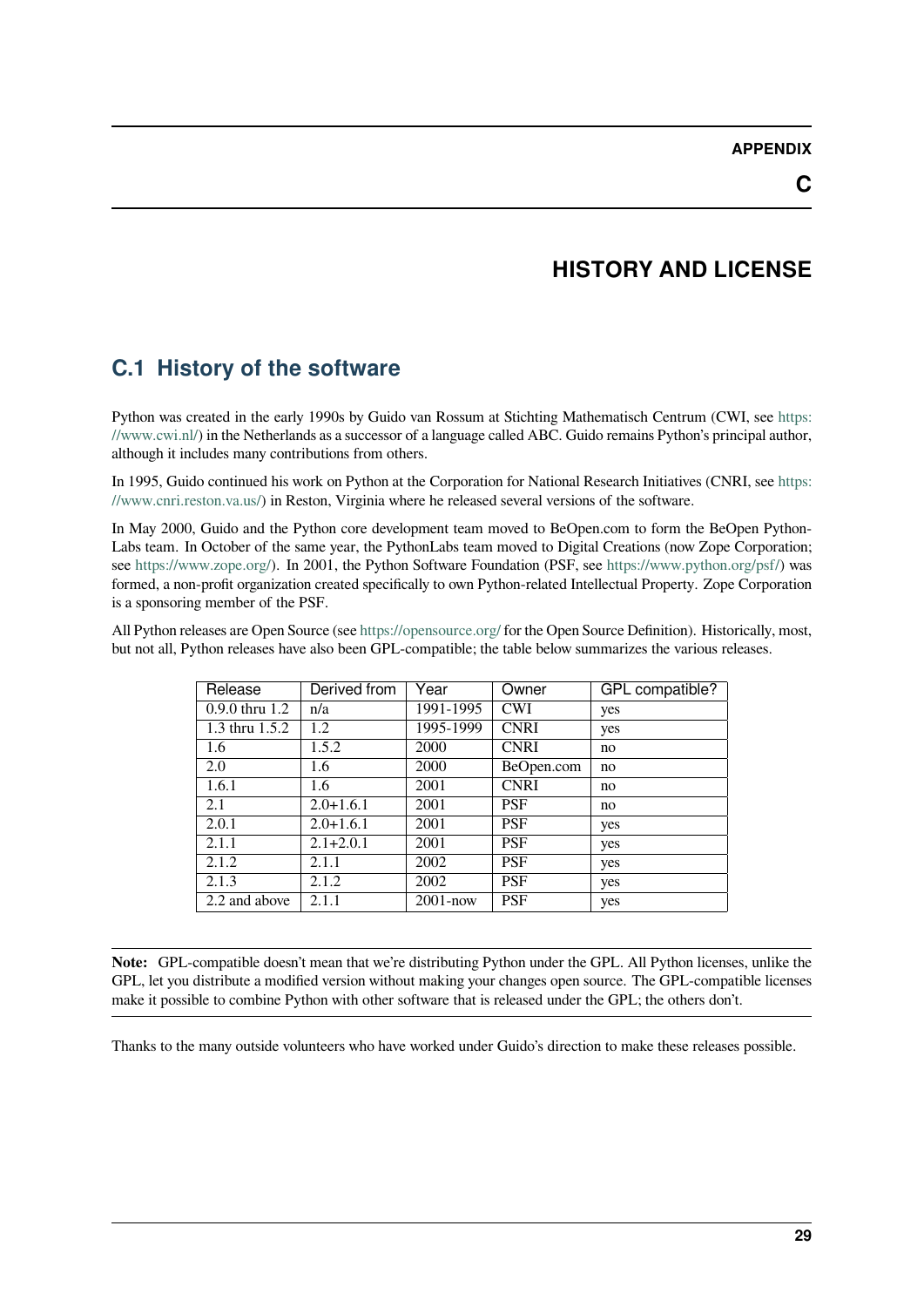# APPENDIX C

# HISTORY AND LICENSE

## C.1 History of the software

Python was created in the early 1990s by Guido van Rossum at Stichting Mathematisch Centrum (CWI, see https://www.cwi.nl/) in the Netherlands as a successor of a language called ABC. Guido remains Python's principal author, although it includes many contributions from others.

In 1995, Guido continued his work on Python at the Corporation for National Research Initiatives (CNRI, see https://www.cnri.reston.va.us/) in Reston, Virginia where he released several versions of the software.

In May 2000, Guido and the Python core development team moved to BeOpen.com to form the BeOpen Python-Labs team. In October of the same year, the PythonLabs team moved to Digital Creations (now Zope Corporation; see https://www.zope.org/). In 2001, the Python Software Foundation (PSF, see https://www.python.org/psf/) was formed, a non-profit organization created specifically to own Python-related Intellectual Property. Zope Corporation is a sponsoring member of the PSF.

All Python releases are Open Source (see https://opensource.org/ for the Open Source Definition). Historically, most, but not all, Python releases have also been GPL-compatible; the table below summarizes the various releases.

| Release | Derived from | Year | Owner | GPL compatible? |
|---|---|---|---|---|
| 0.9.0 thru 1.2 | n/a | 1991-1995 | CWI | yes |
| 1.3 thru 1.5.2 | 1.2 | 1995-1999 | CNRI | yes |
| 1.6 | 1.5.2 | 2000 | CNRI | no |
| 2.0 | 1.6 | 2000 | BeOpen.com | no |
| 1.6.1 | 1.6 | 2001 | CNRI | no |
| 2.1 | 2.0+1.6.1 | 2001 | PSF | no |
| 2.0.1 | 2.0+1.6.1 | 2001 | PSF | yes |
| 2.1.1 | 2.1+2.0.1 | 2001 | PSF | yes |
| 2.1.2 | 2.1.1 | 2002 | PSF | yes |
| 2.1.3 | 2.1.2 | 2002 | PSF | yes |
| 2.2 and above | 2.1.1 | 2001-now | PSF | yes |

**Note:** GPL-compatible doesn't mean that we're distributing Python under the GPL. All Python licenses, unlike the GPL, let you distribute a modified version without making your changes open source. The GPL-compatible licenses make it possible to combine Python with other software that is released under the GPL; the others don't.

Thanks to the many outside volunteers who have worked under Guido's direction to make these releases possible.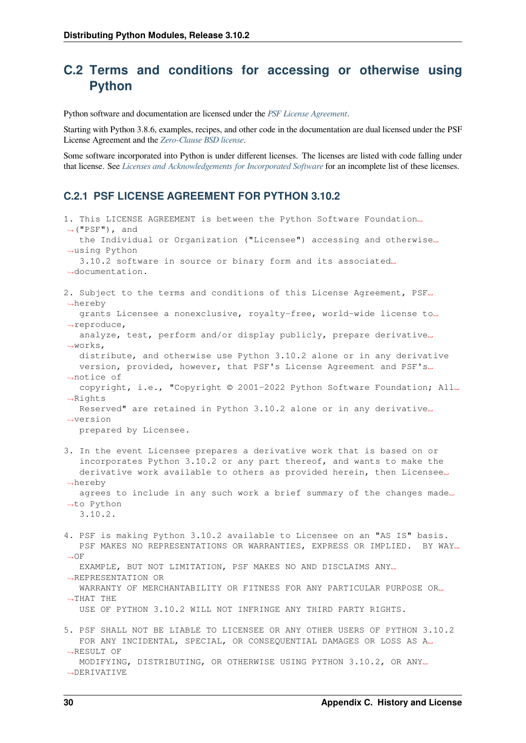## C.2 Terms and conditions for accessing or otherwise using Python

Python software and documentation are licensed under the *PSF License Agreement*.

Starting with Python 3.8.6, examples, recipes, and other code in the documentation are dual licensed under the PSF License Agreement and the *Zero-Clause BSD license*.

Some software incorporated into Python is under different licenses. The licenses are listed with code falling under that license. See *Licenses and Acknowledgements for Incorporated Software* for an incomplete list of these licenses.

### C.2.1 PSF LICENSE AGREEMENT FOR PYTHON 3.10.2

```
1. This LICENSE AGREEMENT is between the Python Software Foundation ("PSF"), and
   the Individual or Organization ("Licensee") accessing and otherwise using Python
   3.10.2 software in source or binary form and its associated documentation.

2. Subject to the terms and conditions of this License Agreement, PSF hereby
   grants Licensee a nonexclusive, royalty-free, world-wide license to reproduce,
   analyze, test, perform and/or display publicly, prepare derivative works,
   distribute, and otherwise use Python 3.10.2 alone or in any derivative
   version, provided, however, that PSF's License Agreement and PSF's notice of
   copyright, i.e., "Copyright © 2001-2022 Python Software Foundation; All Rights
   Reserved" are retained in Python 3.10.2 alone or in any derivative version
   prepared by Licensee.

3. In the event Licensee prepares a derivative work that is based on or
   incorporates Python 3.10.2 or any part thereof, and wants to make the
   derivative work available to others as provided herein, then Licensee hereby
   agrees to include in any such work a brief summary of the changes made to Python
   3.10.2.

4. PSF is making Python 3.10.2 available to Licensee on an "AS IS" basis.
   PSF MAKES NO REPRESENTATIONS OR WARRANTIES, EXPRESS OR IMPLIED.  BY WAY OF
   EXAMPLE, BUT NOT LIMITATION, PSF MAKES NO AND DISCLAIMS ANY REPRESENTATION OR
   WARRANTY OF MERCHANTABILITY OR FITNESS FOR ANY PARTICULAR PURPOSE OR THAT THE
   USE OF PYTHON 3.10.2 WILL NOT INFRINGE ANY THIRD PARTY RIGHTS.

5. PSF SHALL NOT BE LIABLE TO LICENSEE OR ANY OTHER USERS OF PYTHON 3.10.2
   FOR ANY INCIDENTAL, SPECIAL, OR CONSEQUENTIAL DAMAGES OR LOSS AS A RESULT OF
   MODIFYING, DISTRIBUTING, OR OTHERWISE USING PYTHON 3.10.2, OR ANY DERIVATIVE
```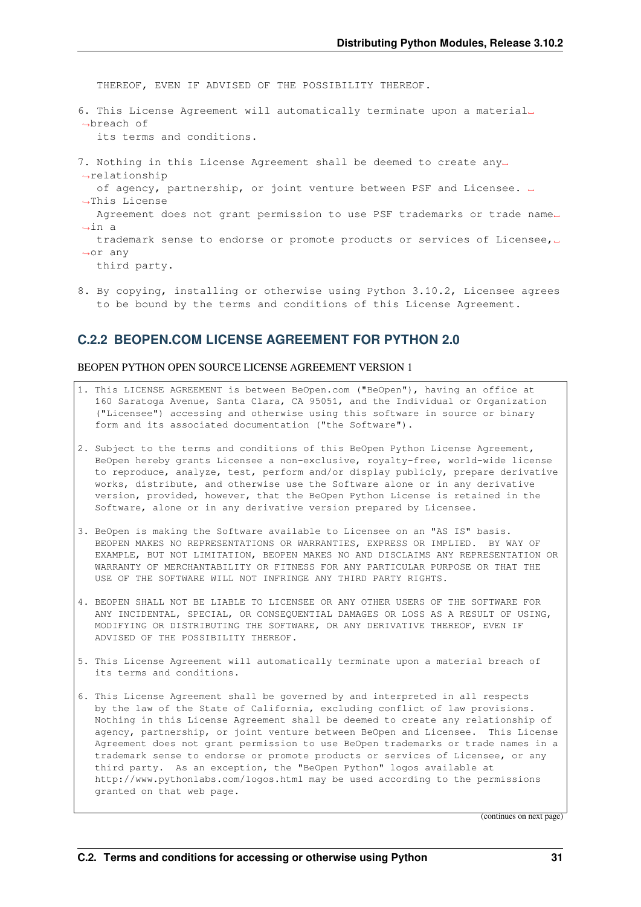```
   THEREOF, EVEN IF ADVISED OF THE POSSIBILITY THEREOF.

6. This License Agreement will automatically terminate upon a material breach of
   its terms and conditions.

7. Nothing in this License Agreement shall be deemed to create any relationship
   of agency, partnership, or joint venture between PSF and Licensee.  This License
   Agreement does not grant permission to use PSF trademarks or trade name in a
   trademark sense to endorse or promote products or services of Licensee, or any
   third party.

8. By copying, installing or otherwise using Python 3.10.2, Licensee agrees
   to be bound by the terms and conditions of this License Agreement.
```

### C.2.2 BEOPEN.COM LICENSE AGREEMENT FOR PYTHON 2.0

BEOPEN PYTHON OPEN SOURCE LICENSE AGREEMENT VERSION 1

```
1. This LICENSE AGREEMENT is between BeOpen.com ("BeOpen"), having an office at
   160 Saratoga Avenue, Santa Clara, CA 95051, and the Individual or Organization
   ("Licensee") accessing and otherwise using this software in source or binary
   form and its associated documentation ("the Software").

2. Subject to the terms and conditions of this BeOpen Python License Agreement,
   BeOpen hereby grants Licensee a non-exclusive, royalty-free, world-wide license
   to reproduce, analyze, test, perform and/or display publicly, prepare derivative
   works, distribute, and otherwise use the Software alone or in any derivative
   version, provided, however, that the BeOpen Python License is retained in the
   Software, alone or in any derivative version prepared by Licensee.

3. BeOpen is making the Software available to Licensee on an "AS IS" basis.
   BEOPEN MAKES NO REPRESENTATIONS OR WARRANTIES, EXPRESS OR IMPLIED.  BY WAY OF
   EXAMPLE, BUT NOT LIMITATION, BEOPEN MAKES NO AND DISCLAIMS ANY REPRESENTATION OR
   WARRANTY OF MERCHANTABILITY OR FITNESS FOR ANY PARTICULAR PURPOSE OR THAT THE
   USE OF THE SOFTWARE WILL NOT INFRINGE ANY THIRD PARTY RIGHTS.

4. BEOPEN SHALL NOT BE LIABLE TO LICENSEE OR ANY OTHER USERS OF THE SOFTWARE FOR
   ANY INCIDENTAL, SPECIAL, OR CONSEQUENTIAL DAMAGES OR LOSS AS A RESULT OF USING,
   MODIFYING OR DISTRIBUTING THE SOFTWARE, OR ANY DERIVATIVE THEREOF, EVEN IF
   ADVISED OF THE POSSIBILITY THEREOF.

5. This License Agreement will automatically terminate upon a material breach of
   its terms and conditions.

6. This License Agreement shall be governed by and interpreted in all respects
   by the law of the State of California, excluding conflict of law provisions.
   Nothing in this License Agreement shall be deemed to create any relationship of
   agency, partnership, or joint venture between BeOpen and Licensee.  This License
   Agreement does not grant permission to use BeOpen trademarks or trade names in a
   trademark sense to endorse or promote products or services of Licensee, or any
   third party.  As an exception, the "BeOpen Python" logos available at
   http://www.pythonlabs.com/logos.html may be used according to the permissions
   granted on that web page.
```

(continues on next page)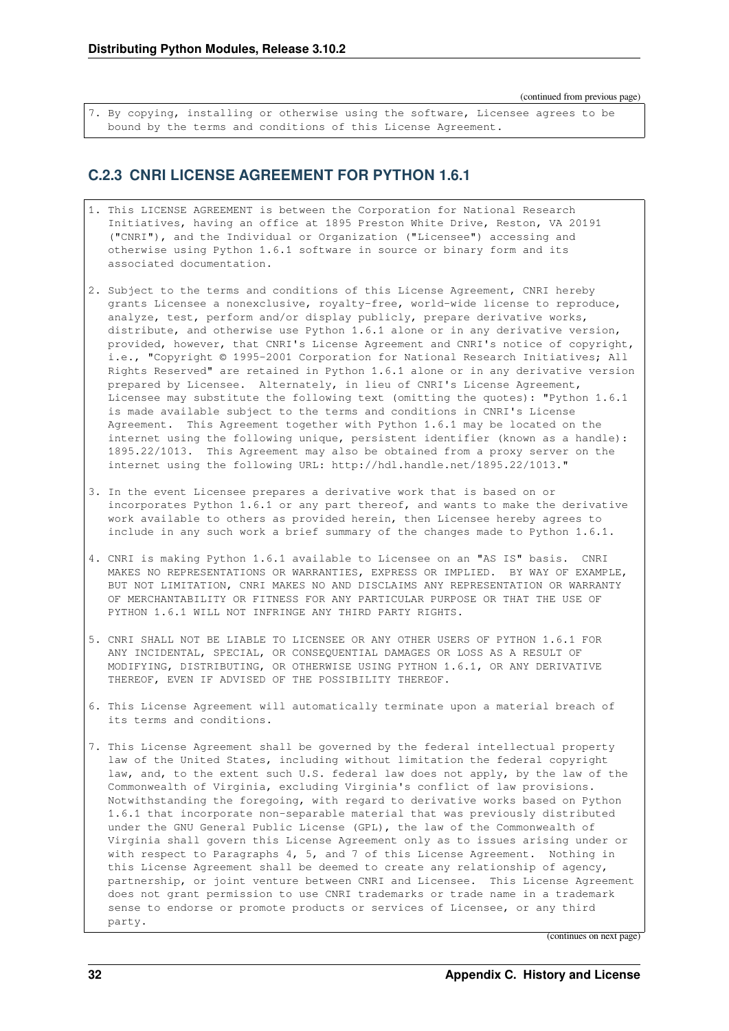(continued from previous page)

```
7. By copying, installing or otherwise using the software, Licensee agrees to be
   bound by the terms and conditions of this License Agreement.
```

### C.2.3 CNRI LICENSE AGREEMENT FOR PYTHON 1.6.1

```
1. This LICENSE AGREEMENT is between the Corporation for National Research
   Initiatives, having an office at 1895 Preston White Drive, Reston, VA 20191
   ("CNRI"), and the Individual or Organization ("Licensee") accessing and
   otherwise using Python 1.6.1 software in source or binary form and its
   associated documentation.

2. Subject to the terms and conditions of this License Agreement, CNRI hereby
   grants Licensee a nonexclusive, royalty-free, world-wide license to reproduce,
   analyze, test, perform and/or display publicly, prepare derivative works,
   distribute, and otherwise use Python 1.6.1 alone or in any derivative version,
   provided, however, that CNRI's License Agreement and CNRI's notice of copyright,
   i.e., "Copyright © 1995-2001 Corporation for National Research Initiatives; All
   Rights Reserved" are retained in Python 1.6.1 alone or in any derivative version
   prepared by Licensee.  Alternately, in lieu of CNRI's License Agreement,
   Licensee may substitute the following text (omitting the quotes): "Python 1.6.1
   is made available subject to the terms and conditions in CNRI's License
   Agreement.  This Agreement together with Python 1.6.1 may be located on the
   internet using the following unique, persistent identifier (known as a handle):
   1895.22/1013.  This Agreement may also be obtained from a proxy server on the
   internet using the following URL: http://hdl.handle.net/1895.22/1013."

3. In the event Licensee prepares a derivative work that is based on or
   incorporates Python 1.6.1 or any part thereof, and wants to make the derivative
   work available to others as provided herein, then Licensee hereby agrees to
   include in any such work a brief summary of the changes made to Python 1.6.1.

4. CNRI is making Python 1.6.1 available to Licensee on an "AS IS" basis.  CNRI
   MAKES NO REPRESENTATIONS OR WARRANTIES, EXPRESS OR IMPLIED.  BY WAY OF EXAMPLE,
   BUT NOT LIMITATION, CNRI MAKES NO AND DISCLAIMS ANY REPRESENTATION OR WARRANTY
   OF MERCHANTABILITY OR FITNESS FOR ANY PARTICULAR PURPOSE OR THAT THE USE OF
   PYTHON 1.6.1 WILL NOT INFRINGE ANY THIRD PARTY RIGHTS.

5. CNRI SHALL NOT BE LIABLE TO LICENSEE OR ANY OTHER USERS OF PYTHON 1.6.1 FOR
   ANY INCIDENTAL, SPECIAL, OR CONSEQUENTIAL DAMAGES OR LOSS AS A RESULT OF
   MODIFYING, DISTRIBUTING, OR OTHERWISE USING PYTHON 1.6.1, OR ANY DERIVATIVE
   THEREOF, EVEN IF ADVISED OF THE POSSIBILITY THEREOF.

6. This License Agreement will automatically terminate upon a material breach of
   its terms and conditions.

7. This License Agreement shall be governed by the federal intellectual property
   law of the United States, including without limitation the federal copyright
   law, and, to the extent such U.S. federal law does not apply, by the law of the
   Commonwealth of Virginia, excluding Virginia's conflict of law provisions.
   Notwithstanding the foregoing, with regard to derivative works based on Python
   1.6.1 that incorporate non-separable material that was previously distributed
   under the GNU General Public License (GPL), the law of the Commonwealth of
   Virginia shall govern this License Agreement only as to issues arising under or
   with respect to Paragraphs 4, 5, and 7 of this License Agreement.  Nothing in
   this License Agreement shall be deemed to create any relationship of agency,
   partnership, or joint venture between CNRI and Licensee.  This License Agreement
   does not grant permission to use CNRI trademarks or trade name in a trademark
   sense to endorse or promote products or services of Licensee, or any third
   party.
```

(continues on next page)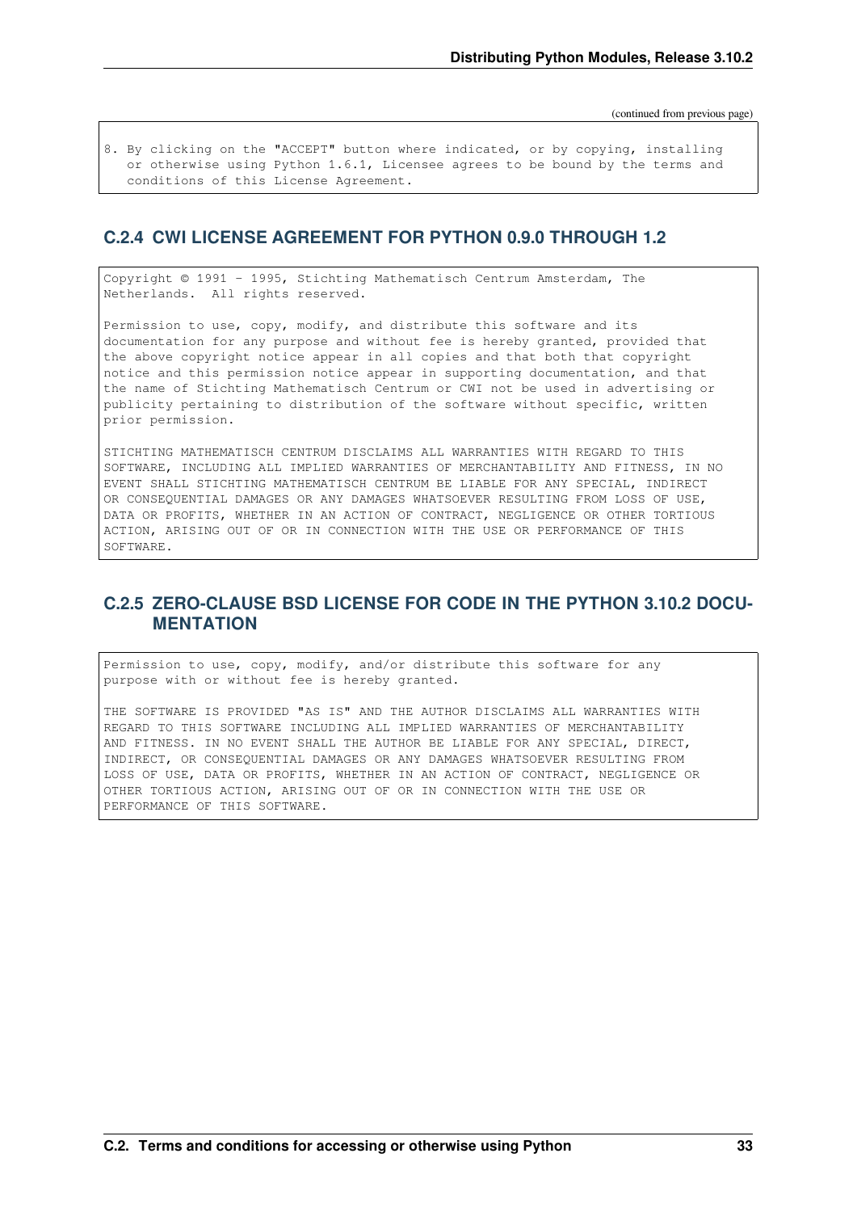(continued from previous page)

```
8. By clicking on the "ACCEPT" button where indicated, or by copying, installing
   or otherwise using Python 1.6.1, Licensee agrees to be bound by the terms and
   conditions of this License Agreement.
```

### C.2.4 CWI LICENSE AGREEMENT FOR PYTHON 0.9.0 THROUGH 1.2

```
Copyright © 1991 - 1995, Stichting Mathematisch Centrum Amsterdam, The
Netherlands.  All rights reserved.

Permission to use, copy, modify, and distribute this software and its
documentation for any purpose and without fee is hereby granted, provided that
the above copyright notice appear in all copies and that both that copyright
notice and this permission notice appear in supporting documentation, and that
the name of Stichting Mathematisch Centrum or CWI not be used in advertising or
publicity pertaining to distribution of the software without specific, written
prior permission.

STICHTING MATHEMATISCH CENTRUM DISCLAIMS ALL WARRANTIES WITH REGARD TO THIS
SOFTWARE, INCLUDING ALL IMPLIED WARRANTIES OF MERCHANTABILITY AND FITNESS, IN NO
EVENT SHALL STICHTING MATHEMATISCH CENTRUM BE LIABLE FOR ANY SPECIAL, INDIRECT
OR CONSEQUENTIAL DAMAGES OR ANY DAMAGES WHATSOEVER RESULTING FROM LOSS OF USE,
DATA OR PROFITS, WHETHER IN AN ACTION OF CONTRACT, NEGLIGENCE OR OTHER TORTIOUS
ACTION, ARISING OUT OF OR IN CONNECTION WITH THE USE OR PERFORMANCE OF THIS
SOFTWARE.
```

### C.2.5 ZERO-CLAUSE BSD LICENSE FOR CODE IN THE PYTHON 3.10.2 DOCUMENTATION

```
Permission to use, copy, modify, and/or distribute this software for any
purpose with or without fee is hereby granted.

THE SOFTWARE IS PROVIDED "AS IS" AND THE AUTHOR DISCLAIMS ALL WARRANTIES WITH
REGARD TO THIS SOFTWARE INCLUDING ALL IMPLIED WARRANTIES OF MERCHANTABILITY
AND FITNESS. IN NO EVENT SHALL THE AUTHOR BE LIABLE FOR ANY SPECIAL, DIRECT,
INDIRECT, OR CONSEQUENTIAL DAMAGES OR ANY DAMAGES WHATSOEVER RESULTING FROM
LOSS OF USE, DATA OR PROFITS, WHETHER IN AN ACTION OF CONTRACT, NEGLIGENCE OR
OTHER TORTIOUS ACTION, ARISING OUT OF OR IN CONNECTION WITH THE USE OR
PERFORMANCE OF THIS SOFTWARE.
```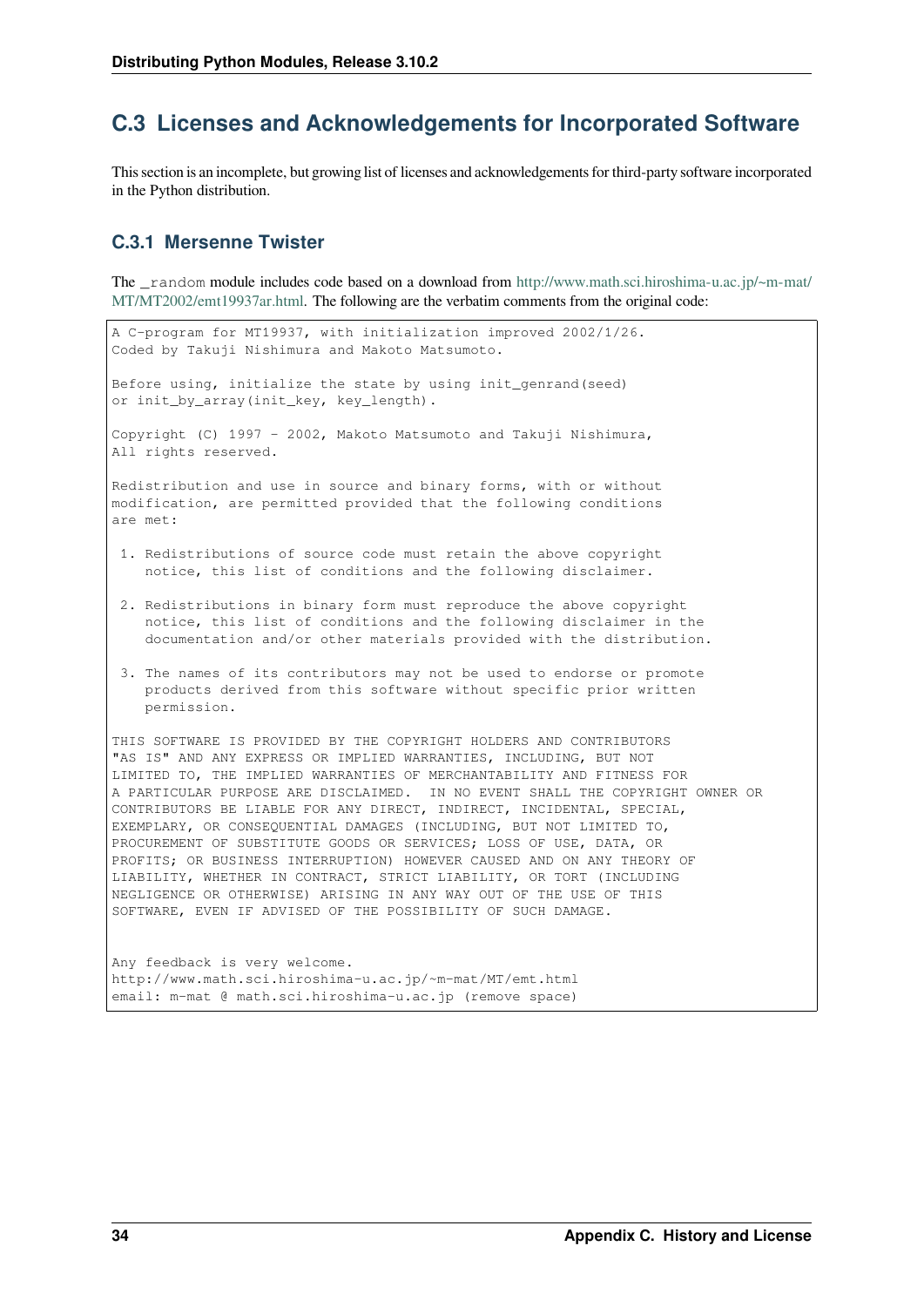## C.3 Licenses and Acknowledgements for Incorporated Software

This section is an incomplete, but growing list of licenses and acknowledgements for third-party software incorporated in the Python distribution.

### C.3.1 Mersenne Twister

The `_random` module includes code based on a download from http://www.math.sci.hiroshima-u.ac.jp/~m-mat/MT/MT2002/emt19937ar.html. The following are the verbatim comments from the original code:

```
A C-program for MT19937, with initialization improved 2002/1/26.
Coded by Takuji Nishimura and Makoto Matsumoto.

Before using, initialize the state by using init_genrand(seed)
or init_by_array(init_key, key_length).

Copyright (C) 1997 - 2002, Makoto Matsumoto and Takuji Nishimura,
All rights reserved.

Redistribution and use in source and binary forms, with or without
modification, are permitted provided that the following conditions
are met:

 1. Redistributions of source code must retain the above copyright
    notice, this list of conditions and the following disclaimer.

 2. Redistributions in binary form must reproduce the above copyright
    notice, this list of conditions and the following disclaimer in the
    documentation and/or other materials provided with the distribution.

 3. The names of its contributors may not be used to endorse or promote
    products derived from this software without specific prior written
    permission.

THIS SOFTWARE IS PROVIDED BY THE COPYRIGHT HOLDERS AND CONTRIBUTORS
"AS IS" AND ANY EXPRESS OR IMPLIED WARRANTIES, INCLUDING, BUT NOT
LIMITED TO, THE IMPLIED WARRANTIES OF MERCHANTABILITY AND FITNESS FOR
A PARTICULAR PURPOSE ARE DISCLAIMED.  IN NO EVENT SHALL THE COPYRIGHT OWNER OR
CONTRIBUTORS BE LIABLE FOR ANY DIRECT, INDIRECT, INCIDENTAL, SPECIAL,
EXEMPLARY, OR CONSEQUENTIAL DAMAGES (INCLUDING, BUT NOT LIMITED TO,
PROCUREMENT OF SUBSTITUTE GOODS OR SERVICES; LOSS OF USE, DATA, OR
PROFITS; OR BUSINESS INTERRUPTION) HOWEVER CAUSED AND ON ANY THEORY OF
LIABILITY, WHETHER IN CONTRACT, STRICT LIABILITY, OR TORT (INCLUDING
NEGLIGENCE OR OTHERWISE) ARISING IN ANY WAY OUT OF THE USE OF THIS
SOFTWARE, EVEN IF ADVISED OF THE POSSIBILITY OF SUCH DAMAGE.


Any feedback is very welcome.
http://www.math.sci.hiroshima-u.ac.jp/~m-mat/MT/emt.html
email: m-mat @ math.sci.hiroshima-u.ac.jp (remove space)
```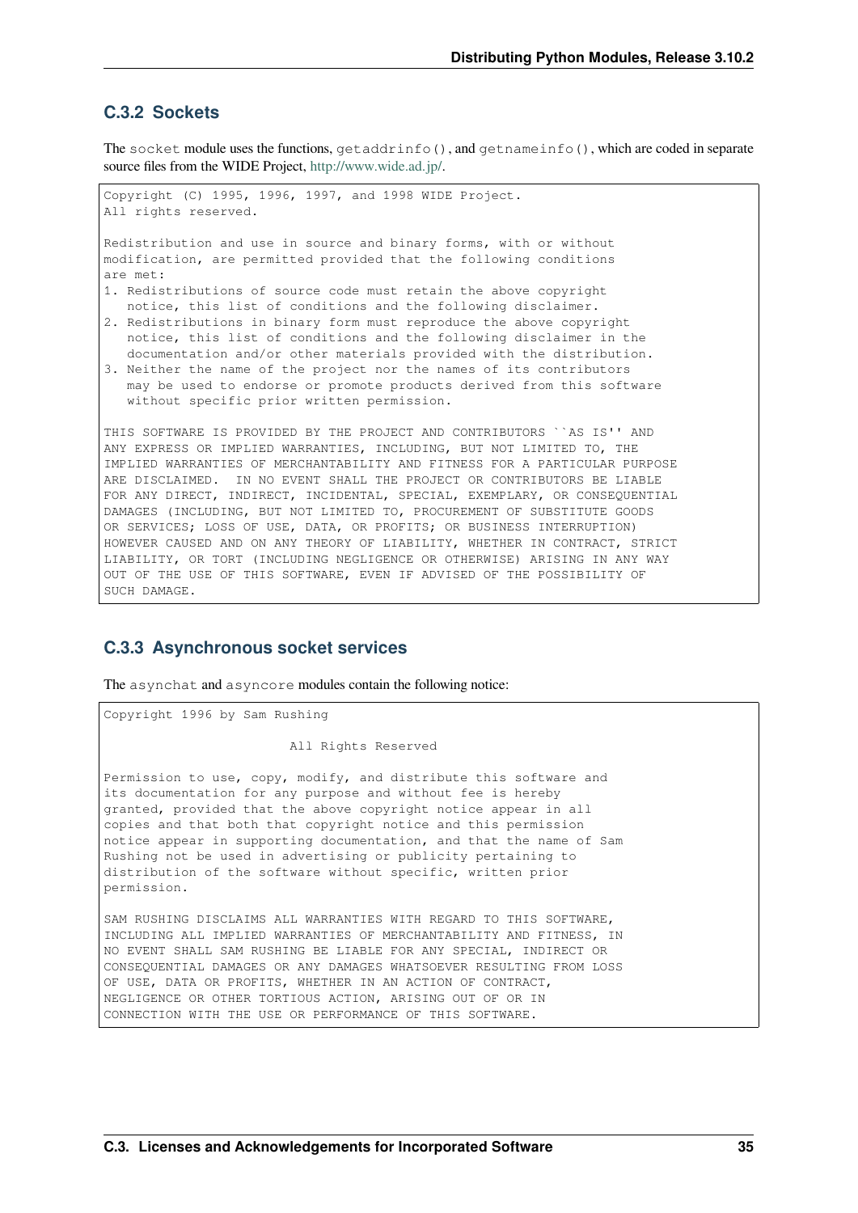### C.3.2 Sockets

The `socket` module uses the functions, `getaddrinfo()`, and `getnameinfo()`, which are coded in separate source files from the WIDE Project, http://www.wide.ad.jp/.

```
Copyright (C) 1995, 1996, 1997, and 1998 WIDE Project.
All rights reserved.

Redistribution and use in source and binary forms, with or without
modification, are permitted provided that the following conditions
are met:
1. Redistributions of source code must retain the above copyright
   notice, this list of conditions and the following disclaimer.
2. Redistributions in binary form must reproduce the above copyright
   notice, this list of conditions and the following disclaimer in the
   documentation and/or other materials provided with the distribution.
3. Neither the name of the project nor the names of its contributors
   may be used to endorse or promote products derived from this software
   without specific prior written permission.

THIS SOFTWARE IS PROVIDED BY THE PROJECT AND CONTRIBUTORS ``AS IS'' AND
ANY EXPRESS OR IMPLIED WARRANTIES, INCLUDING, BUT NOT LIMITED TO, THE
IMPLIED WARRANTIES OF MERCHANTABILITY AND FITNESS FOR A PARTICULAR PURPOSE
ARE DISCLAIMED.  IN NO EVENT SHALL THE PROJECT OR CONTRIBUTORS BE LIABLE
FOR ANY DIRECT, INDIRECT, INCIDENTAL, SPECIAL, EXEMPLARY, OR CONSEQUENTIAL
DAMAGES (INCLUDING, BUT NOT LIMITED TO, PROCUREMENT OF SUBSTITUTE GOODS
OR SERVICES; LOSS OF USE, DATA, OR PROFITS; OR BUSINESS INTERRUPTION)
HOWEVER CAUSED AND ON ANY THEORY OF LIABILITY, WHETHER IN CONTRACT, STRICT
LIABILITY, OR TORT (INCLUDING NEGLIGENCE OR OTHERWISE) ARISING IN ANY WAY
OUT OF THE USE OF THIS SOFTWARE, EVEN IF ADVISED OF THE POSSIBILITY OF
SUCH DAMAGE.
```

### C.3.3 Asynchronous socket services

The `asynchat` and `asyncore` modules contain the following notice:

```
Copyright 1996 by Sam Rushing

                        All Rights Reserved

Permission to use, copy, modify, and distribute this software and
its documentation for any purpose and without fee is hereby
granted, provided that the above copyright notice appear in all
copies and that both that copyright notice and this permission
notice appear in supporting documentation, and that the name of Sam
Rushing not be used in advertising or publicity pertaining to
distribution of the software without specific, written prior
permission.

SAM RUSHING DISCLAIMS ALL WARRANTIES WITH REGARD TO THIS SOFTWARE,
INCLUDING ALL IMPLIED WARRANTIES OF MERCHANTABILITY AND FITNESS, IN
NO EVENT SHALL SAM RUSHING BE LIABLE FOR ANY SPECIAL, INDIRECT OR
CONSEQUENTIAL DAMAGES OR ANY DAMAGES WHATSOEVER RESULTING FROM LOSS
OF USE, DATA OR PROFITS, WHETHER IN AN ACTION OF CONTRACT,
NEGLIGENCE OR OTHER TORTIOUS ACTION, ARISING OUT OF OR IN
CONNECTION WITH THE USE OR PERFORMANCE OF THIS SOFTWARE.
```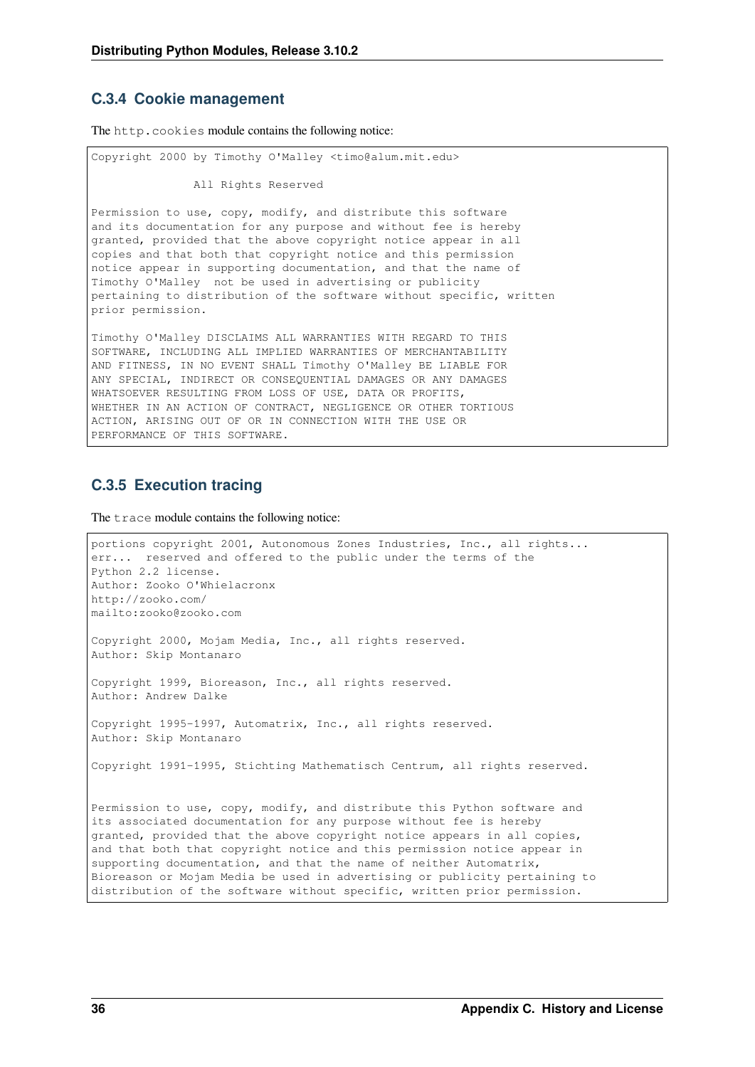### C.3.4 Cookie management

The `http.cookies` module contains the following notice:

```
Copyright 2000 by Timothy O'Malley <timo@alum.mit.edu>

               All Rights Reserved

Permission to use, copy, modify, and distribute this software
and its documentation for any purpose and without fee is hereby
granted, provided that the above copyright notice appear in all
copies and that both that copyright notice and this permission
notice appear in supporting documentation, and that the name of
Timothy O'Malley  not be used in advertising or publicity
pertaining to distribution of the software without specific, written
prior permission.

Timothy O'Malley DISCLAIMS ALL WARRANTIES WITH REGARD TO THIS
SOFTWARE, INCLUDING ALL IMPLIED WARRANTIES OF MERCHANTABILITY
AND FITNESS, IN NO EVENT SHALL Timothy O'Malley BE LIABLE FOR
ANY SPECIAL, INDIRECT OR CONSEQUENTIAL DAMAGES OR ANY DAMAGES
WHATSOEVER RESULTING FROM LOSS OF USE, DATA OR PROFITS,
WHETHER IN AN ACTION OF CONTRACT, NEGLIGENCE OR OTHER TORTIOUS
ACTION, ARISING OUT OF OR IN CONNECTION WITH THE USE OR
PERFORMANCE OF THIS SOFTWARE.
```

### C.3.5 Execution tracing

The `trace` module contains the following notice:

```
portions copyright 2001, Autonomous Zones Industries, Inc., all rights...
err...  reserved and offered to the public under the terms of the
Python 2.2 license.
Author: Zooko O'Whielacronx
http://zooko.com/
mailto:zooko@zooko.com

Copyright 2000, Mojam Media, Inc., all rights reserved.
Author: Skip Montanaro

Copyright 1999, Bioreason, Inc., all rights reserved.
Author: Andrew Dalke

Copyright 1995-1997, Automatrix, Inc., all rights reserved.
Author: Skip Montanaro

Copyright 1991-1995, Stichting Mathematisch Centrum, all rights reserved.


Permission to use, copy, modify, and distribute this Python software and
its associated documentation for any purpose without fee is hereby
granted, provided that the above copyright notice appears in all copies,
and that both that copyright notice and this permission notice appear in
supporting documentation, and that the name of neither Automatrix,
Bioreason or Mojam Media be used in advertising or publicity pertaining to
distribution of the software without specific, written prior permission.
```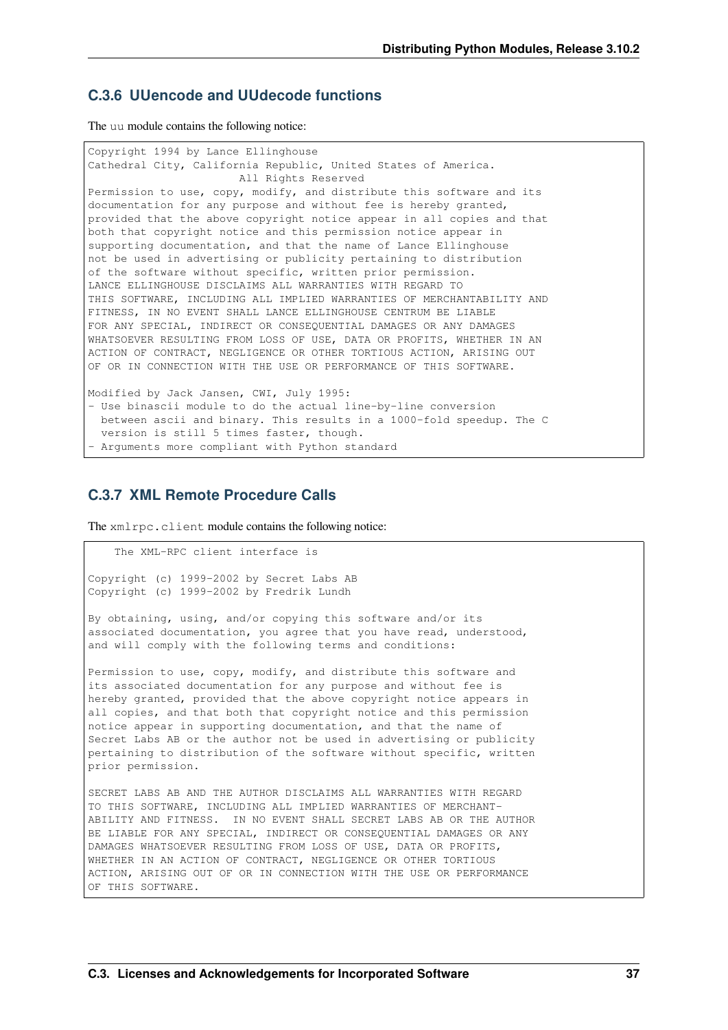### C.3.6 UUencode and UUdecode functions

The `uu` module contains the following notice:

```
Copyright 1994 by Lance Ellinghouse
Cathedral City, California Republic, United States of America.
                       All Rights Reserved
Permission to use, copy, modify, and distribute this software and its
documentation for any purpose and without fee is hereby granted,
provided that the above copyright notice appear in all copies and that
both that copyright notice and this permission notice appear in
supporting documentation, and that the name of Lance Ellinghouse
not be used in advertising or publicity pertaining to distribution
of the software without specific, written prior permission.
LANCE ELLINGHOUSE DISCLAIMS ALL WARRANTIES WITH REGARD TO
THIS SOFTWARE, INCLUDING ALL IMPLIED WARRANTIES OF MERCHANTABILITY AND
FITNESS, IN NO EVENT SHALL LANCE ELLINGHOUSE CENTRUM BE LIABLE
FOR ANY SPECIAL, INDIRECT OR CONSEQUENTIAL DAMAGES OR ANY DAMAGES
WHATSOEVER RESULTING FROM LOSS OF USE, DATA OR PROFITS, WHETHER IN AN
ACTION OF CONTRACT, NEGLIGENCE OR OTHER TORTIOUS ACTION, ARISING OUT
OF OR IN CONNECTION WITH THE USE OR PERFORMANCE OF THIS SOFTWARE.

Modified by Jack Jansen, CWI, July 1995:
- Use binascii module to do the actual line-by-line conversion
  between ascii and binary. This results in a 1000-fold speedup. The C
  version is still 5 times faster, though.
- Arguments more compliant with Python standard
```

### C.3.7 XML Remote Procedure Calls

The `xmlrpc.client` module contains the following notice:

```
    The XML-RPC client interface is

Copyright (c) 1999-2002 by Secret Labs AB
Copyright (c) 1999-2002 by Fredrik Lundh

By obtaining, using, and/or copying this software and/or its
associated documentation, you agree that you have read, understood,
and will comply with the following terms and conditions:

Permission to use, copy, modify, and distribute this software and
its associated documentation for any purpose and without fee is
hereby granted, provided that the above copyright notice appears in
all copies, and that both that copyright notice and this permission
notice appear in supporting documentation, and that the name of
Secret Labs AB or the author not be used in advertising or publicity
pertaining to distribution of the software without specific, written
prior permission.

SECRET LABS AB AND THE AUTHOR DISCLAIMS ALL WARRANTIES WITH REGARD
TO THIS SOFTWARE, INCLUDING ALL IMPLIED WARRANTIES OF MERCHANT-
ABILITY AND FITNESS.  IN NO EVENT SHALL SECRET LABS AB OR THE AUTHOR
BE LIABLE FOR ANY SPECIAL, INDIRECT OR CONSEQUENTIAL DAMAGES OR ANY
DAMAGES WHATSOEVER RESULTING FROM LOSS OF USE, DATA OR PROFITS,
WHETHER IN AN ACTION OF CONTRACT, NEGLIGENCE OR OTHER TORTIOUS
ACTION, ARISING OUT OF OR IN CONNECTION WITH THE USE OR PERFORMANCE
OF THIS SOFTWARE.
```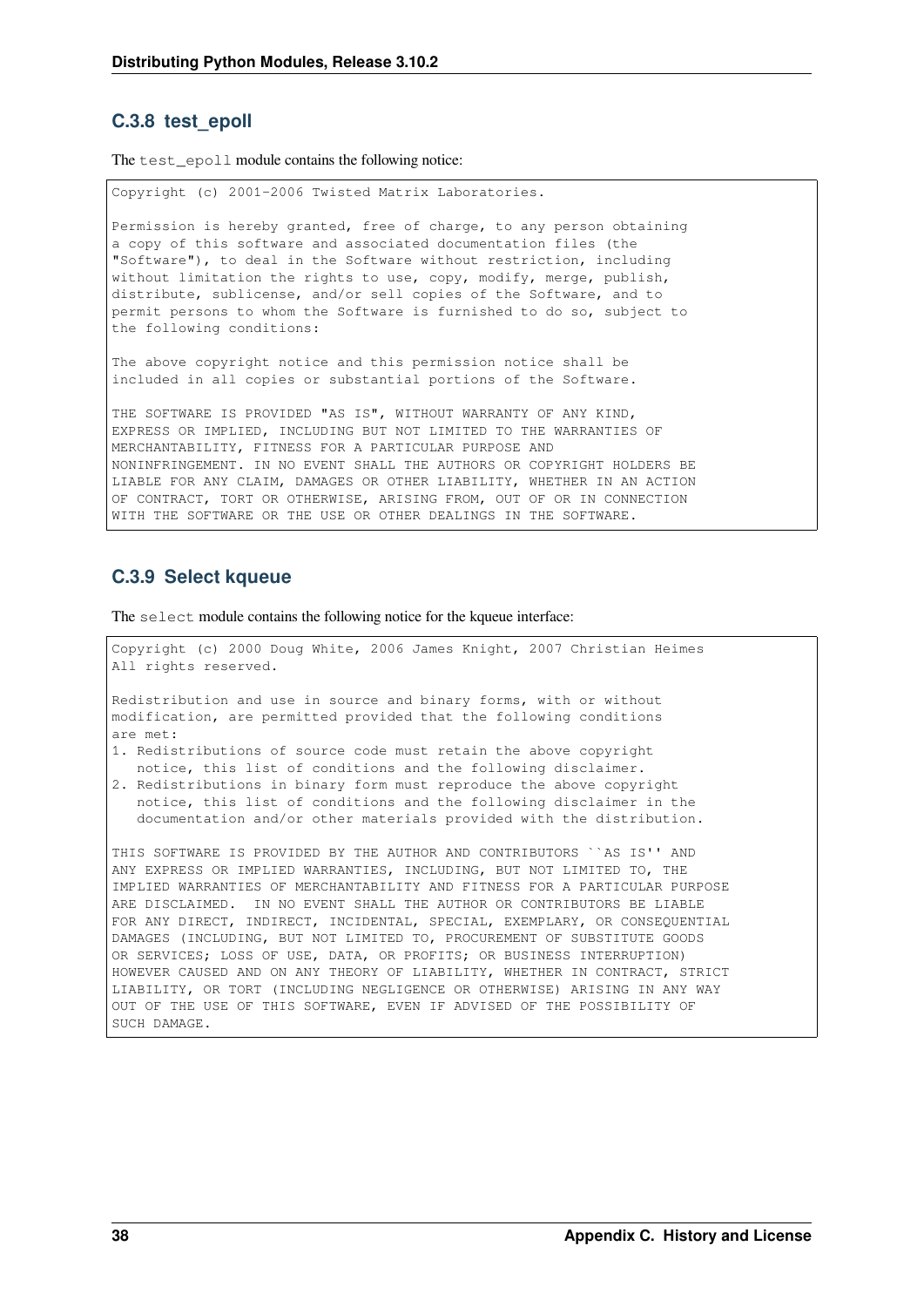### C.3.8 test_epoll

The `test_epoll` module contains the following notice:

```
Copyright (c) 2001-2006 Twisted Matrix Laboratories.

Permission is hereby granted, free of charge, to any person obtaining
a copy of this software and associated documentation files (the
"Software"), to deal in the Software without restriction, including
without limitation the rights to use, copy, modify, merge, publish,
distribute, sublicense, and/or sell copies of the Software, and to
permit persons to whom the Software is furnished to do so, subject to
the following conditions:

The above copyright notice and this permission notice shall be
included in all copies or substantial portions of the Software.

THE SOFTWARE IS PROVIDED "AS IS", WITHOUT WARRANTY OF ANY KIND,
EXPRESS OR IMPLIED, INCLUDING BUT NOT LIMITED TO THE WARRANTIES OF
MERCHANTABILITY, FITNESS FOR A PARTICULAR PURPOSE AND
NONINFRINGEMENT. IN NO EVENT SHALL THE AUTHORS OR COPYRIGHT HOLDERS BE
LIABLE FOR ANY CLAIM, DAMAGES OR OTHER LIABILITY, WHETHER IN AN ACTION
OF CONTRACT, TORT OR OTHERWISE, ARISING FROM, OUT OF OR IN CONNECTION
WITH THE SOFTWARE OR THE USE OR OTHER DEALINGS IN THE SOFTWARE.
```

### C.3.9 Select kqueue

The `select` module contains the following notice for the kqueue interface:

```
Copyright (c) 2000 Doug White, 2006 James Knight, 2007 Christian Heimes
All rights reserved.

Redistribution and use in source and binary forms, with or without
modification, are permitted provided that the following conditions
are met:
1. Redistributions of source code must retain the above copyright
   notice, this list of conditions and the following disclaimer.
2. Redistributions in binary form must reproduce the above copyright
   notice, this list of conditions and the following disclaimer in the
   documentation and/or other materials provided with the distribution.

THIS SOFTWARE IS PROVIDED BY THE AUTHOR AND CONTRIBUTORS ``AS IS'' AND
ANY EXPRESS OR IMPLIED WARRANTIES, INCLUDING, BUT NOT LIMITED TO, THE
IMPLIED WARRANTIES OF MERCHANTABILITY AND FITNESS FOR A PARTICULAR PURPOSE
ARE DISCLAIMED.  IN NO EVENT SHALL THE AUTHOR OR CONTRIBUTORS BE LIABLE
FOR ANY DIRECT, INDIRECT, INCIDENTAL, SPECIAL, EXEMPLARY, OR CONSEQUENTIAL
DAMAGES (INCLUDING, BUT NOT LIMITED TO, PROCUREMENT OF SUBSTITUTE GOODS
OR SERVICES; LOSS OF USE, DATA, OR PROFITS; OR BUSINESS INTERRUPTION)
HOWEVER CAUSED AND ON ANY THEORY OF LIABILITY, WHETHER IN CONTRACT, STRICT
LIABILITY, OR TORT (INCLUDING NEGLIGENCE OR OTHERWISE) ARISING IN ANY WAY
OUT OF THE USE OF THIS SOFTWARE, EVEN IF ADVISED OF THE POSSIBILITY OF
SUCH DAMAGE.
```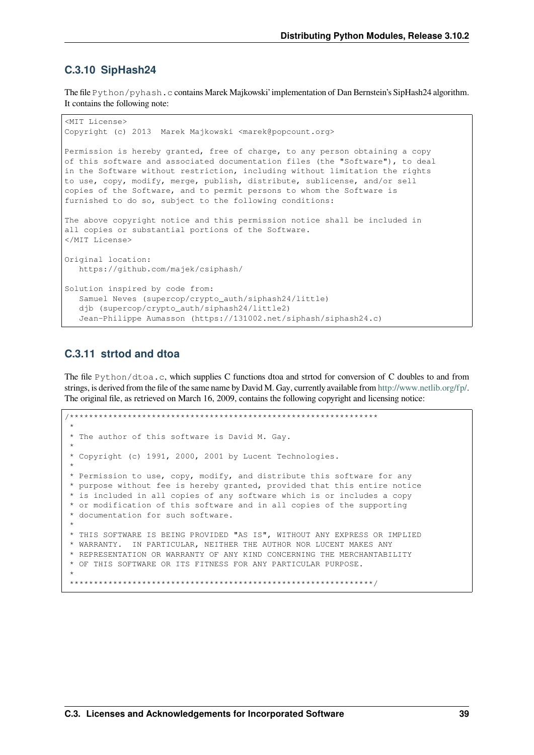### C.3.10 SipHash24

The file `Python/pyhash.c` contains Marek Majkowski' implementation of Dan Bernstein's SipHash24 algorithm. It contains the following note:

```
<MIT License>
Copyright (c) 2013  Marek Majkowski <marek@popcount.org>

Permission is hereby granted, free of charge, to any person obtaining a copy
of this software and associated documentation files (the "Software"), to deal
in the Software without restriction, including without limitation the rights
to use, copy, modify, merge, publish, distribute, sublicense, and/or sell
copies of the Software, and to permit persons to whom the Software is
furnished to do so, subject to the following conditions:

The above copyright notice and this permission notice shall be included in
all copies or substantial portions of the Software.
</MIT License>

Original location:
   https://github.com/majek/csiphash/

Solution inspired by code from:
   Samuel Neves (supercop/crypto_auth/siphash24/little)
   djb (supercop/crypto_auth/siphash24/little2)
   Jean-Philippe Aumasson (https://131002.net/siphash/siphash24.c)
```

### C.3.11 strtod and dtoa

The file `Python/dtoa.c`, which supplies C functions dtoa and strtod for conversion of C doubles to and from strings, is derived from the file of the same name by David M. Gay, currently available from http://www.netlib.org/fp/. The original file, as retrieved on March 16, 2009, contains the following copyright and licensing notice:

```
/****************************************************************
 *
 * The author of this software is David M. Gay.
 *
 * Copyright (c) 1991, 2000, 2001 by Lucent Technologies.
 *
 * Permission to use, copy, modify, and distribute this software for any
 * purpose without fee is hereby granted, provided that this entire notice
 * is included in all copies of any software which is or includes a copy
 * or modification of this software and in all copies of the supporting
 * documentation for such software.
 *
 * THIS SOFTWARE IS BEING PROVIDED "AS IS", WITHOUT ANY EXPRESS OR IMPLIED
 * WARRANTY.  IN PARTICULAR, NEITHER THE AUTHOR NOR LUCENT MAKES ANY
 * REPRESENTATION OR WARRANTY OF ANY KIND CONCERNING THE MERCHANTABILITY
 * OF THIS SOFTWARE OR ITS FITNESS FOR ANY PARTICULAR PURPOSE.
 *
 ***************************************************************/
```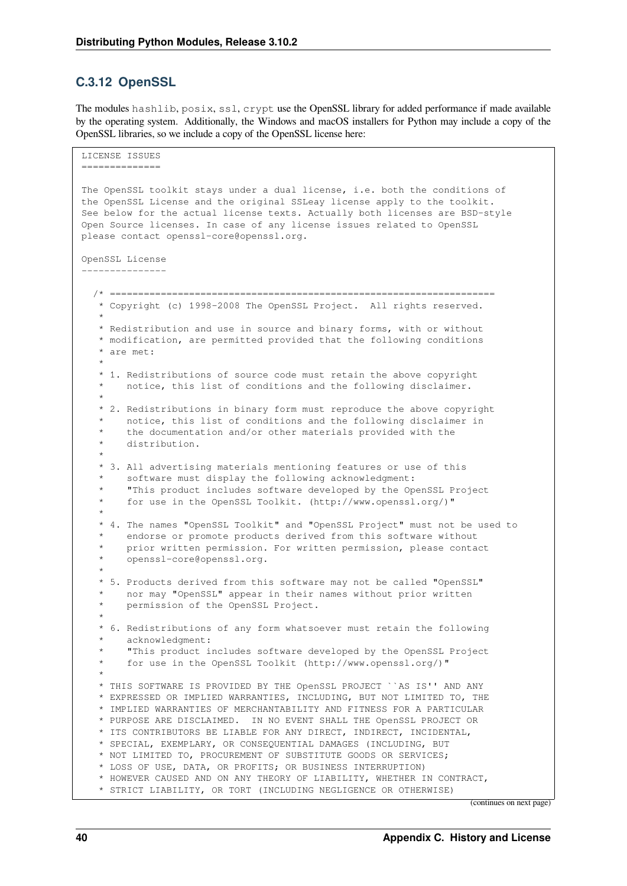### C.3.12 OpenSSL

The modules `hashlib`, `posix`, `ssl`, `crypt` use the OpenSSL library for added performance if made available by the operating system. Additionally, the Windows and macOS installers for Python may include a copy of the OpenSSL libraries, so we include a copy of the OpenSSL license here:

```
LICENSE ISSUES
==============

The OpenSSL toolkit stays under a dual license, i.e. both the conditions of
the OpenSSL License and the original SSLeay license apply to the toolkit.
See below for the actual license texts. Actually both licenses are BSD-style
Open Source licenses. In case of any license issues related to OpenSSL
please contact openssl-core@openssl.org.

OpenSSL License
---------------

  /* ====================================================================
   * Copyright (c) 1998-2008 The OpenSSL Project.  All rights reserved.
   *
   * Redistribution and use in source and binary forms, with or without
   * modification, are permitted provided that the following conditions
   * are met:
   *
   * 1. Redistributions of source code must retain the above copyright
   *    notice, this list of conditions and the following disclaimer.
   *
   * 2. Redistributions in binary form must reproduce the above copyright
   *    notice, this list of conditions and the following disclaimer in
   *    the documentation and/or other materials provided with the
   *    distribution.
   *
   * 3. All advertising materials mentioning features or use of this
   *    software must display the following acknowledgment:
   *    "This product includes software developed by the OpenSSL Project
   *    for use in the OpenSSL Toolkit. (http://www.openssl.org/)"
   *
   * 4. The names "OpenSSL Toolkit" and "OpenSSL Project" must not be used to
   *    endorse or promote products derived from this software without
   *    prior written permission. For written permission, please contact
   *    openssl-core@openssl.org.
   *
   * 5. Products derived from this software may not be called "OpenSSL"
   *    nor may "OpenSSL" appear in their names without prior written
   *    permission of the OpenSSL Project.
   *
   * 6. Redistributions of any form whatsoever must retain the following
   *    acknowledgment:
   *    "This product includes software developed by the OpenSSL Project
   *    for use in the OpenSSL Toolkit (http://www.openssl.org/)"
   *
   * THIS SOFTWARE IS PROVIDED BY THE OpenSSL PROJECT ``AS IS'' AND ANY
   * EXPRESSED OR IMPLIED WARRANTIES, INCLUDING, BUT NOT LIMITED TO, THE
   * IMPLIED WARRANTIES OF MERCHANTABILITY AND FITNESS FOR A PARTICULAR
   * PURPOSE ARE DISCLAIMED.  IN NO EVENT SHALL THE OpenSSL PROJECT OR
   * ITS CONTRIBUTORS BE LIABLE FOR ANY DIRECT, INDIRECT, INCIDENTAL,
   * SPECIAL, EXEMPLARY, OR CONSEQUENTIAL DAMAGES (INCLUDING, BUT
   * NOT LIMITED TO, PROCUREMENT OF SUBSTITUTE GOODS OR SERVICES;
   * LOSS OF USE, DATA, OR PROFITS; OR BUSINESS INTERRUPTION)
   * HOWEVER CAUSED AND ON ANY THEORY OF LIABILITY, WHETHER IN CONTRACT,
   * STRICT LIABILITY, OR TORT (INCLUDING NEGLIGENCE OR OTHERWISE)
```

(continues on next page)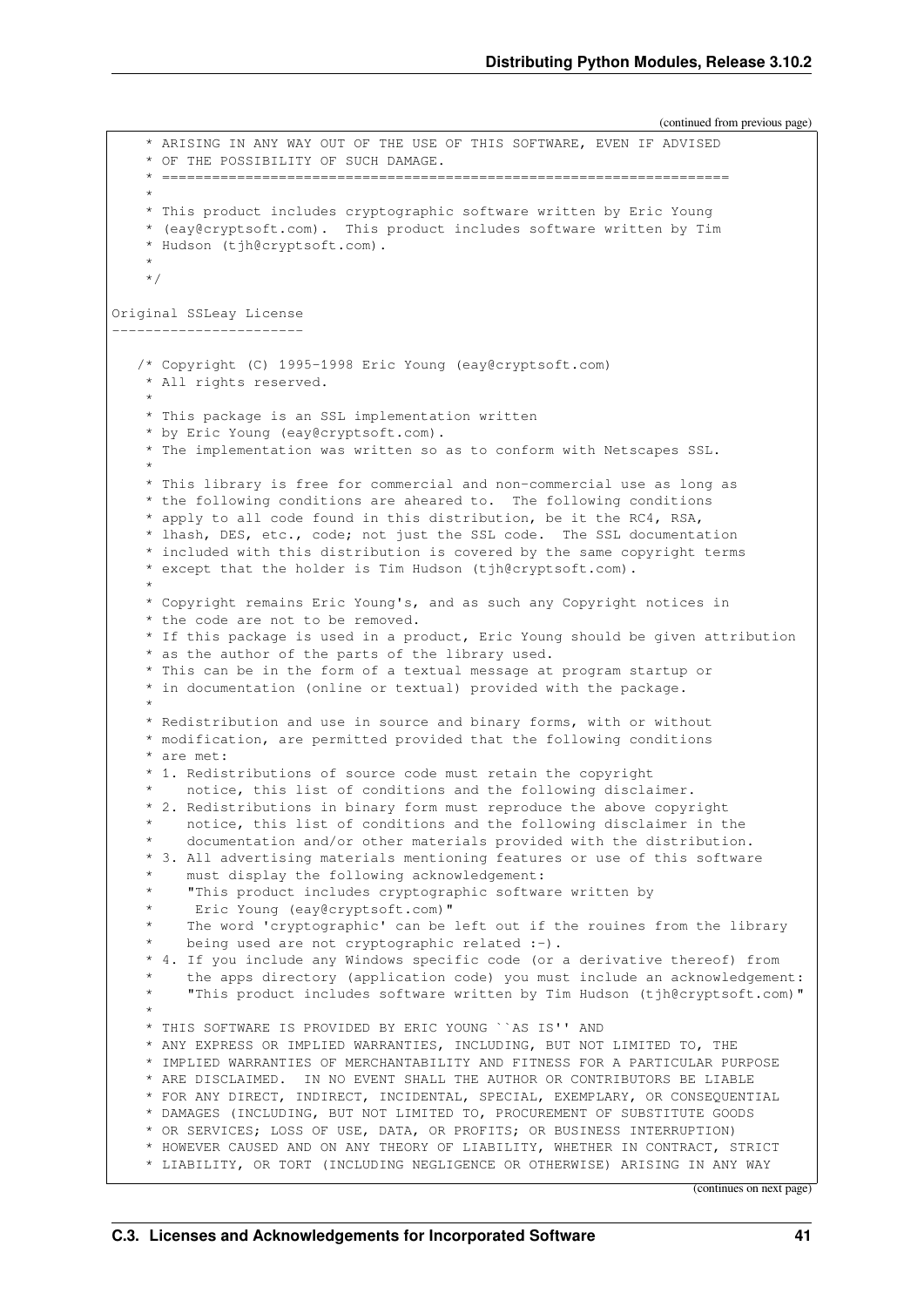(continued from previous page)

```
 * ARISING IN ANY WAY OUT OF THE USE OF THIS SOFTWARE, EVEN IF ADVISED
 * OF THE POSSIBILITY OF SUCH DAMAGE.
 * ====================================================================
 *
 * This product includes cryptographic software written by Eric Young
 * (eay@cryptsoft.com).  This product includes software written by Tim
 * Hudson (tjh@cryptsoft.com).
 *
 */

Original SSLeay License
-----------------------

/* Copyright (C) 1995-1998 Eric Young (eay@cryptsoft.com)
 * All rights reserved.
 *
 * This package is an SSL implementation written
 * by Eric Young (eay@cryptsoft.com).
 * The implementation was written so as to conform with Netscapes SSL.
 *
 * This library is free for commercial and non-commercial use as long as
 * the following conditions are aheared to.  The following conditions
 * apply to all code found in this distribution, be it the RC4, RSA,
 * lhash, DES, etc., code; not just the SSL code.  The SSL documentation
 * included with this distribution is covered by the same copyright terms
 * except that the holder is Tim Hudson (tjh@cryptsoft.com).
 *
 * Copyright remains Eric Young's, and as such any Copyright notices in
 * the code are not to be removed.
 * If this package is used in a product, Eric Young should be given attribution
 * as the author of the parts of the library used.
 * This can be in the form of a textual message at program startup or
 * in documentation (online or textual) provided with the package.
 *
 * Redistribution and use in source and binary forms, with or without
 * modification, are permitted provided that the following conditions
 * are met:
 * 1. Redistributions of source code must retain the copyright
 *    notice, this list of conditions and the following disclaimer.
 * 2. Redistributions in binary form must reproduce the above copyright
 *    notice, this list of conditions and the following disclaimer in the
 *    documentation and/or other materials provided with the distribution.
 * 3. All advertising materials mentioning features or use of this software
 *    must display the following acknowledgement:
 *    "This product includes cryptographic software written by
 *     Eric Young (eay@cryptsoft.com)"
 *    The word 'cryptographic' can be left out if the rouines from the library
 *    being used are not cryptographic related :-).
 * 4. If you include any Windows specific code (or a derivative thereof) from
 *    the apps directory (application code) you must include an acknowledgement:
 *    "This product includes software written by Tim Hudson (tjh@cryptsoft.com)"
 *
 * THIS SOFTWARE IS PROVIDED BY ERIC YOUNG ``AS IS'' AND
 * ANY EXPRESS OR IMPLIED WARRANTIES, INCLUDING, BUT NOT LIMITED TO, THE
 * IMPLIED WARRANTIES OF MERCHANTABILITY AND FITNESS FOR A PARTICULAR PURPOSE
 * ARE DISCLAIMED.  IN NO EVENT SHALL THE AUTHOR OR CONTRIBUTORS BE LIABLE
 * FOR ANY DIRECT, INDIRECT, INCIDENTAL, SPECIAL, EXEMPLARY, OR CONSEQUENTIAL
 * DAMAGES (INCLUDING, BUT NOT LIMITED TO, PROCUREMENT OF SUBSTITUTE GOODS
 * OR SERVICES; LOSS OF USE, DATA, OR PROFITS; OR BUSINESS INTERRUPTION)
 * HOWEVER CAUSED AND ON ANY THEORY OF LIABILITY, WHETHER IN CONTRACT, STRICT
 * LIABILITY, OR TORT (INCLUDING NEGLIGENCE OR OTHERWISE) ARISING IN ANY WAY
```

(continues on next page)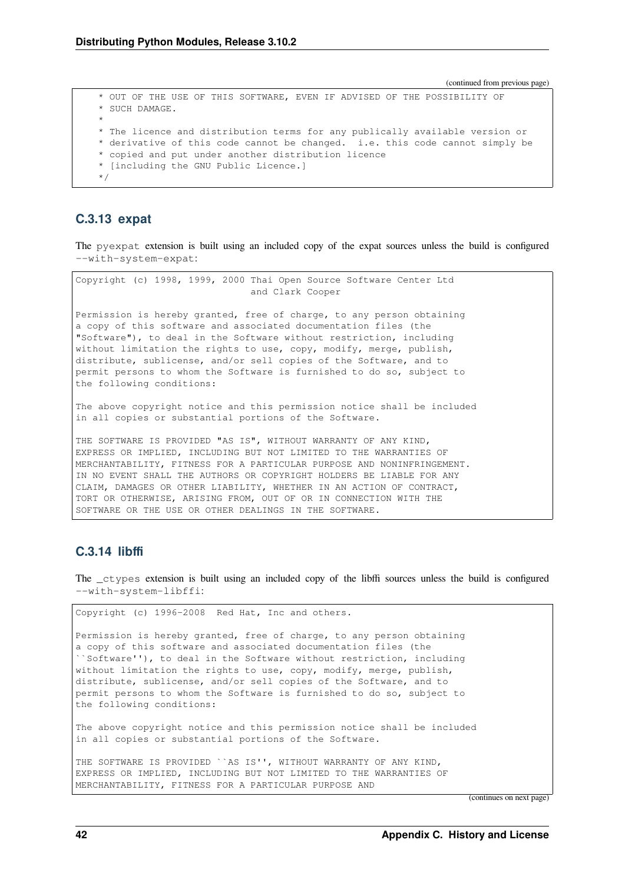(continued from previous page)

```
 * OUT OF THE USE OF THIS SOFTWARE, EVEN IF ADVISED OF THE POSSIBILITY OF
 * SUCH DAMAGE.
 *
 * The licence and distribution terms for any publically available version or
 * derivative of this code cannot be changed.  i.e. this code cannot simply be
 * copied and put under another distribution licence
 * [including the GNU Public Licence.]
 */
```

### C.3.13 expat

The `pyexpat` extension is built using an included copy of the expat sources unless the build is configured `--with-system-expat`:

```
Copyright (c) 1998, 1999, 2000 Thai Open Source Software Center Ltd
                               and Clark Cooper

Permission is hereby granted, free of charge, to any person obtaining
a copy of this software and associated documentation files (the
"Software"), to deal in the Software without restriction, including
without limitation the rights to use, copy, modify, merge, publish,
distribute, sublicense, and/or sell copies of the Software, and to
permit persons to whom the Software is furnished to do so, subject to
the following conditions:

The above copyright notice and this permission notice shall be included
in all copies or substantial portions of the Software.

THE SOFTWARE IS PROVIDED "AS IS", WITHOUT WARRANTY OF ANY KIND,
EXPRESS OR IMPLIED, INCLUDING BUT NOT LIMITED TO THE WARRANTIES OF
MERCHANTABILITY, FITNESS FOR A PARTICULAR PURPOSE AND NONINFRINGEMENT.
IN NO EVENT SHALL THE AUTHORS OR COPYRIGHT HOLDERS BE LIABLE FOR ANY
CLAIM, DAMAGES OR OTHER LIABILITY, WHETHER IN AN ACTION OF CONTRACT,
TORT OR OTHERWISE, ARISING FROM, OUT OF OR IN CONNECTION WITH THE
SOFTWARE OR THE USE OR OTHER DEALINGS IN THE SOFTWARE.
```

### C.3.14 libffi

The `_ctypes` extension is built using an included copy of the libffi sources unless the build is configured `--with-system-libffi`:

```
Copyright (c) 1996-2008  Red Hat, Inc and others.

Permission is hereby granted, free of charge, to any person obtaining
a copy of this software and associated documentation files (the
``Software''), to deal in the Software without restriction, including
without limitation the rights to use, copy, modify, merge, publish,
distribute, sublicense, and/or sell copies of the Software, and to
permit persons to whom the Software is furnished to do so, subject to
the following conditions:

The above copyright notice and this permission notice shall be included
in all copies or substantial portions of the Software.

THE SOFTWARE IS PROVIDED ``AS IS'', WITHOUT WARRANTY OF ANY KIND,
EXPRESS OR IMPLIED, INCLUDING BUT NOT LIMITED TO THE WARRANTIES OF
MERCHANTABILITY, FITNESS FOR A PARTICULAR PURPOSE AND
```

(continues on next page)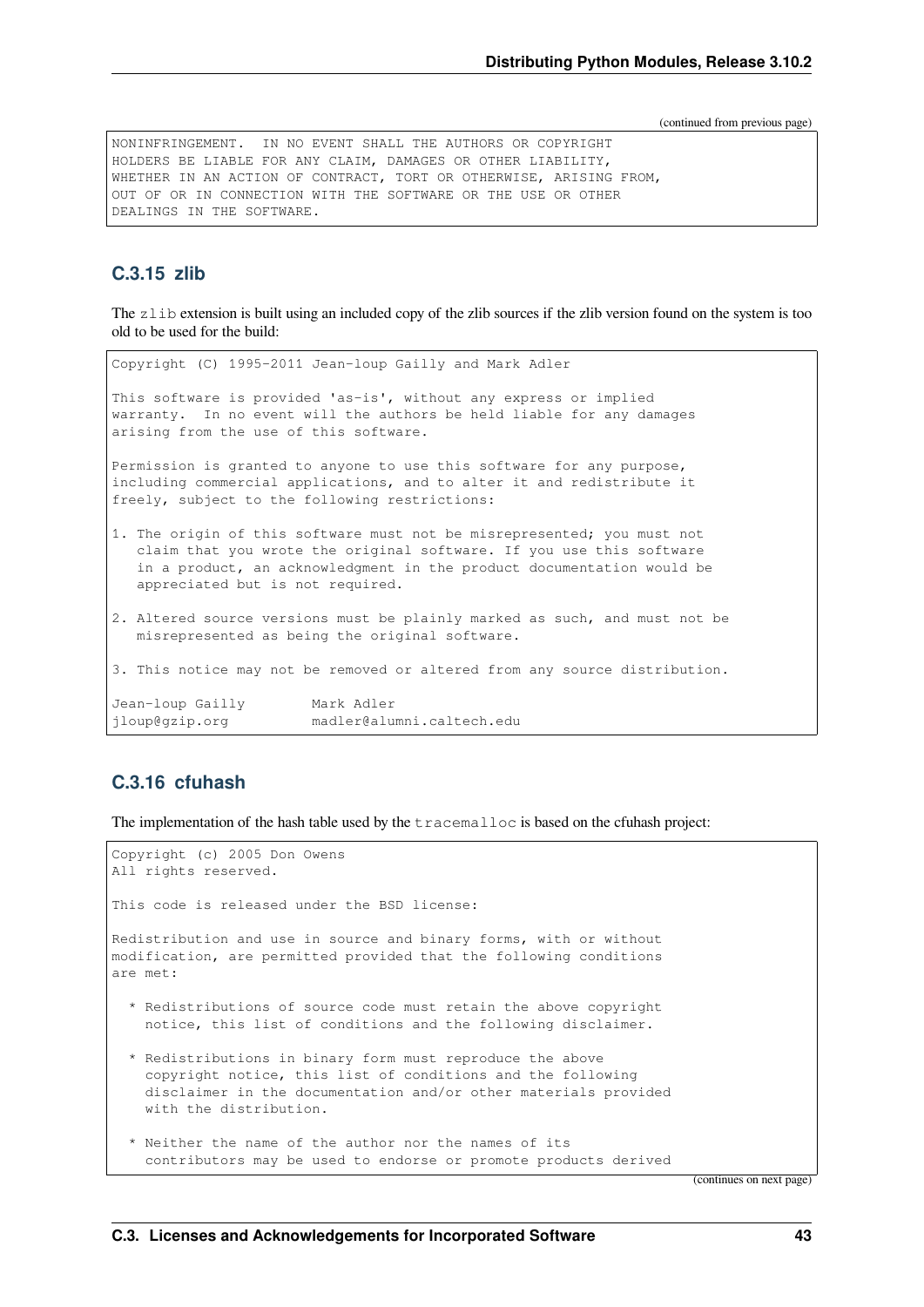(continued from previous page)

```
NONINFRINGEMENT.  IN NO EVENT SHALL THE AUTHORS OR COPYRIGHT
HOLDERS BE LIABLE FOR ANY CLAIM, DAMAGES OR OTHER LIABILITY,
WHETHER IN AN ACTION OF CONTRACT, TORT OR OTHERWISE, ARISING FROM,
OUT OF OR IN CONNECTION WITH THE SOFTWARE OR THE USE OR OTHER
DEALINGS IN THE SOFTWARE.
```

### C.3.15 zlib

The `zlib` extension is built using an included copy of the zlib sources if the zlib version found on the system is too old to be used for the build:

```
Copyright (C) 1995-2011 Jean-loup Gailly and Mark Adler

This software is provided 'as-is', without any express or implied
warranty.  In no event will the authors be held liable for any damages
arising from the use of this software.

Permission is granted to anyone to use this software for any purpose,
including commercial applications, and to alter it and redistribute it
freely, subject to the following restrictions:

1. The origin of this software must not be misrepresented; you must not
   claim that you wrote the original software. If you use this software
   in a product, an acknowledgment in the product documentation would be
   appreciated but is not required.

2. Altered source versions must be plainly marked as such, and must not be
   misrepresented as being the original software.

3. This notice may not be removed or altered from any source distribution.

Jean-loup Gailly        Mark Adler
jloup@gzip.org          madler@alumni.caltech.edu
```

### C.3.16 cfuhash

The implementation of the hash table used by the `tracemalloc` is based on the cfuhash project:

```
Copyright (c) 2005 Don Owens
All rights reserved.

This code is released under the BSD license:

Redistribution and use in source and binary forms, with or without
modification, are permitted provided that the following conditions
are met:

  * Redistributions of source code must retain the above copyright
    notice, this list of conditions and the following disclaimer.

  * Redistributions in binary form must reproduce the above
    copyright notice, this list of conditions and the following
    disclaimer in the documentation and/or other materials provided
    with the distribution.

  * Neither the name of the author nor the names of its
    contributors may be used to endorse or promote products derived
```

(continues on next page)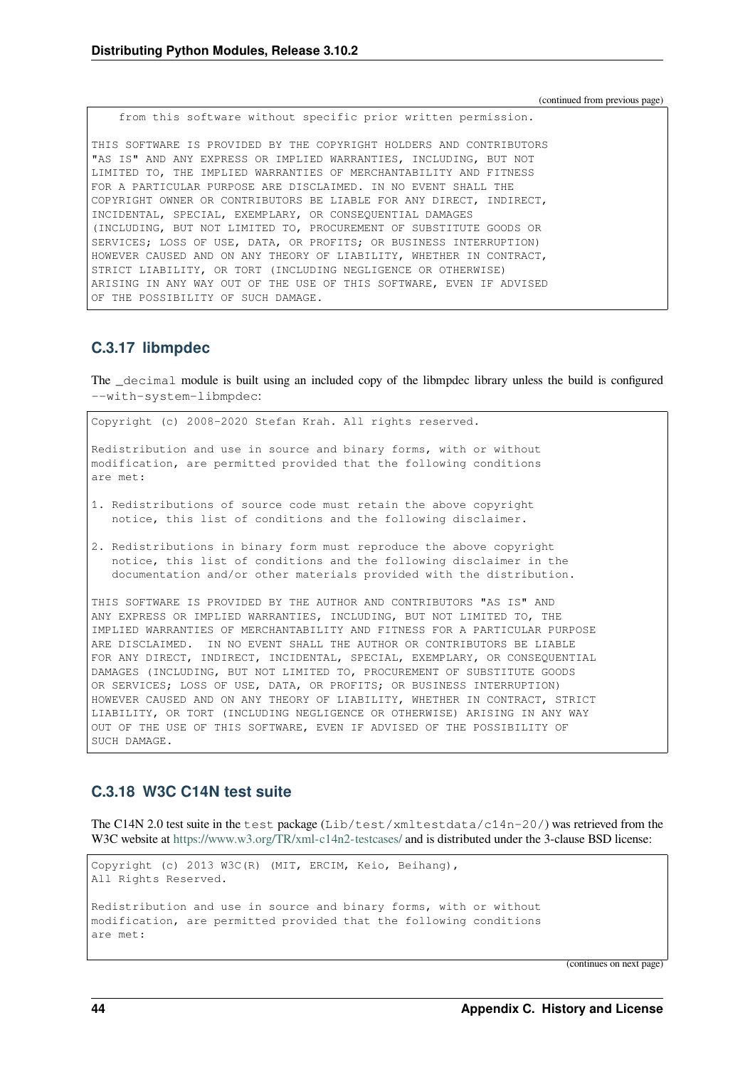(continued from previous page)

```
    from this software without specific prior written permission.

THIS SOFTWARE IS PROVIDED BY THE COPYRIGHT HOLDERS AND CONTRIBUTORS
"AS IS" AND ANY EXPRESS OR IMPLIED WARRANTIES, INCLUDING, BUT NOT
LIMITED TO, THE IMPLIED WARRANTIES OF MERCHANTABILITY AND FITNESS
FOR A PARTICULAR PURPOSE ARE DISCLAIMED. IN NO EVENT SHALL THE
COPYRIGHT OWNER OR CONTRIBUTORS BE LIABLE FOR ANY DIRECT, INDIRECT,
INCIDENTAL, SPECIAL, EXEMPLARY, OR CONSEQUENTIAL DAMAGES
(INCLUDING, BUT NOT LIMITED TO, PROCUREMENT OF SUBSTITUTE GOODS OR
SERVICES; LOSS OF USE, DATA, OR PROFITS; OR BUSINESS INTERRUPTION)
HOWEVER CAUSED AND ON ANY THEORY OF LIABILITY, WHETHER IN CONTRACT,
STRICT LIABILITY, OR TORT (INCLUDING NEGLIGENCE OR OTHERWISE)
ARISING IN ANY WAY OUT OF THE USE OF THIS SOFTWARE, EVEN IF ADVISED
OF THE POSSIBILITY OF SUCH DAMAGE.
```

### C.3.17 libmpdec

The `_decimal` module is built using an included copy of the libmpdec library unless the build is configured `--with-system-libmpdec`:

```
Copyright (c) 2008-2020 Stefan Krah. All rights reserved.

Redistribution and use in source and binary forms, with or without
modification, are permitted provided that the following conditions
are met:

1. Redistributions of source code must retain the above copyright
   notice, this list of conditions and the following disclaimer.

2. Redistributions in binary form must reproduce the above copyright
   notice, this list of conditions and the following disclaimer in the
   documentation and/or other materials provided with the distribution.

THIS SOFTWARE IS PROVIDED BY THE AUTHOR AND CONTRIBUTORS "AS IS" AND
ANY EXPRESS OR IMPLIED WARRANTIES, INCLUDING, BUT NOT LIMITED TO, THE
IMPLIED WARRANTIES OF MERCHANTABILITY AND FITNESS FOR A PARTICULAR PURPOSE
ARE DISCLAIMED.  IN NO EVENT SHALL THE AUTHOR OR CONTRIBUTORS BE LIABLE
FOR ANY DIRECT, INDIRECT, INCIDENTAL, SPECIAL, EXEMPLARY, OR CONSEQUENTIAL
DAMAGES (INCLUDING, BUT NOT LIMITED TO, PROCUREMENT OF SUBSTITUTE GOODS
OR SERVICES; LOSS OF USE, DATA, OR PROFITS; OR BUSINESS INTERRUPTION)
HOWEVER CAUSED AND ON ANY THEORY OF LIABILITY, WHETHER IN CONTRACT, STRICT
LIABILITY, OR TORT (INCLUDING NEGLIGENCE OR OTHERWISE) ARISING IN ANY WAY
OUT OF THE USE OF THIS SOFTWARE, EVEN IF ADVISED OF THE POSSIBILITY OF
SUCH DAMAGE.
```

### C.3.18 W3C C14N test suite

The C14N 2.0 test suite in the `test` package (`Lib/test/xmltestdata/c14n-20/`) was retrieved from the W3C website at https://www.w3.org/TR/xml-c14n2-testcases/ and is distributed under the 3-clause BSD license:

```
Copyright (c) 2013 W3C(R) (MIT, ERCIM, Keio, Beihang),
All Rights Reserved.

Redistribution and use in source and binary forms, with or without
modification, are permitted provided that the following conditions
are met:
```

(continues on next page)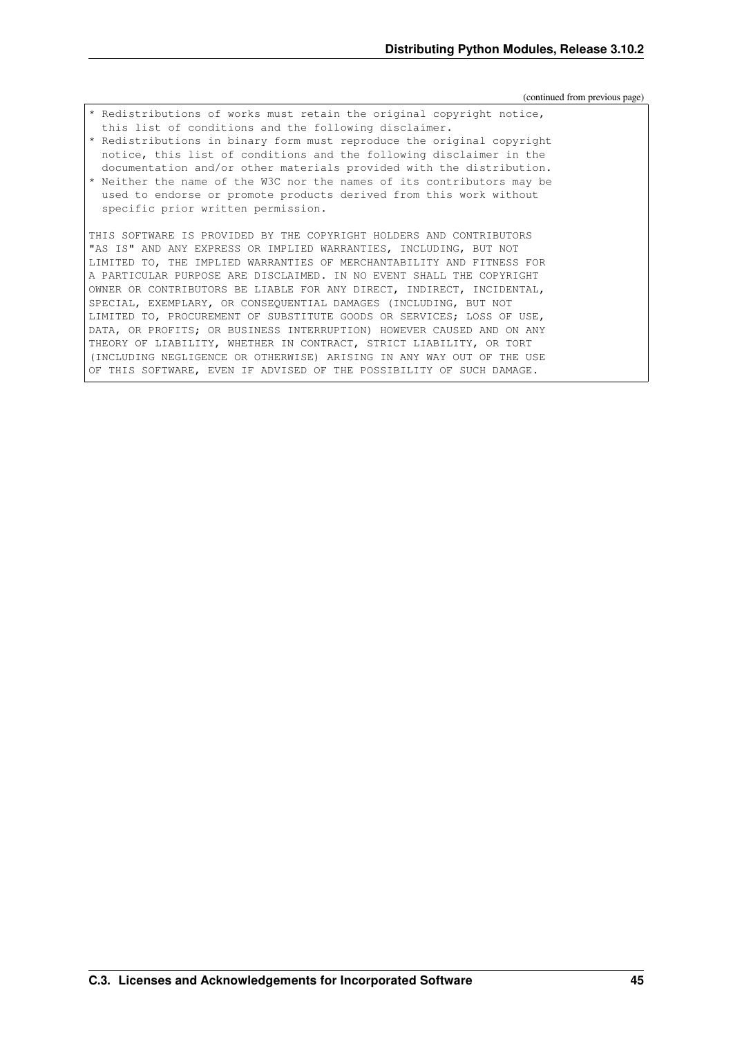(continued from previous page)

```
* Redistributions of works must retain the original copyright notice,
  this list of conditions and the following disclaimer.
* Redistributions in binary form must reproduce the original copyright
  notice, this list of conditions and the following disclaimer in the
  documentation and/or other materials provided with the distribution.
* Neither the name of the W3C nor the names of its contributors may be
  used to endorse or promote products derived from this work without
  specific prior written permission.

THIS SOFTWARE IS PROVIDED BY THE COPYRIGHT HOLDERS AND CONTRIBUTORS
"AS IS" AND ANY EXPRESS OR IMPLIED WARRANTIES, INCLUDING, BUT NOT
LIMITED TO, THE IMPLIED WARRANTIES OF MERCHANTABILITY AND FITNESS FOR
A PARTICULAR PURPOSE ARE DISCLAIMED. IN NO EVENT SHALL THE COPYRIGHT
OWNER OR CONTRIBUTORS BE LIABLE FOR ANY DIRECT, INDIRECT, INCIDENTAL,
SPECIAL, EXEMPLARY, OR CONSEQUENTIAL DAMAGES (INCLUDING, BUT NOT
LIMITED TO, PROCUREMENT OF SUBSTITUTE GOODS OR SERVICES; LOSS OF USE,
DATA, OR PROFITS; OR BUSINESS INTERRUPTION) HOWEVER CAUSED AND ON ANY
THEORY OF LIABILITY, WHETHER IN CONTRACT, STRICT LIABILITY, OR TORT
(INCLUDING NEGLIGENCE OR OTHERWISE) ARISING IN ANY WAY OUT OF THE USE
OF THIS SOFTWARE, EVEN IF ADVISED OF THE POSSIBILITY OF SUCH DAMAGE.
```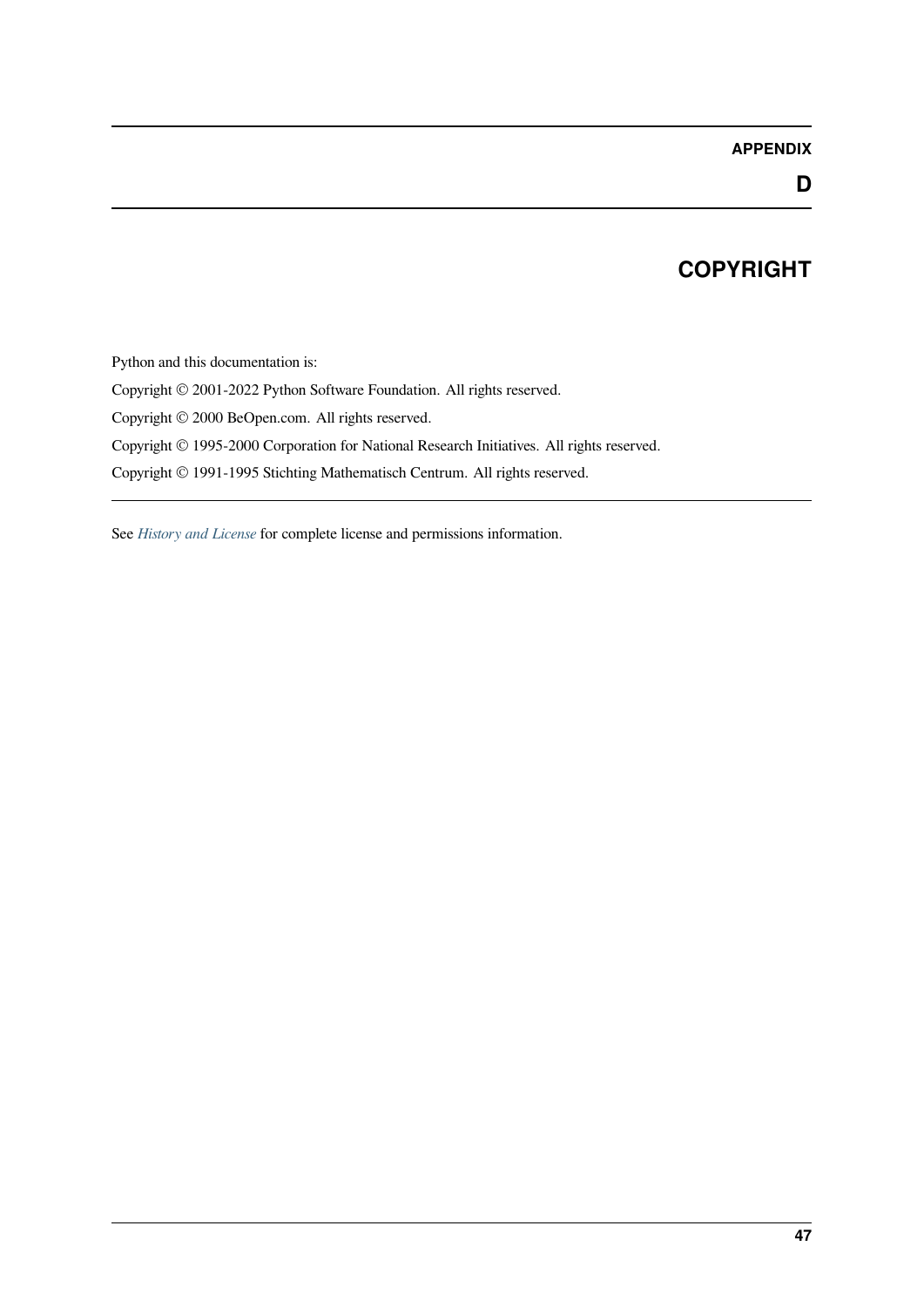# APPENDIX D

# COPYRIGHT

Python and this documentation is:

Copyright © 2001-2022 Python Software Foundation. All rights reserved.

Copyright © 2000 BeOpen.com. All rights reserved.

Copyright © 1995-2000 Corporation for National Research Initiatives. All rights reserved.

Copyright © 1991-1995 Stichting Mathematisch Centrum. All rights reserved.

---

See *History and License* for complete license and permissions information.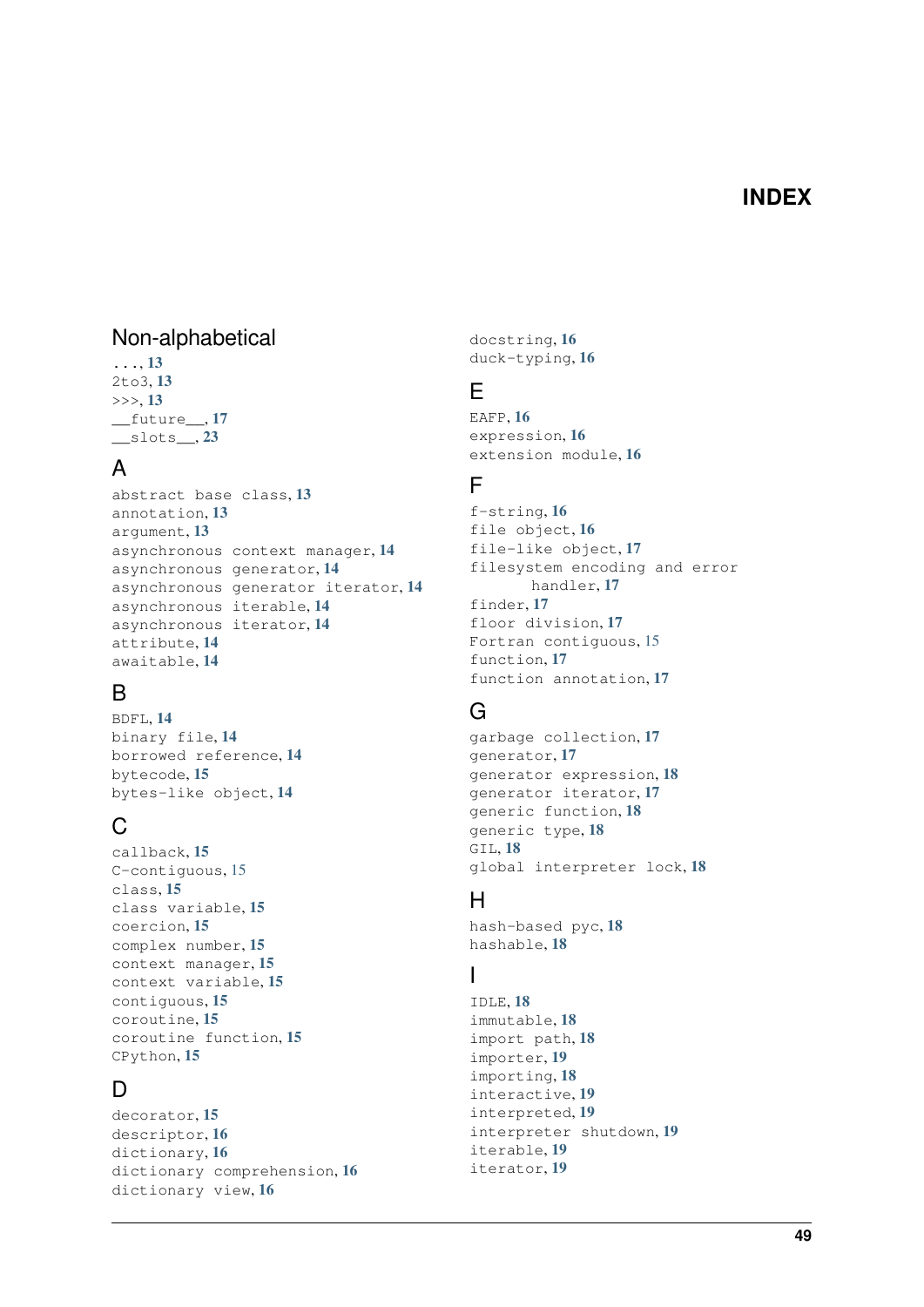# INDEX

## Non-alphabetical

..., **13**
2to3, **13**
>>>, **13**
__future__, **17**
__slots__, **23**

## A

abstract base class, **13**
annotation, **13**
argument, **13**
asynchronous context manager, **14**
asynchronous generator, **14**
asynchronous generator iterator, **14**
asynchronous iterable, **14**
asynchronous iterator, **14**
attribute, **14**
awaitable, **14**

## B

BDFL, **14**
binary file, **14**
borrowed reference, **14**
bytecode, **15**
bytes-like object, **14**

## C

callback, **15**
C-contiguous, 15
class, **15**
class variable, **15**
coercion, **15**
complex number, **15**
context manager, **15**
context variable, **15**
contiguous, **15**
coroutine, **15**
coroutine function, **15**
CPython, **15**

## D

decorator, **15**
descriptor, **16**
dictionary, **16**
dictionary comprehension, **16**
dictionary view, **16**
docstring, **16**
duck-typing, **16**

## E

EAFP, **16**
expression, **16**
extension module, **16**

## F

f-string, **16**
file object, **16**
file-like object, **17**
filesystem encoding and error handler, **17**
finder, **17**
floor division, **17**
Fortran contiguous, 15
function, **17**
function annotation, **17**

## G

garbage collection, **17**
generator, **17**
generator expression, **18**
generator iterator, **17**
generic function, **18**
generic type, **18**
GIL, **18**
global interpreter lock, **18**

## H

hash-based pyc, **18**
hashable, **18**

## I

IDLE, **18**
immutable, **18**
import path, **18**
importer, **19**
importing, **18**
interactive, **19**
interpreted, **19**
interpreter shutdown, **19**
iterable, **19**
iterator, **19**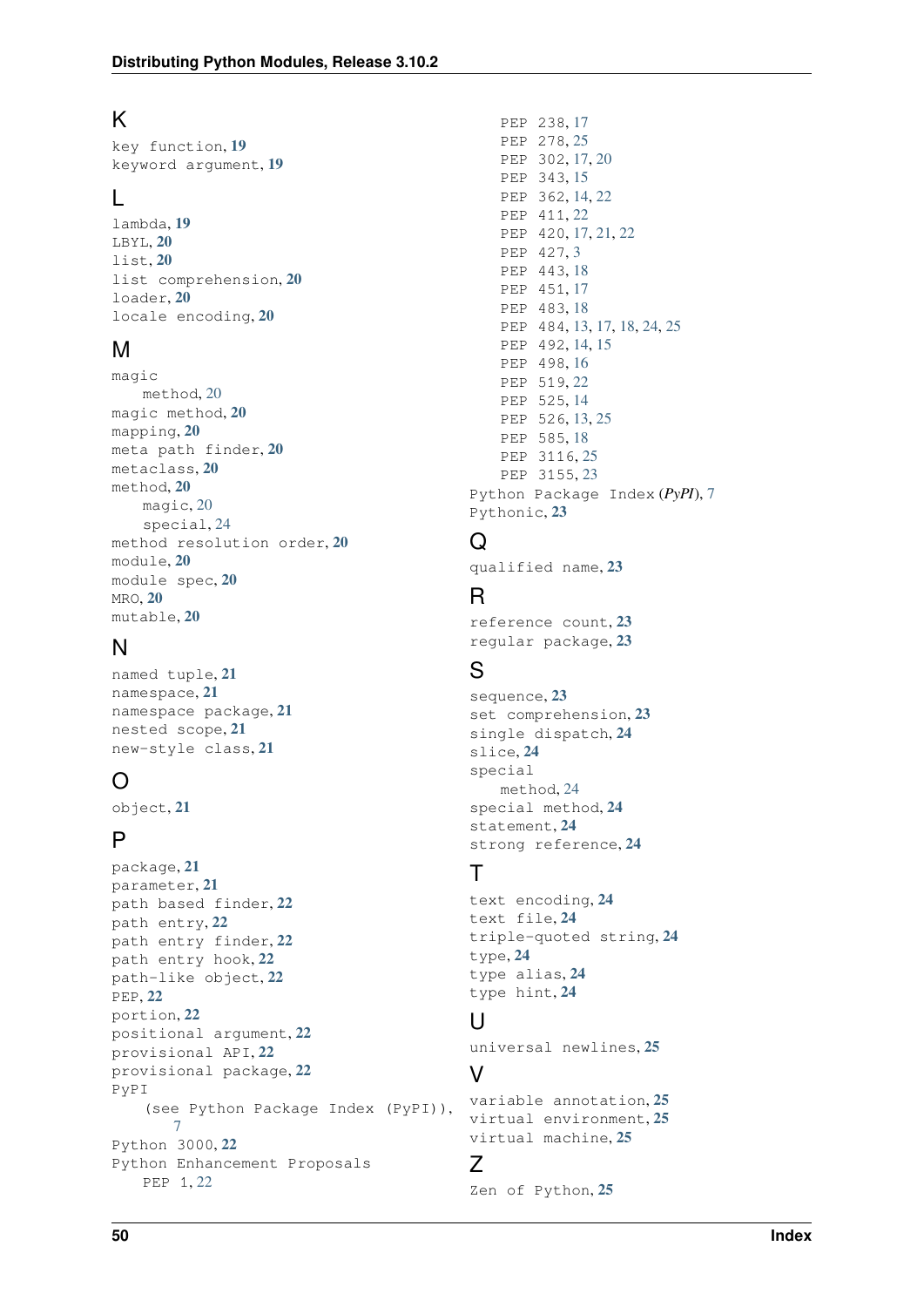## K

key function, **19**
keyword argument, **19**

## L

lambda, **19**
LBYL, **20**
list, **20**
list comprehension, **20**
loader, **20**
locale encoding, **20**

## M

magic
    method, 20
magic method, **20**
mapping, **20**
meta path finder, **20**
metaclass, **20**
method, **20**
    magic, 20
    special, 24
method resolution order, **20**
module, **20**
module spec, **20**
MRO, **20**
mutable, **20**

## N

named tuple, **21**
namespace, **21**
namespace package, **21**
nested scope, **21**
new-style class, **21**

## O

object, **21**

## P

package, **21**
parameter, **21**
path based finder, **22**
path entry, **22**
path entry finder, **22**
path entry hook, **22**
path-like object, **22**
PEP, **22**
portion, **22**
positional argument, **22**
provisional API, **22**
provisional package, **22**
PyPI
    (see Python Package Index (PyPI)), 7
Python 3000, **22**
Python Enhancement Proposals
    PEP 1, 22
    PEP 238, 17
    PEP 278, 25
    PEP 302, 17, 20
    PEP 343, 15
    PEP 362, 14, 22
    PEP 411, 22
    PEP 420, 17, 21, 22
    PEP 427, 3
    PEP 443, 18
    PEP 451, 17
    PEP 483, 18
    PEP 484, 13, 17, 18, 24, 25
    PEP 492, 14, 15
    PEP 498, 16
    PEP 519, 22
    PEP 525, 14
    PEP 526, 13, 25
    PEP 585, 18
    PEP 3116, 25
    PEP 3155, 23
Python Package Index (*PyPI*), 7
Pythonic, **23**

## Q

qualified name, **23**

## R

reference count, **23**
regular package, **23**

## S

sequence, **23**
set comprehension, **23**
single dispatch, **24**
slice, **24**
special
    method, 24
special method, **24**
statement, **24**
strong reference, **24**

## T

text encoding, **24**
text file, **24**
triple-quoted string, **24**
type, **24**
type alias, **24**
type hint, **24**

## U

universal newlines, **25**

## V

variable annotation, **25**
virtual environment, **25**
virtual machine, **25**

## Z

Zen of Python, **25**